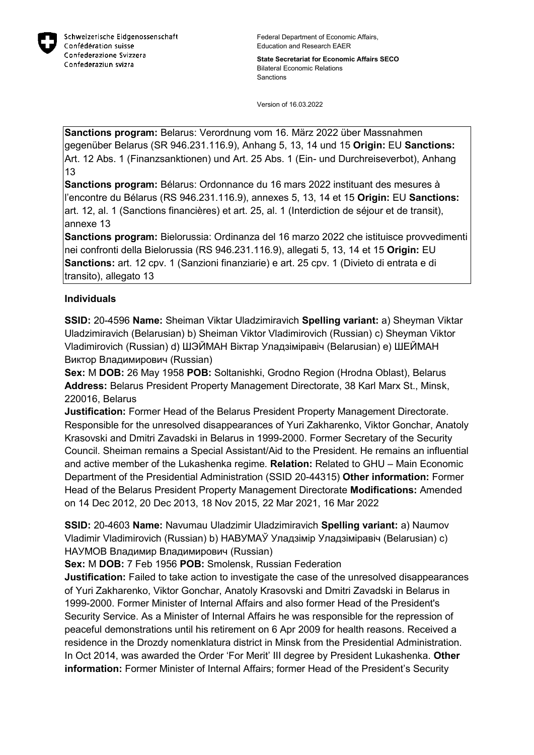Schweizerische Eidgenossenschaft
Confédération suisse
Confederazione Svizzera
Confederaziun svizra

Federal Department of Economic Affairs, Education and Research EAER

**State Secretariat for Economic Affairs SECO**
Bilateral Economic Relations
Sanctions

Version of 16.03.2022

**Sanctions program:** Belarus: Verordnung vom 16. März 2022 über Massnahmen gegenüber Belarus (SR 946.231.116.9), Anhang 5, 13, 14 und 15 **Origin:** EU **Sanctions:** Art. 12 Abs. 1 (Finanzsanktionen) und Art. 25 Abs. 1 (Ein- und Durchreiseverbot), Anhang 13
**Sanctions program:** Bélarus: Ordonnance du 16 mars 2022 instituant des mesures à l'encontre du Bélarus (RS 946.231.116.9), annexes 5, 13, 14 et 15 **Origin:** EU **Sanctions:** art. 12, al. 1 (Sanctions financières) et art. 25, al. 1 (Interdiction de séjour et de transit), annexe 13
**Sanctions program:** Bielorussia: Ordinanza del 16 marzo 2022 che istituisce provvedimenti nei confronti della Bielorussia (RS 946.231.116.9), allegati 5, 13, 14 et 15 **Origin:** EU **Sanctions:** art. 12 cpv. 1 (Sanzioni finanziarie) e art. 25 cpv. 1 (Divieto di entrata e di transito), allegato 13

## Individuals

**SSID:** 20-4596 **Name:** Sheiman Viktar Uladzimiravich **Spelling variant:** a) Sheyman Viktar Uladzimiravich (Belarusian) b) Sheiman Viktor Vladimirovich (Russian) c) Sheyman Viktor Vladimirovich (Russian) d) ШЭЙМАН Віктар Уладзіміравіч (Belarusian) e) ШЕЙМАН Виктор Владимирович (Russian)
**Sex:** M **DOB:** 26 May 1958 **POB:** Soltanishki, Grodno Region (Hrodna Oblast), Belarus
**Address:** Belarus President Property Management Directorate, 38 Karl Marx St., Minsk, 220016, Belarus
**Justification:** Former Head of the Belarus President Property Management Directorate. Responsible for the unresolved disappearances of Yuri Zakharenko, Viktor Gonchar, Anatoly Krasovski and Dmitri Zavadski in Belarus in 1999-2000. Former Secretary of the Security Council. Sheiman remains a Special Assistant/Aid to the President. He remains an influential and active member of the Lukashenka regime. **Relation:** Related to GHU – Main Economic Department of the Presidential Administration (SSID 20-44315) **Other information:** Former Head of the Belarus President Property Management Directorate **Modifications:** Amended on 14 Dec 2012, 20 Dec 2013, 18 Nov 2015, 22 Mar 2021, 16 Mar 2022

**SSID:** 20-4603 **Name:** Navumau Uladzimir Uladzimiravich **Spelling variant:** a) Naumov Vladimir Vladimirovich (Russian) b) НАВУМАЎ Уладзімір Уладзіміравіч (Belarusian) c) НАУМОВ Владимир Владимирович (Russian)
**Sex:** M **DOB:** 7 Feb 1956 **POB:** Smolensk, Russian Federation
**Justification:** Failed to take action to investigate the case of the unresolved disappearances of Yuri Zakharenko, Viktor Gonchar, Anatoly Krasovski and Dmitri Zavadski in Belarus in 1999-2000. Former Minister of Internal Affairs and also former Head of the President's Security Service. As a Minister of Internal Affairs he was responsible for the repression of peaceful demonstrations until his retirement on 6 Apr 2009 for health reasons. Received a residence in the Drozdy nomenklatura district in Minsk from the Presidential Administration. In Oct 2014, was awarded the Order 'For Merit' III degree by President Lukashenka. **Other information:** Former Minister of Internal Affairs; former Head of the President's Security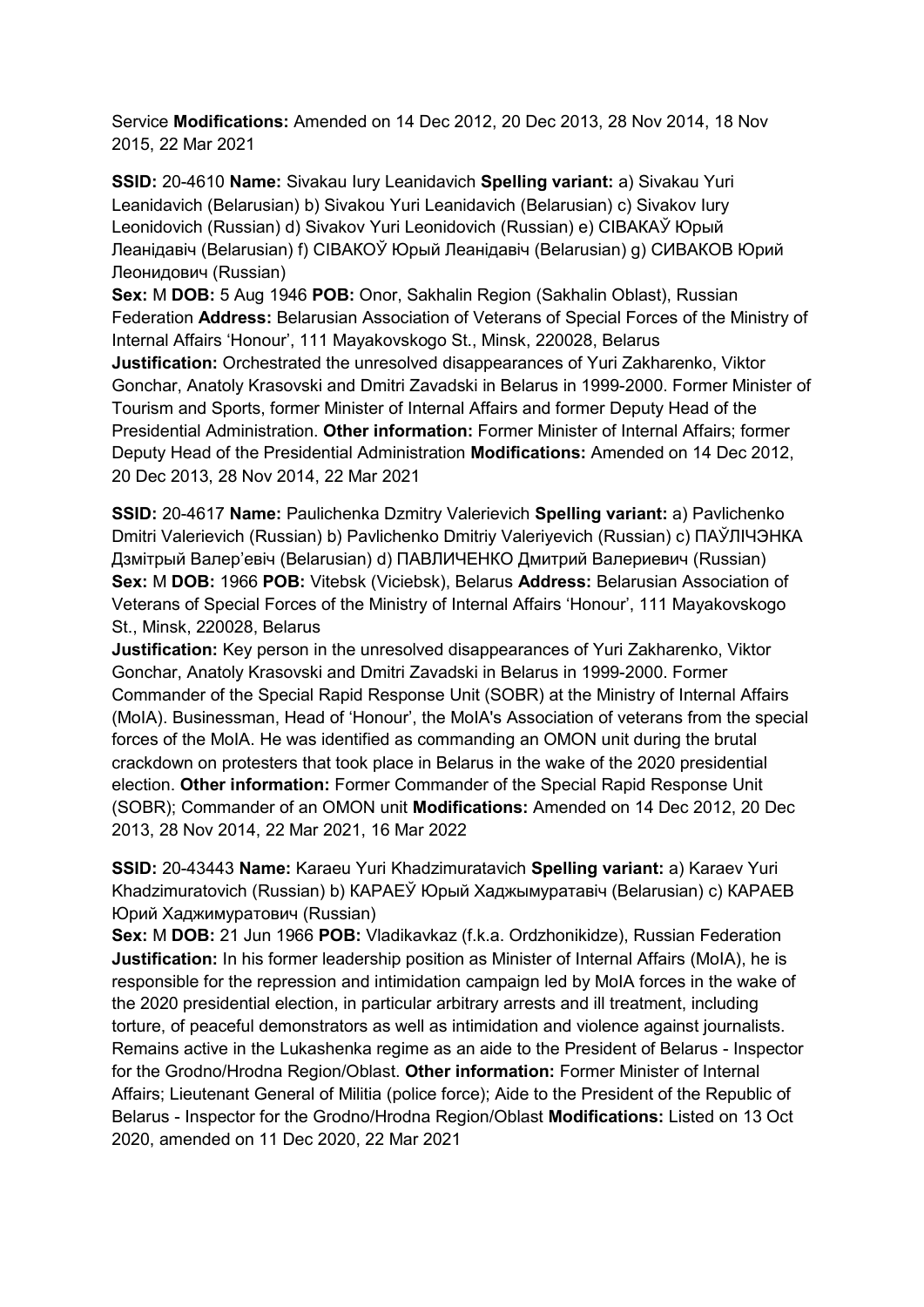Service **Modifications:** Amended on 14 Dec 2012, 20 Dec 2013, 28 Nov 2014, 18 Nov 2015, 22 Mar 2021

**SSID:** 20-4610 **Name:** Sivakau Iury Leanidavich **Spelling variant:** a) Sivakau Yuri Leanidavich (Belarusian) b) Sivakou Yuri Leanidavich (Belarusian) c) Sivakov Iury Leonidovich (Russian) d) Sivakov Yuri Leonidovich (Russian) e) СІВАКАЎ Юрый Леанідавіч (Belarusian) f) СІВАКОЎ Юрый Леанідавіч (Belarusian) g) СИВАКОВ Юрий Леонидович (Russian)
**Sex:** M **DOB:** 5 Aug 1946 **POB:** Onor, Sakhalin Region (Sakhalin Oblast), Russian Federation **Address:** Belarusian Association of Veterans of Special Forces of the Ministry of Internal Affairs 'Honour', 111 Mayakovskogo St., Minsk, 220028, Belarus
**Justification:** Orchestrated the unresolved disappearances of Yuri Zakharenko, Viktor Gonchar, Anatoly Krasovski and Dmitri Zavadski in Belarus in 1999-2000. Former Minister of Tourism and Sports, former Minister of Internal Affairs and former Deputy Head of the Presidential Administration. **Other information:** Former Minister of Internal Affairs; former Deputy Head of the Presidential Administration **Modifications:** Amended on 14 Dec 2012, 20 Dec 2013, 28 Nov 2014, 22 Mar 2021

**SSID:** 20-4617 **Name:** Paulichenka Dzmitry Valerievich **Spelling variant:** a) Pavlichenko Dmitri Valerievich (Russian) b) Pavlichenko Dmitriy Valeriyevich (Russian) c) ПАЎЛІЧЭНКА Дзмітрый Валер'евіч (Belarusian) d) ПАВЛИЧЕНКО Дмитрий Валериевич (Russian)
**Sex:** M **DOB:** 1966 **POB:** Vitebsk (Viciebsk), Belarus **Address:** Belarusian Association of Veterans of Special Forces of the Ministry of Internal Affairs 'Honour', 111 Mayakovskogo St., Minsk, 220028, Belarus
**Justification:** Key person in the unresolved disappearances of Yuri Zakharenko, Viktor Gonchar, Anatoly Krasovski and Dmitri Zavadski in Belarus in 1999-2000. Former Commander of the Special Rapid Response Unit (SOBR) at the Ministry of Internal Affairs (MoIA). Businessman, Head of 'Honour', the MoIA's Association of veterans from the special forces of the MoIA. He was identified as commanding an OMON unit during the brutal crackdown on protesters that took place in Belarus in the wake of the 2020 presidential election. **Other information:** Former Commander of the Special Rapid Response Unit (SOBR); Commander of an OMON unit **Modifications:** Amended on 14 Dec 2012, 20 Dec 2013, 28 Nov 2014, 22 Mar 2021, 16 Mar 2022

**SSID:** 20-43443 **Name:** Karaeu Yuri Khadzimuratavich **Spelling variant:** a) Karaev Yuri Khadzimuratovich (Russian) b) КАРАЕЎ Юрый Хаджымуратавіч (Belarusian) c) КАРАЕВ Юрий Хаджимуратович (Russian)
**Sex:** M **DOB:** 21 Jun 1966 **POB:** Vladikavkaz (f.k.a. Ordzhonikidze), Russian Federation
**Justification:** In his former leadership position as Minister of Internal Affairs (MoIA), he is responsible for the repression and intimidation campaign led by MoIA forces in the wake of the 2020 presidential election, in particular arbitrary arrests and ill treatment, including torture, of peaceful demonstrators as well as intimidation and violence against journalists. Remains active in the Lukashenka regime as an aide to the President of Belarus - Inspector for the Grodno/Hrodna Region/Oblast. **Other information:** Former Minister of Internal Affairs; Lieutenant General of Militia (police force); Aide to the President of the Republic of Belarus - Inspector for the Grodno/Hrodna Region/Oblast **Modifications:** Listed on 13 Oct 2020, amended on 11 Dec 2020, 22 Mar 2021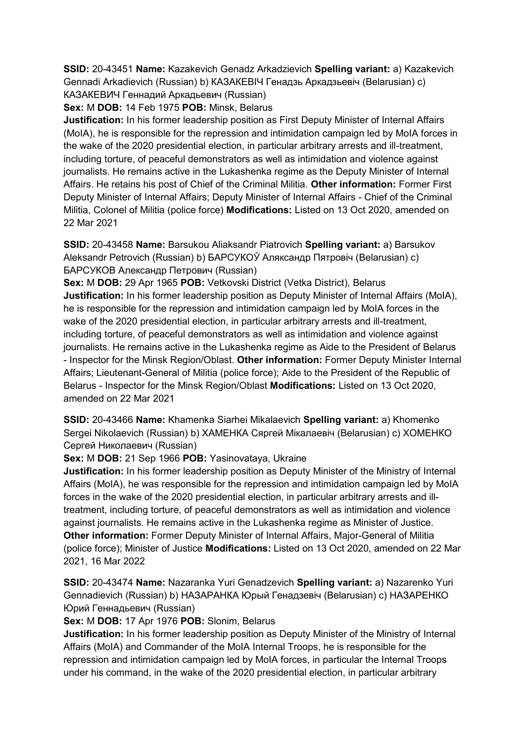**SSID:** 20-43451 **Name:** Kazakevich Genadz Arkadzievich **Spelling variant:** a) Kazakevich Gennadi Arkadievich (Russian) b) КАЗАКЕВIЧ Генадзь Аркадзьевiч (Belarusian) c) КАЗАКЕВИЧ Геннадий Аркадьевич (Russian)

**Sex:** M **DOB:** 14 Feb 1975 **POB:** Minsk, Belarus

**Justification:** In his former leadership position as First Deputy Minister of Internal Affairs (MoIA), he is responsible for the repression and intimidation campaign led by MoIA forces in the wake of the 2020 presidential election, in particular arbitrary arrests and ill-treatment, including torture, of peaceful demonstrators as well as intimidation and violence against journalists. He remains active in the Lukashenka regime as the Deputy Minister of Internal Affairs. He retains his post of Chief of the Criminal Militia. **Other information:** Former First Deputy Minister of Internal Affairs; Deputy Minister of Internal Affairs - Chief of the Criminal Militia, Colonel of Militia (police force) **Modifications:** Listed on 13 Oct 2020, amended on 22 Mar 2021

**SSID:** 20-43458 **Name:** Barsukou Aliaksandr Piatrovich **Spelling variant:** a) Barsukov Aleksandr Petrovich (Russian) b) БАРСУКОЎ Аляксандр Пятровiч (Belarusian) c) БАРСУКОВ Александр Петрович (Russian)

**Sex:** M **DOB:** 29 Apr 1965 **POB:** Vetkovski District (Vetka District), Belarus

**Justification:** In his former leadership position as Deputy Minister of Internal Affairs (MoIA), he is responsible for the repression and intimidation campaign led by MoIA forces in the wake of the 2020 presidential election, in particular arbitrary arrests and ill-treatment, including torture, of peaceful demonstrators as well as intimidation and violence against journalists. He remains active in the Lukashenka regime as Aide to the President of Belarus - Inspector for the Minsk Region/Oblast. **Other information:** Former Deputy Minister Internal Affairs; Lieutenant-General of Militia (police force); Aide to the President of the Republic of Belarus - Inspector for the Minsk Region/Oblast **Modifications:** Listed on 13 Oct 2020, amended on 22 Mar 2021

**SSID:** 20-43466 **Name:** Khamenka Siarhei Mikalaevich **Spelling variant:** a) Khomenko Sergei Nikolaevich (Russian) b) ХАМЕНКА Сяргей Мiкалаевiч (Belarusian) c) ХОМЕНКО Сергей Николаевич (Russian)

**Sex:** M **DOB:** 21 Sep 1966 **POB:** Yasinovataya, Ukraine

**Justification:** In his former leadership position as Deputy Minister of the Ministry of Internal Affairs (MoIA), he was responsible for the repression and intimidation campaign led by MoIA forces in the wake of the 2020 presidential election, in particular arbitrary arrests and ill-treatment, including torture, of peaceful demonstrators as well as intimidation and violence against journalists. He remains active in the Lukashenka regime as Minister of Justice. **Other information:** Former Deputy Minister of Internal Affairs, Major-General of Militia (police force); Minister of Justice **Modifications:** Listed on 13 Oct 2020, amended on 22 Mar 2021, 16 Mar 2022

**SSID:** 20-43474 **Name:** Nazaranka Yuri Genadzevich **Spelling variant:** a) Nazarenko Yuri Gennadievich (Russian) b) НАЗАРАНКА Юрый Генадзевiч (Belarusian) c) НАЗАРЕНКО Юрий Геннадьевич (Russian)

**Sex:** M **DOB:** 17 Apr 1976 **POB:** Slonim, Belarus

**Justification:** In his former leadership position as Deputy Minister of the Ministry of Internal Affairs (MoIA) and Commander of the MoIA Internal Troops, he is responsible for the repression and intimidation campaign led by MoIA forces, in particular the Internal Troops under his command, in the wake of the 2020 presidential election, in particular arbitrary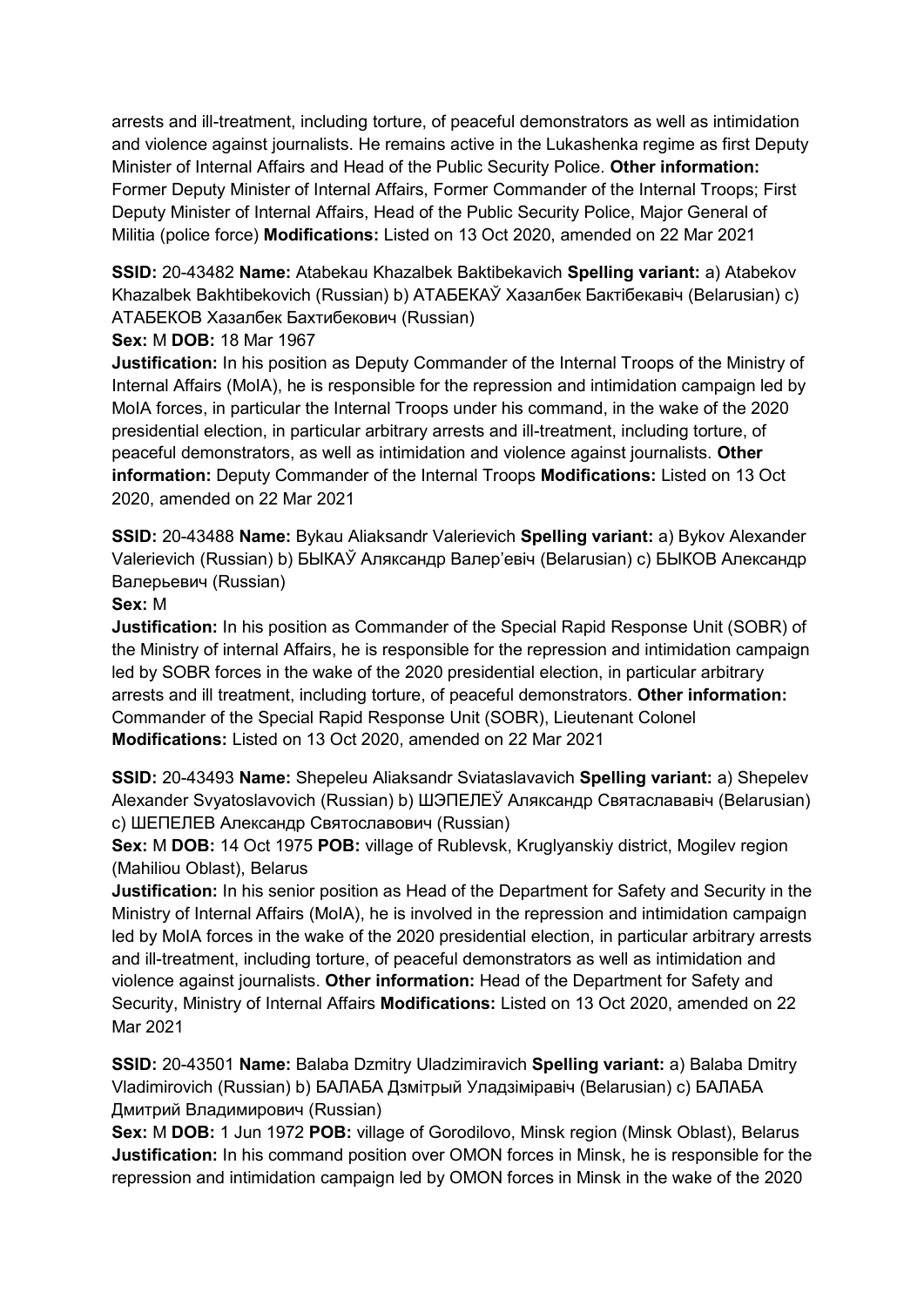arrests and ill-treatment, including torture, of peaceful demonstrators as well as intimidation and violence against journalists. He remains active in the Lukashenka regime as first Deputy Minister of Internal Affairs and Head of the Public Security Police. **Other information:** Former Deputy Minister of Internal Affairs, Former Commander of the Internal Troops; First Deputy Minister of Internal Affairs, Head of the Public Security Police, Major General of Militia (police force) **Modifications:** Listed on 13 Oct 2020, amended on 22 Mar 2021

**SSID:** 20-43482 **Name:** Atabekau Khazalbek Baktibekavich **Spelling variant:** a) Atabekov Khazalbek Bakhtibekovich (Russian) b) АТАБЕКАЎ Хазалбек Бактібекавіч (Belarusian) c) АТАБЕКОВ Хазалбек Бахтибекович (Russian)

**Sex:** M **DOB:** 18 Mar 1967

**Justification:** In his position as Deputy Commander of the Internal Troops of the Ministry of Internal Affairs (MoIA), he is responsible for the repression and intimidation campaign led by MoIA forces, in particular the Internal Troops under his command, in the wake of the 2020 presidential election, in particular arbitrary arrests and ill-treatment, including torture, of peaceful demonstrators, as well as intimidation and violence against journalists. **Other information:** Deputy Commander of the Internal Troops **Modifications:** Listed on 13 Oct 2020, amended on 22 Mar 2021

**SSID:** 20-43488 **Name:** Bykau Aliaksandr Valerievich **Spelling variant:** a) Bykov Alexander Valerievich (Russian) b) БЫКАЎ Аляксандр Валер'евіч (Belarusian) c) БЫКОВ Александр Валерьевич (Russian)

**Sex:** M

**Justification:** In his position as Commander of the Special Rapid Response Unit (SOBR) of the Ministry of internal Affairs, he is responsible for the repression and intimidation campaign led by SOBR forces in the wake of the 2020 presidential election, in particular arbitrary arrests and ill treatment, including torture, of peaceful demonstrators. **Other information:** Commander of the Special Rapid Response Unit (SOBR), Lieutenant Colonel **Modifications:** Listed on 13 Oct 2020, amended on 22 Mar 2021

**SSID:** 20-43493 **Name:** Shepeleu Aliaksandr Sviataslavavich **Spelling variant:** a) Shepelev Alexander Svyatoslavovich (Russian) b) ШЭПЕЛЕЎ Аляксандр Святаслававіч (Belarusian) c) ШЕПЕЛЕВ Александр Святославович (Russian)

**Sex:** M **DOB:** 14 Oct 1975 **POB:** village of Rublevsk, Kruglyanskiy district, Mogilev region (Mahiliou Oblast), Belarus

**Justification:** In his senior position as Head of the Department for Safety and Security in the Ministry of Internal Affairs (MoIA), he is involved in the repression and intimidation campaign led by MoIA forces in the wake of the 2020 presidential election, in particular arbitrary arrests and ill-treatment, including torture, of peaceful demonstrators as well as intimidation and violence against journalists. **Other information:** Head of the Department for Safety and Security, Ministry of Internal Affairs **Modifications:** Listed on 13 Oct 2020, amended on 22 Mar 2021

**SSID:** 20-43501 **Name:** Balaba Dzmitry Uladzimiravich **Spelling variant:** a) Balaba Dmitry Vladimirovich (Russian) b) БАЛАБА Дзмітрый Уладзіміравіч (Belarusian) c) БАЛАБА Дмитрий Владимирович (Russian)

**Sex:** M **DOB:** 1 Jun 1972 **POB:** village of Gorodilovo, Minsk region (Minsk Oblast), Belarus

**Justification:** In his command position over OMON forces in Minsk, he is responsible for the repression and intimidation campaign led by OMON forces in Minsk in the wake of the 2020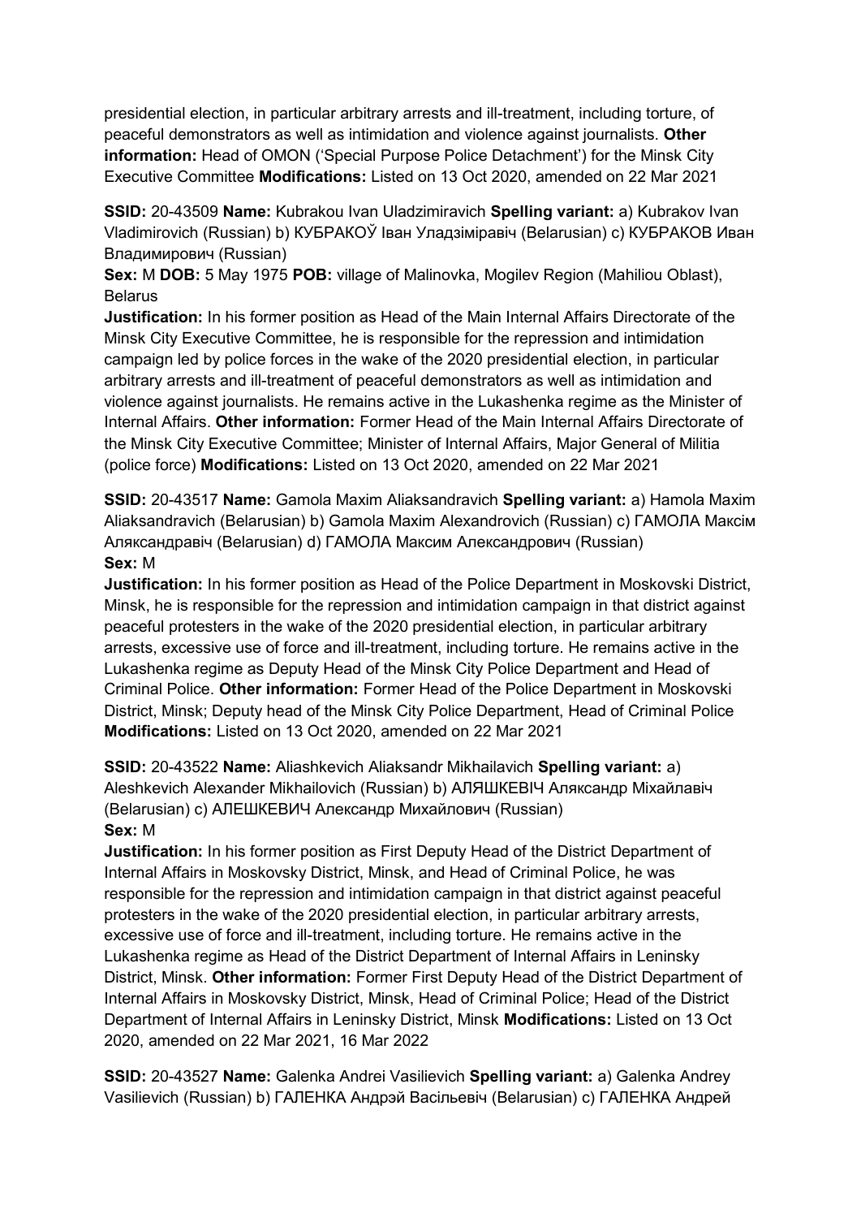presidential election, in particular arbitrary arrests and ill-treatment, including torture, of peaceful demonstrators as well as intimidation and violence against journalists. **Other information:** Head of OMON ('Special Purpose Police Detachment') for the Minsk City Executive Committee **Modifications:** Listed on 13 Oct 2020, amended on 22 Mar 2021

**SSID:** 20-43509 **Name:** Kubrakou Ivan Uladzimiravich **Spelling variant:** a) Kubrakov Ivan Vladimirovich (Russian) b) КУБРАКОЎ Іван Уладзіміравіч (Belarusian) c) КУБРАКОВ Иван Владимирович (Russian)
**Sex:** M **DOB:** 5 May 1975 **POB:** village of Malinovka, Mogilev Region (Mahiliou Oblast), Belarus
**Justification:** In his former position as Head of the Main Internal Affairs Directorate of the Minsk City Executive Committee, he is responsible for the repression and intimidation campaign led by police forces in the wake of the 2020 presidential election, in particular arbitrary arrests and ill-treatment of peaceful demonstrators as well as intimidation and violence against journalists. He remains active in the Lukashenka regime as the Minister of Internal Affairs. **Other information:** Former Head of the Main Internal Affairs Directorate of the Minsk City Executive Committee; Minister of Internal Affairs, Major General of Militia (police force) **Modifications:** Listed on 13 Oct 2020, amended on 22 Mar 2021

**SSID:** 20-43517 **Name:** Gamola Maxim Aliaksandravich **Spelling variant:** a) Hamola Maxim Aliaksandravich (Belarusian) b) Gamola Maxim Alexandrovich (Russian) c) ГАМОЛА Максім Аляксандравіч (Belarusian) d) ГАМОЛА Максим Александрович (Russian)
**Sex:** M
**Justification:** In his former position as Head of the Police Department in Moskovski District, Minsk, he is responsible for the repression and intimidation campaign in that district against peaceful protesters in the wake of the 2020 presidential election, in particular arbitrary arrests, excessive use of force and ill-treatment, including torture. He remains active in the Lukashenka regime as Deputy Head of the Minsk City Police Department and Head of Criminal Police. **Other information:** Former Head of the Police Department in Moskovski District, Minsk; Deputy head of the Minsk City Police Department, Head of Criminal Police **Modifications:** Listed on 13 Oct 2020, amended on 22 Mar 2021

**SSID:** 20-43522 **Name:** Aliashkevich Aliaksandr Mikhailavich **Spelling variant:** a) Aleshkevich Alexander Mikhailovich (Russian) b) АЛЯШКЕВІЧ Аляксандр Міхайлавіч (Belarusian) c) АЛЕШКЕВИЧ Александр Михайлович (Russian)
**Sex:** M
**Justification:** In his former position as First Deputy Head of the District Department of Internal Affairs in Moskovsky District, Minsk, and Head of Criminal Police, he was responsible for the repression and intimidation campaign in that district against peaceful protesters in the wake of the 2020 presidential election, in particular arbitrary arrests, excessive use of force and ill-treatment, including torture. He remains active in the Lukashenka regime as Head of the District Department of Internal Affairs in Leninsky District, Minsk. **Other information:** Former First Deputy Head of the District Department of Internal Affairs in Moskovsky District, Minsk, Head of Criminal Police; Head of the District Department of Internal Affairs in Leninsky District, Minsk **Modifications:** Listed on 13 Oct 2020, amended on 22 Mar 2021, 16 Mar 2022

**SSID:** 20-43527 **Name:** Galenka Andrei Vasilievich **Spelling variant:** a) Galenka Andrey Vasilievich (Russian) b) ГАЛЕНКА Андрэй Васільевіч (Belarusian) c) ГАЛЕНКА Андрей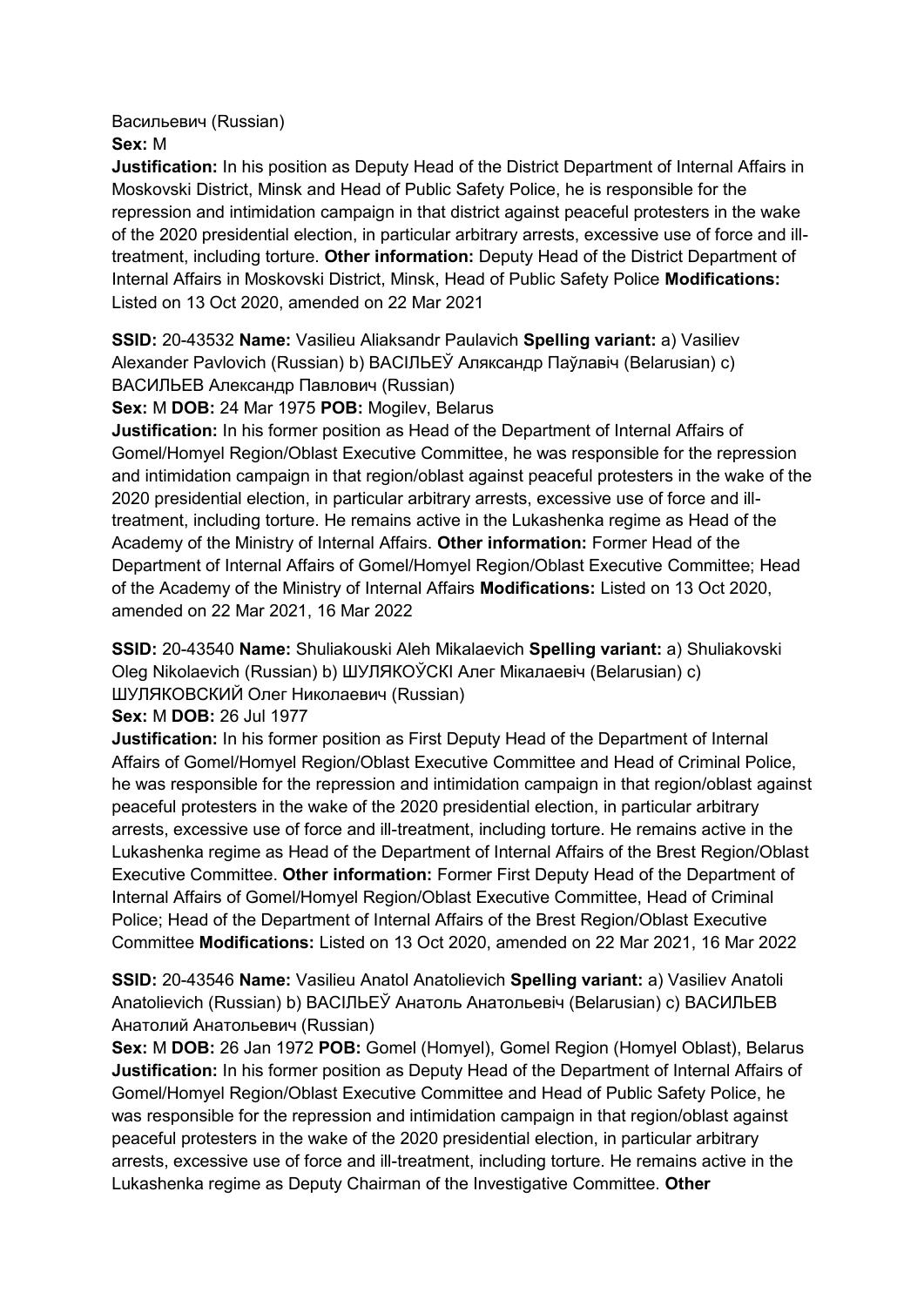Васильевич (Russian)
**Sex:** M
**Justification:** In his position as Deputy Head of the District Department of Internal Affairs in Moskovski District, Minsk and Head of Public Safety Police, he is responsible for the repression and intimidation campaign in that district against peaceful protesters in the wake of the 2020 presidential election, in particular arbitrary arrests, excessive use of force and ill-treatment, including torture. **Other information:** Deputy Head of the District Department of Internal Affairs in Moskovski District, Minsk, Head of Public Safety Police **Modifications:** Listed on 13 Oct 2020, amended on 22 Mar 2021

**SSID:** 20-43532 **Name:** Vasilieu Aliaksandr Paulavich **Spelling variant:** a) Vasiliev Alexander Pavlovich (Russian) b) ВАСІЛЬЕЎ Аляксандр Паўлавіч (Belarusian) c) ВАСИЛЬЕВ Александр Павлович (Russian)
**Sex:** M **DOB:** 24 Mar 1975 **POB:** Mogilev, Belarus
**Justification:** In his former position as Head of the Department of Internal Affairs of Gomel/Homyel Region/Oblast Executive Committee, he was responsible for the repression and intimidation campaign in that region/oblast against peaceful protesters in the wake of the 2020 presidential election, in particular arbitrary arrests, excessive use of force and ill-treatment, including torture. He remains active in the Lukashenka regime as Head of the Academy of the Ministry of Internal Affairs. **Other information:** Former Head of the Department of Internal Affairs of Gomel/Homyel Region/Oblast Executive Committee; Head of the Academy of the Ministry of Internal Affairs **Modifications:** Listed on 13 Oct 2020, amended on 22 Mar 2021, 16 Mar 2022

**SSID:** 20-43540 **Name:** Shuliakouski Aleh Mikalaevich **Spelling variant:** a) Shuliakovski Oleg Nikolaevich (Russian) b) ШУЛЯКОЎСКІ Алег Мікалаевіч (Belarusian) c) ШУЛЯКОВСКИЙ Олег Николаевич (Russian)
**Sex:** M **DOB:** 26 Jul 1977
**Justification:** In his former position as First Deputy Head of the Department of Internal Affairs of Gomel/Homyel Region/Oblast Executive Committee and Head of Criminal Police, he was responsible for the repression and intimidation campaign in that region/oblast against peaceful protesters in the wake of the 2020 presidential election, in particular arbitrary arrests, excessive use of force and ill-treatment, including torture. He remains active in the Lukashenka regime as Head of the Department of Internal Affairs of the Brest Region/Oblast Executive Committee. **Other information:** Former First Deputy Head of the Department of Internal Affairs of Gomel/Homyel Region/Oblast Executive Committee, Head of Criminal Police; Head of the Department of Internal Affairs of the Brest Region/Oblast Executive Committee **Modifications:** Listed on 13 Oct 2020, amended on 22 Mar 2021, 16 Mar 2022

**SSID:** 20-43546 **Name:** Vasilieu Anatol Anatolievich **Spelling variant:** a) Vasiliev Anatoli Anatolievich (Russian) b) ВАСІЛЬЕЎ Анатоль Анатольевіч (Belarusian) c) ВАСИЛЬЕВ Анатолий Анатольевич (Russian)
**Sex:** M **DOB:** 26 Jan 1972 **POB:** Gomel (Homyel), Gomel Region (Homyel Oblast), Belarus
**Justification:** In his former position as Deputy Head of the Department of Internal Affairs of Gomel/Homyel Region/Oblast Executive Committee and Head of Public Safety Police, he was responsible for the repression and intimidation campaign in that region/oblast against peaceful protesters in the wake of the 2020 presidential election, in particular arbitrary arrests, excessive use of force and ill-treatment, including torture. He remains active in the Lukashenka regime as Deputy Chairman of the Investigative Committee. **Other**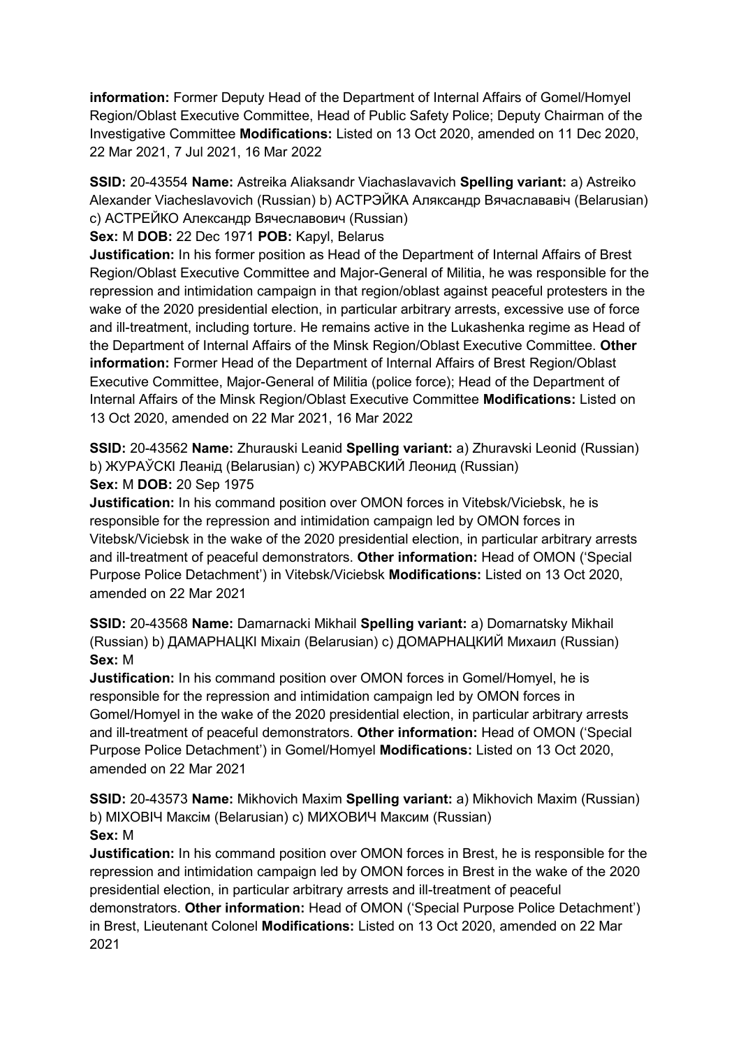**information:** Former Deputy Head of the Department of Internal Affairs of Gomel/Homyel Region/Oblast Executive Committee, Head of Public Safety Police; Deputy Chairman of the Investigative Committee **Modifications:** Listed on 13 Oct 2020, amended on 11 Dec 2020, 22 Mar 2021, 7 Jul 2021, 16 Mar 2022

**SSID:** 20-43554 **Name:** Astreika Aliaksandr Viachaslavavich **Spelling variant:** a) Astreiko Alexander Viacheslavovich (Russian) b) АСТРЭЙКА Аляксандр Вячаслававіч (Belarusian) c) АСТРЕЙКО Александр Вячеславович (Russian)
**Sex:** M **DOB:** 22 Dec 1971 **POB:** Kapyl, Belarus
**Justification:** In his former position as Head of the Department of Internal Affairs of Brest Region/Oblast Executive Committee and Major-General of Militia, he was responsible for the repression and intimidation campaign in that region/oblast against peaceful protesters in the wake of the 2020 presidential election, in particular arbitrary arrests, excessive use of force and ill-treatment, including torture. He remains active in the Lukashenka regime as Head of the Department of Internal Affairs of the Minsk Region/Oblast Executive Committee. **Other information:** Former Head of the Department of Internal Affairs of Brest Region/Oblast Executive Committee, Major-General of Militia (police force); Head of the Department of Internal Affairs of the Minsk Region/Oblast Executive Committee **Modifications:** Listed on 13 Oct 2020, amended on 22 Mar 2021, 16 Mar 2022

**SSID:** 20-43562 **Name:** Zhurauski Leanid **Spelling variant:** a) Zhuravski Leonid (Russian) b) ЖУРАЎСКІ Леанід (Belarusian) c) ЖУРАВСКИЙ Леонид (Russian)
**Sex:** M **DOB:** 20 Sep 1975
**Justification:** In his command position over OMON forces in Vitebsk/Viciebsk, he is responsible for the repression and intimidation campaign led by OMON forces in Vitebsk/Viciebsk in the wake of the 2020 presidential election, in particular arbitrary arrests and ill-treatment of peaceful demonstrators. **Other information:** Head of OMON ('Special Purpose Police Detachment') in Vitebsk/Viciebsk **Modifications:** Listed on 13 Oct 2020, amended on 22 Mar 2021

**SSID:** 20-43568 **Name:** Damarnacki Mikhail **Spelling variant:** a) Domarnatsky Mikhail (Russian) b) ДАМАРНАЦКІ Міхаіл (Belarusian) c) ДОМАРНАЦКИЙ Михаил (Russian)
**Sex:** M
**Justification:** In his command position over OMON forces in Gomel/Homyel, he is responsible for the repression and intimidation campaign led by OMON forces in Gomel/Homyel in the wake of the 2020 presidential election, in particular arbitrary arrests and ill-treatment of peaceful demonstrators. **Other information:** Head of OMON ('Special Purpose Police Detachment') in Gomel/Homyel **Modifications:** Listed on 13 Oct 2020, amended on 22 Mar 2021

**SSID:** 20-43573 **Name:** Mikhovich Maxim **Spelling variant:** a) Mikhovich Maxim (Russian) b) МІХОВІЧ Максім (Belarusian) c) МИХОВИЧ Максим (Russian)
**Sex:** M
**Justification:** In his command position over OMON forces in Brest, he is responsible for the repression and intimidation campaign led by OMON forces in Brest in the wake of the 2020 presidential election, in particular arbitrary arrests and ill-treatment of peaceful demonstrators. **Other information:** Head of OMON ('Special Purpose Police Detachment') in Brest, Lieutenant Colonel **Modifications:** Listed on 13 Oct 2020, amended on 22 Mar 2021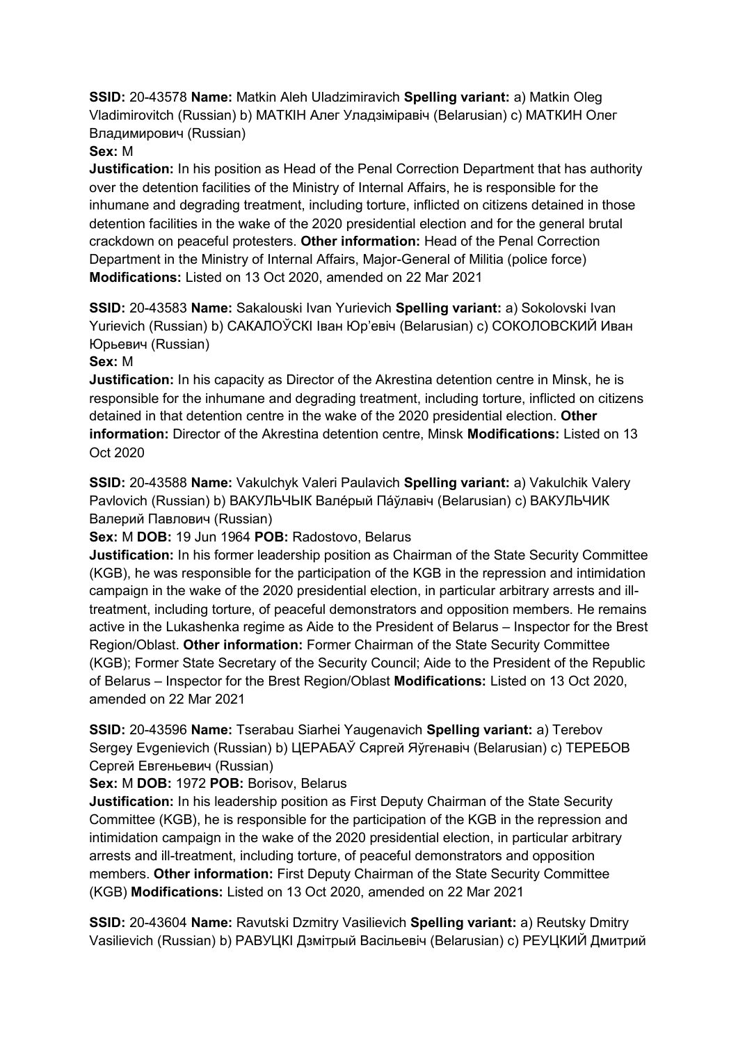**SSID:** 20-43578 **Name:** Matkin Aleh Uladzimiravich **Spelling variant:** a) Matkin Oleg Vladimirovitch (Russian) b) МАТКІН Алег Уладзіміравіч (Belarusian) c) МАТКИН Олег Владимирович (Russian)

**Sex:** M

**Justification:** In his position as Head of the Penal Correction Department that has authority over the detention facilities of the Ministry of Internal Affairs, he is responsible for the inhumane and degrading treatment, including torture, inflicted on citizens detained in those detention facilities in the wake of the 2020 presidential election and for the general brutal crackdown on peaceful protesters. **Other information:** Head of the Penal Correction Department in the Ministry of Internal Affairs, Major-General of Militia (police force) **Modifications:** Listed on 13 Oct 2020, amended on 22 Mar 2021

**SSID:** 20-43583 **Name:** Sakalouski Ivan Yurievich **Spelling variant:** a) Sokolovski Ivan Yurievich (Russian) b) САКАЛОЎСКІ Іван Юр'евіч (Belarusian) c) СОКОЛОВСКИЙ Иван Юрьевич (Russian)

**Sex:** M

**Justification:** In his capacity as Director of the Akrestina detention centre in Minsk, he is responsible for the inhumane and degrading treatment, including torture, inflicted on citizens detained in that detention centre in the wake of the 2020 presidential election. **Other information:** Director of the Akrestina detention centre, Minsk **Modifications:** Listed on 13 Oct 2020

**SSID:** 20-43588 **Name:** Vakulchyk Valeri Paulavich **Spelling variant:** a) Vakulchik Valery Pavlovich (Russian) b) ВАКУЛЬЧЫК Вале́рый Па́ўлавіч (Belarusian) c) ВАКУЛЬЧИК Валерий Павлович (Russian)

**Sex:** M **DOB:** 19 Jun 1964 **POB:** Radostovo, Belarus

**Justification:** In his former leadership position as Chairman of the State Security Committee (KGB), he was responsible for the participation of the KGB in the repression and intimidation campaign in the wake of the 2020 presidential election, in particular arbitrary arrests and ill-treatment, including torture, of peaceful demonstrators and opposition members. He remains active in the Lukashenka regime as Aide to the President of Belarus – Inspector for the Brest Region/Oblast. **Other information:** Former Chairman of the State Security Committee (KGB); Former State Secretary of the Security Council; Aide to the President of the Republic of Belarus – Inspector for the Brest Region/Oblast **Modifications:** Listed on 13 Oct 2020, amended on 22 Mar 2021

**SSID:** 20-43596 **Name:** Tserabau Siarhei Yaugenavich **Spelling variant:** a) Terebov Sergey Evgenievich (Russian) b) ЦЕРАБАЎ Сяргей Яўгенавіч (Belarusian) c) ТЕРЕБОВ Сергей Евгеньевич (Russian)

**Sex:** M **DOB:** 1972 **POB:** Borisov, Belarus

**Justification:** In his leadership position as First Deputy Chairman of the State Security Committee (KGB), he is responsible for the participation of the KGB in the repression and intimidation campaign in the wake of the 2020 presidential election, in particular arbitrary arrests and ill-treatment, including torture, of peaceful demonstrators and opposition members. **Other information:** First Deputy Chairman of the State Security Committee (KGB) **Modifications:** Listed on 13 Oct 2020, amended on 22 Mar 2021

**SSID:** 20-43604 **Name:** Ravutski Dzmitry Vasilievich **Spelling variant:** a) Reutsky Dmitry Vasilievich (Russian) b) РАВУЦКІ Дзмітрый Васільевіч (Belarusian) c) РЕУЦКИЙ Дмитрий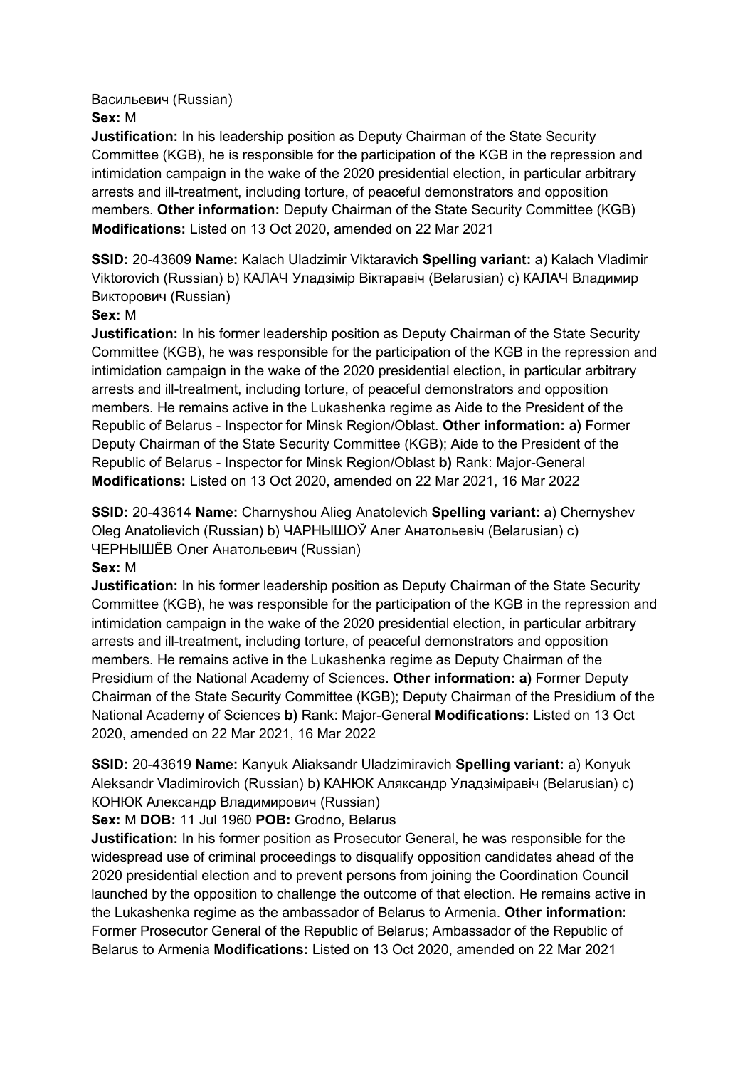Васильевич (Russian)
**Sex:** M
**Justification:** In his leadership position as Deputy Chairman of the State Security Committee (KGB), he is responsible for the participation of the KGB in the repression and intimidation campaign in the wake of the 2020 presidential election, in particular arbitrary arrests and ill-treatment, including torture, of peaceful demonstrators and opposition members. **Other information:** Deputy Chairman of the State Security Committee (KGB) **Modifications:** Listed on 13 Oct 2020, amended on 22 Mar 2021

**SSID:** 20-43609 **Name:** Kalach Uladzimir Viktaravich **Spelling variant:** a) Kalach Vladimir Viktorovich (Russian) b) КАЛАЧ Уладзімір Віктаравіч (Belarusian) c) КАЛАЧ Владимир Викторович (Russian)
**Sex:** M
**Justification:** In his former leadership position as Deputy Chairman of the State Security Committee (KGB), he was responsible for the participation of the KGB in the repression and intimidation campaign in the wake of the 2020 presidential election, in particular arbitrary arrests and ill-treatment, including torture, of peaceful demonstrators and opposition members. He remains active in the Lukashenka regime as Aide to the President of the Republic of Belarus - Inspector for Minsk Region/Oblast. **Other information: a)** Former Deputy Chairman of the State Security Committee (KGB); Aide to the President of the Republic of Belarus - Inspector for Minsk Region/Oblast **b)** Rank: Major-General **Modifications:** Listed on 13 Oct 2020, amended on 22 Mar 2021, 16 Mar 2022

**SSID:** 20-43614 **Name:** Charnyshou Alieg Anatolevich **Spelling variant:** a) Chernyshev Oleg Anatolievich (Russian) b) ЧАРНЫШОЎ Алег Анатольевіч (Belarusian) c) ЧЕРНЫШЁВ Олег Анатольевич (Russian)
**Sex:** M
**Justification:** In his former leadership position as Deputy Chairman of the State Security Committee (KGB), he was responsible for the participation of the KGB in the repression and intimidation campaign in the wake of the 2020 presidential election, in particular arbitrary arrests and ill-treatment, including torture, of peaceful demonstrators and opposition members. He remains active in the Lukashenka regime as Deputy Chairman of the Presidium of the National Academy of Sciences. **Other information: a)** Former Deputy Chairman of the State Security Committee (KGB); Deputy Chairman of the Presidium of the National Academy of Sciences **b)** Rank: Major-General **Modifications:** Listed on 13 Oct 2020, amended on 22 Mar 2021, 16 Mar 2022

**SSID:** 20-43619 **Name:** Kanyuk Aliaksandr Uladzimiravich **Spelling variant:** a) Konyuk Aleksandr Vladimirovich (Russian) b) КАНЮК Аляксандр Уладзіміравіч (Belarusian) c) КОНЮК Александр Владимирович (Russian)
**Sex:** M **DOB:** 11 Jul 1960 **POB:** Grodno, Belarus
**Justification:** In his former position as Prosecutor General, he was responsible for the widespread use of criminal proceedings to disqualify opposition candidates ahead of the 2020 presidential election and to prevent persons from joining the Coordination Council launched by the opposition to challenge the outcome of that election. He remains active in the Lukashenka regime as the ambassador of Belarus to Armenia. **Other information:** Former Prosecutor General of the Republic of Belarus; Ambassador of the Republic of Belarus to Armenia **Modifications:** Listed on 13 Oct 2020, amended on 22 Mar 2021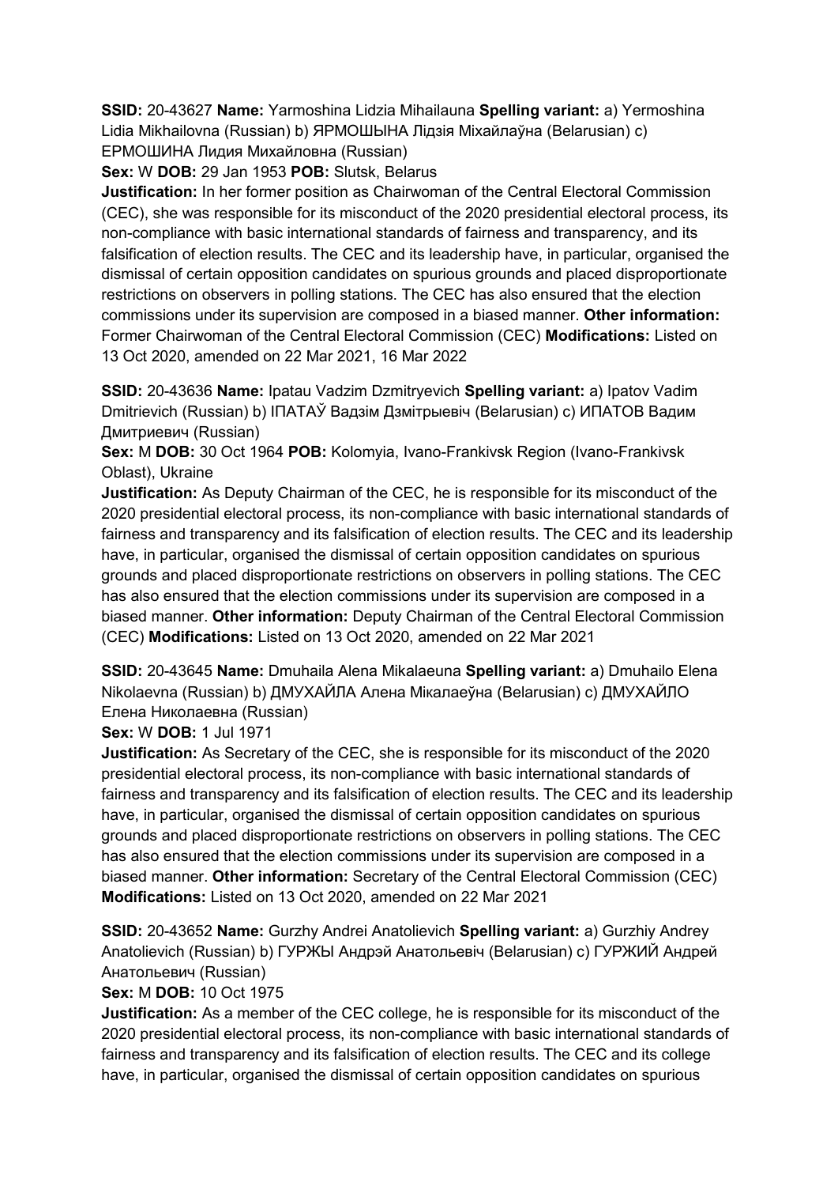**SSID:** 20-43627 **Name:** Yarmoshina Lidzia Mihailauna **Spelling variant:** a) Yermoshina Lidia Mikhailovna (Russian) b) ЯРМОШЫНА Лідзія Міхайлаўна (Belarusian) c) ЕРМОШИНА Лидия Михайловна (Russian)

**Sex:** W **DOB:** 29 Jan 1953 **POB:** Slutsk, Belarus

**Justification:** In her former position as Chairwoman of the Central Electoral Commission (CEC), she was responsible for its misconduct of the 2020 presidential electoral process, its non-compliance with basic international standards of fairness and transparency, and its falsification of election results. The CEC and its leadership have, in particular, organised the dismissal of certain opposition candidates on spurious grounds and placed disproportionate restrictions on observers in polling stations. The CEC has also ensured that the election commissions under its supervision are composed in a biased manner. **Other information:** Former Chairwoman of the Central Electoral Commission (CEC) **Modifications:** Listed on 13 Oct 2020, amended on 22 Mar 2021, 16 Mar 2022

**SSID:** 20-43636 **Name:** Ipatau Vadzim Dzmitryevich **Spelling variant:** a) Ipatov Vadim Dmitrievich (Russian) b) ІПАТАЎ Вадзім Дзмітрыевіч (Belarusian) c) ИПАТОВ Вадим Дмитриевич (Russian)

**Sex:** M **DOB:** 30 Oct 1964 **POB:** Kolomyia, Ivano-Frankivsk Region (Ivano-Frankivsk Oblast), Ukraine

**Justification:** As Deputy Chairman of the CEC, he is responsible for its misconduct of the 2020 presidential electoral process, its non-compliance with basic international standards of fairness and transparency and its falsification of election results. The CEC and its leadership have, in particular, organised the dismissal of certain opposition candidates on spurious grounds and placed disproportionate restrictions on observers in polling stations. The CEC has also ensured that the election commissions under its supervision are composed in a biased manner. **Other information:** Deputy Chairman of the Central Electoral Commission (CEC) **Modifications:** Listed on 13 Oct 2020, amended on 22 Mar 2021

**SSID:** 20-43645 **Name:** Dmuhaila Alena Mikalaeuna **Spelling variant:** a) Dmuhailo Elena Nikolaevna (Russian) b) ДМУХАЙЛА Алена Мікалаеўна (Belarusian) c) ДМУХАЙЛО Елена Николаевна (Russian)

**Sex:** W **DOB:** 1 Jul 1971

**Justification:** As Secretary of the CEC, she is responsible for its misconduct of the 2020 presidential electoral process, its non-compliance with basic international standards of fairness and transparency and its falsification of election results. The CEC and its leadership have, in particular, organised the dismissal of certain opposition candidates on spurious grounds and placed disproportionate restrictions on observers in polling stations. The CEC has also ensured that the election commissions under its supervision are composed in a biased manner. **Other information:** Secretary of the Central Electoral Commission (CEC) **Modifications:** Listed on 13 Oct 2020, amended on 22 Mar 2021

**SSID:** 20-43652 **Name:** Gurzhy Andrei Anatolievich **Spelling variant:** a) Gurzhiy Andrey Anatolievich (Russian) b) ГУРЖЫ Андрэй Анатольевіч (Belarusian) c) ГУРЖИЙ Андрей Анатольевич (Russian)

**Sex:** M **DOB:** 10 Oct 1975

**Justification:** As a member of the CEC college, he is responsible for its misconduct of the 2020 presidential electoral process, its non-compliance with basic international standards of fairness and transparency and its falsification of election results. The CEC and its college have, in particular, organised the dismissal of certain opposition candidates on spurious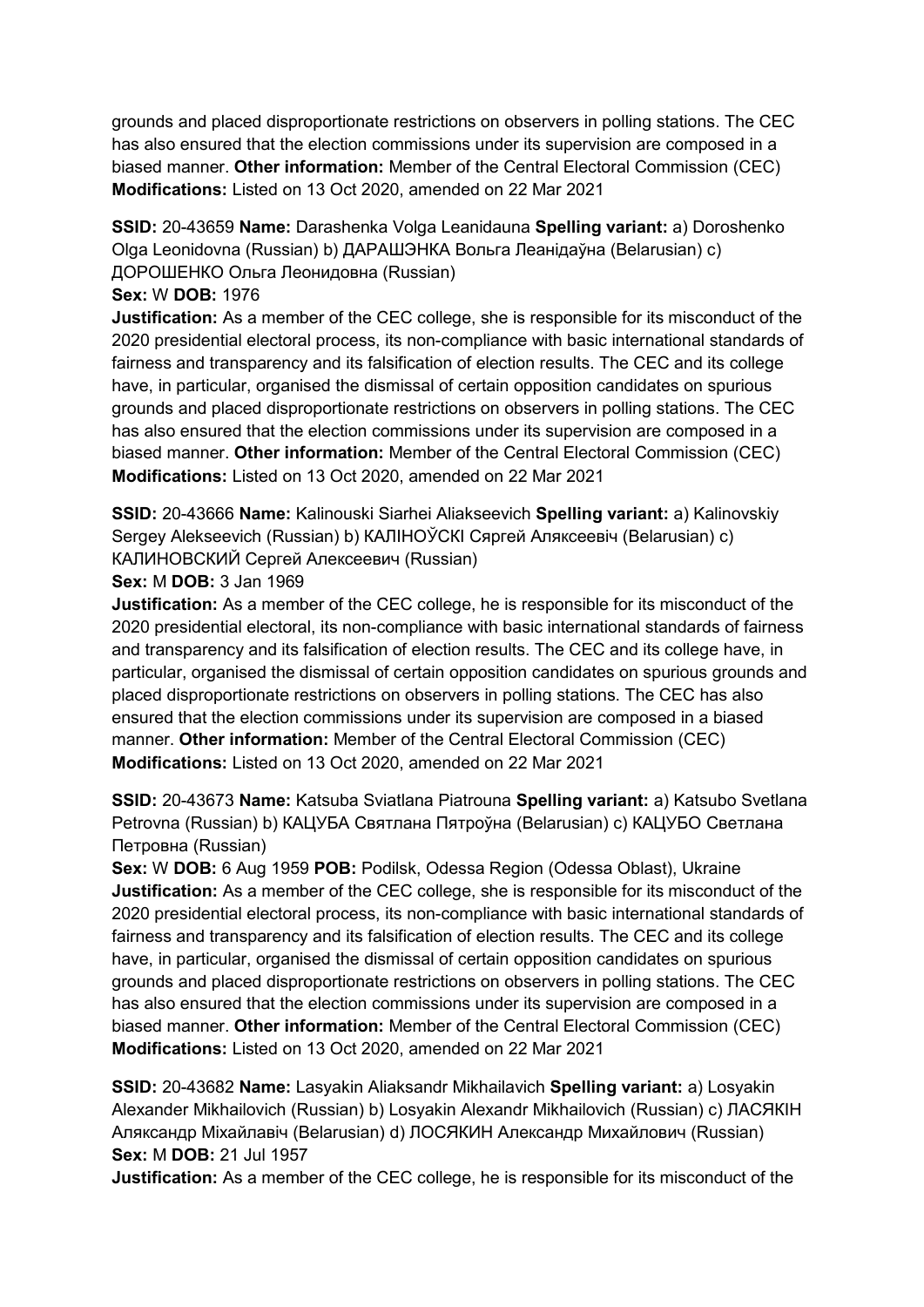grounds and placed disproportionate restrictions on observers in polling stations. The CEC has also ensured that the election commissions under its supervision are composed in a biased manner. **Other information:** Member of the Central Electoral Commission (CEC) **Modifications:** Listed on 13 Oct 2020, amended on 22 Mar 2021

**SSID:** 20-43659 **Name:** Darashenka Volga Leanidauna **Spelling variant:** a) Doroshenko Olga Leonidovna (Russian) b) ДАРАШЭНКА Вольга Леанідаўна (Belarusian) c) ДОРОШЕНКО Ольга Леонидовна (Russian)
**Sex:** W **DOB:** 1976
**Justification:** As a member of the CEC college, she is responsible for its misconduct of the 2020 presidential electoral process, its non-compliance with basic international standards of fairness and transparency and its falsification of election results. The CEC and its college have, in particular, organised the dismissal of certain opposition candidates on spurious grounds and placed disproportionate restrictions on observers in polling stations. The CEC has also ensured that the election commissions under its supervision are composed in a biased manner. **Other information:** Member of the Central Electoral Commission (CEC) **Modifications:** Listed on 13 Oct 2020, amended on 22 Mar 2021

**SSID:** 20-43666 **Name:** Kalinouski Siarhei Aliakseevich **Spelling variant:** a) Kalinovskiy Sergey Alekseevich (Russian) b) КАЛІНОЎСКІ Сяргей Аляксеевіч (Belarusian) c) КАЛИНОВСКИЙ Сергей Алексеевич (Russian)
**Sex:** M **DOB:** 3 Jan 1969
**Justification:** As a member of the CEC college, he is responsible for its misconduct of the 2020 presidential electoral, its non-compliance with basic international standards of fairness and transparency and its falsification of election results. The CEC and its college have, in particular, organised the dismissal of certain opposition candidates on spurious grounds and placed disproportionate restrictions on observers in polling stations. The CEC has also ensured that the election commissions under its supervision are composed in a biased manner. **Other information:** Member of the Central Electoral Commission (CEC) **Modifications:** Listed on 13 Oct 2020, amended on 22 Mar 2021

**SSID:** 20-43673 **Name:** Katsuba Sviatlana Piatrouna **Spelling variant:** a) Katsubo Svetlana Petrovna (Russian) b) КАЦУБА Святлана Пятроўна (Belarusian) c) КАЦУБО Светлана Петровна (Russian)
**Sex:** W **DOB:** 6 Aug 1959 **POB:** Podilsk, Odessa Region (Odessa Oblast), Ukraine
**Justification:** As a member of the CEC college, she is responsible for its misconduct of the 2020 presidential electoral process, its non-compliance with basic international standards of fairness and transparency and its falsification of election results. The CEC and its college have, in particular, organised the dismissal of certain opposition candidates on spurious grounds and placed disproportionate restrictions on observers in polling stations. The CEC has also ensured that the election commissions under its supervision are composed in a biased manner. **Other information:** Member of the Central Electoral Commission (CEC) **Modifications:** Listed on 13 Oct 2020, amended on 22 Mar 2021

**SSID:** 20-43682 **Name:** Lasyakin Aliaksandr Mikhailavich **Spelling variant:** a) Losyakin Alexander Mikhailovich (Russian) b) Losyakin Alexandr Mikhailovich (Russian) c) ЛАСЯКІН Аляксандр Міхайлавіч (Belarusian) d) ЛОСЯКИН Александр Михайлович (Russian)
**Sex:** M **DOB:** 21 Jul 1957
**Justification:** As a member of the CEC college, he is responsible for its misconduct of the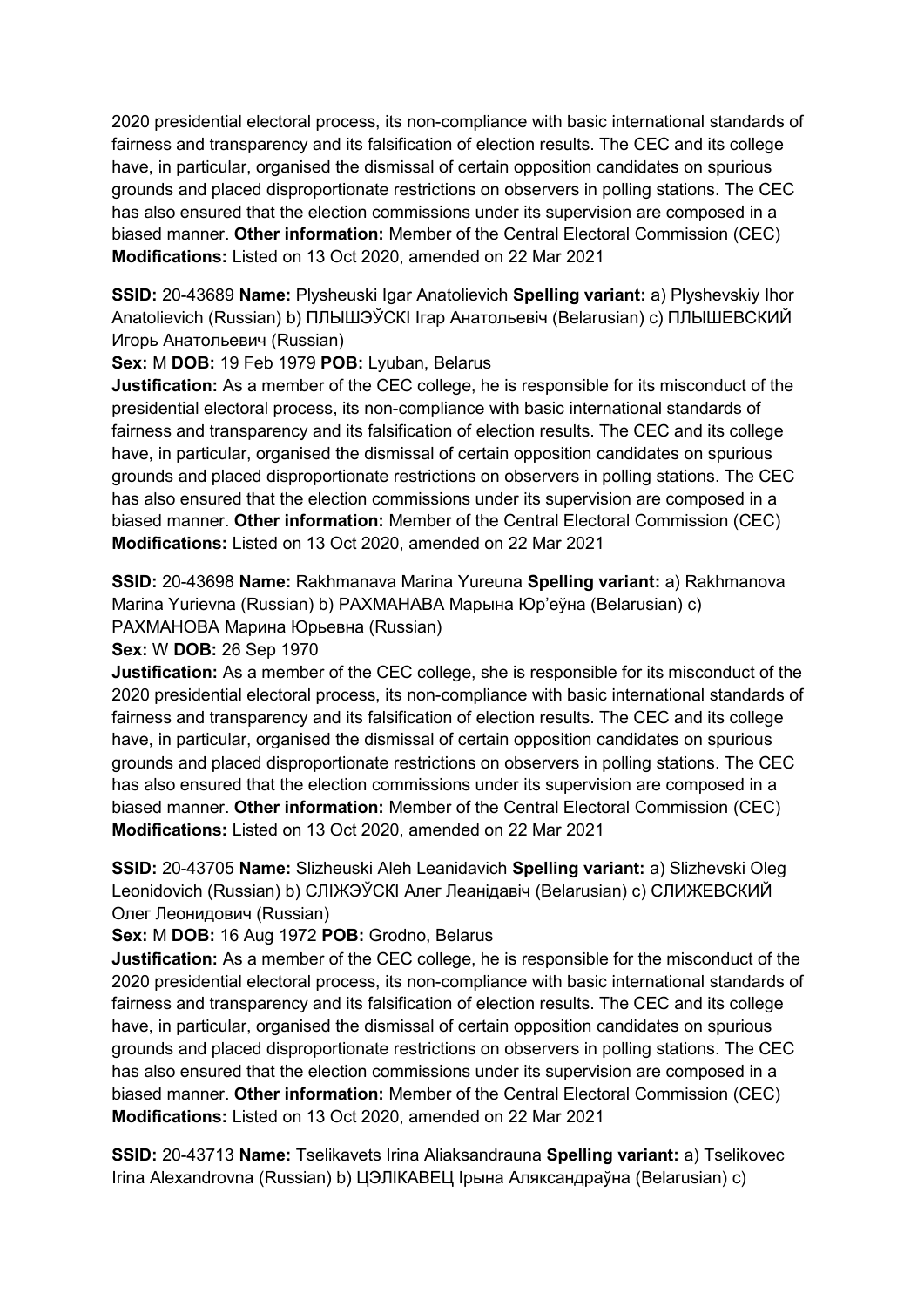2020 presidential electoral process, its non-compliance with basic international standards of fairness and transparency and its falsification of election results. The CEC and its college have, in particular, organised the dismissal of certain opposition candidates on spurious grounds and placed disproportionate restrictions on observers in polling stations. The CEC has also ensured that the election commissions under its supervision are composed in a biased manner. **Other information:** Member of the Central Electoral Commission (CEC)
**Modifications:** Listed on 13 Oct 2020, amended on 22 Mar 2021

**SSID:** 20-43689 **Name:** Plysheuski Igar Anatolievich **Spelling variant:** a) Plyshevskiy Ihor Anatolievich (Russian) b) ПЛЫШЭЎСКІ Ігар Анатольевіч (Belarusian) c) ПЛЫШЕВСКИЙ Игорь Анатольевич (Russian)
**Sex:** M **DOB:** 19 Feb 1979 **POB:** Lyuban, Belarus
**Justification:** As a member of the CEC college, he is responsible for its misconduct of the presidential electoral process, its non-compliance with basic international standards of fairness and transparency and its falsification of election results. The CEC and its college have, in particular, organised the dismissal of certain opposition candidates on spurious grounds and placed disproportionate restrictions on observers in polling stations. The CEC has also ensured that the election commissions under its supervision are composed in a biased manner. **Other information:** Member of the Central Electoral Commission (CEC)
**Modifications:** Listed on 13 Oct 2020, amended on 22 Mar 2021

**SSID:** 20-43698 **Name:** Rakhmanava Marina Yureuna **Spelling variant:** a) Rakhmanova Marina Yurievna (Russian) b) РАХМАНАВА Марына Юр'еўна (Belarusian) c) РАХМАНОВА Марина Юрьевна (Russian)
**Sex:** W **DOB:** 26 Sep 1970
**Justification:** As a member of the CEC college, she is responsible for its misconduct of the 2020 presidential electoral process, its non-compliance with basic international standards of fairness and transparency and its falsification of election results. The CEC and its college have, in particular, organised the dismissal of certain opposition candidates on spurious grounds and placed disproportionate restrictions on observers in polling stations. The CEC has also ensured that the election commissions under its supervision are composed in a biased manner. **Other information:** Member of the Central Electoral Commission (CEC)
**Modifications:** Listed on 13 Oct 2020, amended on 22 Mar 2021

**SSID:** 20-43705 **Name:** Slizheuski Aleh Leanidavich **Spelling variant:** a) Slizhevski Oleg Leonidovich (Russian) b) СЛІЖЭЎСКІ Алег Леанідавіч (Belarusian) c) СЛИЖЕВСКИЙ Олег Леонидович (Russian)
**Sex:** M **DOB:** 16 Aug 1972 **POB:** Grodno, Belarus
**Justification:** As a member of the CEC college, he is responsible for the misconduct of the 2020 presidential electoral process, its non-compliance with basic international standards of fairness and transparency and its falsification of election results. The CEC and its college have, in particular, organised the dismissal of certain opposition candidates on spurious grounds and placed disproportionate restrictions on observers in polling stations. The CEC has also ensured that the election commissions under its supervision are composed in a biased manner. **Other information:** Member of the Central Electoral Commission (CEC)
**Modifications:** Listed on 13 Oct 2020, amended on 22 Mar 2021

**SSID:** 20-43713 **Name:** Tselikavets Irina Aliaksandrauna **Spelling variant:** a) Tselikovec Irina Alexandrovna (Russian) b) ЦЭЛІКАВЕЦ Ірына Аляксандраўна (Belarusian) c)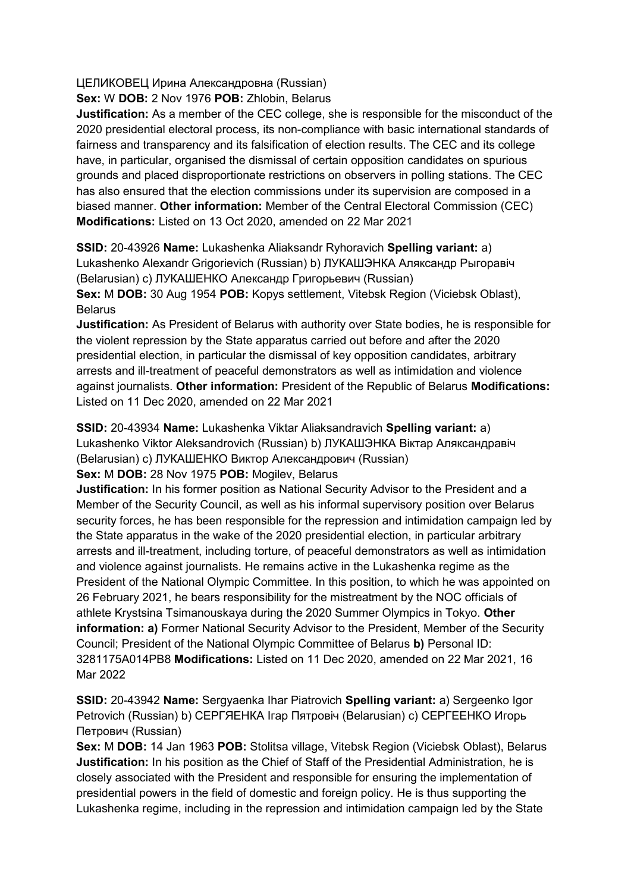ЦЕЛИКОВЕЦ Ирина Александровна (Russian)
**Sex:** W **DOB:** 2 Nov 1976 **POB:** Zhlobin, Belarus
**Justification:** As a member of the CEC college, she is responsible for the misconduct of the 2020 presidential electoral process, its non-compliance with basic international standards of fairness and transparency and its falsification of election results. The CEC and its college have, in particular, organised the dismissal of certain opposition candidates on spurious grounds and placed disproportionate restrictions on observers in polling stations. The CEC has also ensured that the election commissions under its supervision are composed in a biased manner. **Other information:** Member of the Central Electoral Commission (CEC) **Modifications:** Listed on 13 Oct 2020, amended on 22 Mar 2021

**SSID:** 20-43926 **Name:** Lukashenka Aliaksandr Ryhoravich **Spelling variant:** a) Lukashenko Alexandr Grigorievich (Russian) b) ЛУКАШЭНКА Аляксандр Рыгоравіч (Belarusian) c) ЛУКАШЕНКО Александр Григорьевич (Russian)
**Sex:** M **DOB:** 30 Aug 1954 **POB:** Kopys settlement, Vitebsk Region (Viciebsk Oblast), Belarus
**Justification:** As President of Belarus with authority over State bodies, he is responsible for the violent repression by the State apparatus carried out before and after the 2020 presidential election, in particular the dismissal of key opposition candidates, arbitrary arrests and ill-treatment of peaceful demonstrators as well as intimidation and violence against journalists. **Other information:** President of the Republic of Belarus **Modifications:** Listed on 11 Dec 2020, amended on 22 Mar 2021

**SSID:** 20-43934 **Name:** Lukashenka Viktar Aliaksandravich **Spelling variant:** a) Lukashenko Viktor Aleksandrovich (Russian) b) ЛУКАШЭНКА Віктар Аляксандравіч (Belarusian) c) ЛУКАШЕНКО Виктор Александрович (Russian)
**Sex:** M **DOB:** 28 Nov 1975 **POB:** Mogilev, Belarus
**Justification:** In his former position as National Security Advisor to the President and a Member of the Security Council, as well as his informal supervisory position over Belarus security forces, he has been responsible for the repression and intimidation campaign led by the State apparatus in the wake of the 2020 presidential election, in particular arbitrary arrests and ill-treatment, including torture, of peaceful demonstrators as well as intimidation and violence against journalists. He remains active in the Lukashenka regime as the President of the National Olympic Committee. In this position, to which he was appointed on 26 February 2021, he bears responsibility for the mistreatment by the NOC officials of athlete Krystsina Tsimanouskaya during the 2020 Summer Olympics in Tokyo. **Other information: a)** Former National Security Advisor to the President, Member of the Security Council; President of the National Olympic Committee of Belarus **b)** Personal ID: 3281175A014PB8 **Modifications:** Listed on 11 Dec 2020, amended on 22 Mar 2021, 16 Mar 2022

**SSID:** 20-43942 **Name:** Sergyaenka Ihar Piatrovich **Spelling variant:** a) Sergeenko Igor Petrovich (Russian) b) СЕРГЯЕНКА Ігар Пятровіч (Belarusian) c) СЕРГЕЕНКО Игорь Петрович (Russian)
**Sex:** M **DOB:** 14 Jan 1963 **POB:** Stolitsa village, Vitebsk Region (Viciebsk Oblast), Belarus
**Justification:** In his position as the Chief of Staff of the Presidential Administration, he is closely associated with the President and responsible for ensuring the implementation of presidential powers in the field of domestic and foreign policy. He is thus supporting the Lukashenka regime, including in the repression and intimidation campaign led by the State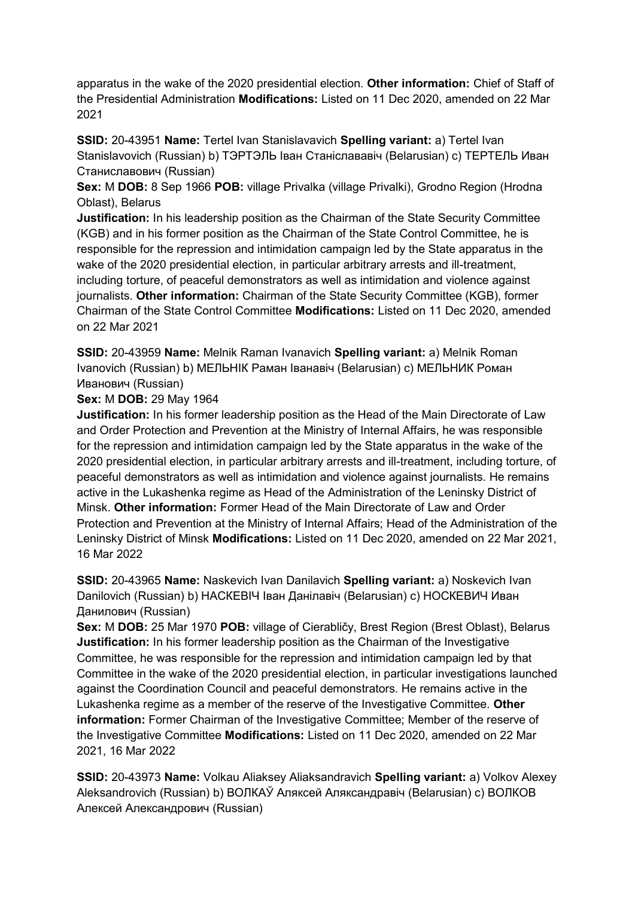apparatus in the wake of the 2020 presidential election. **Other information:** Chief of Staff of the Presidential Administration **Modifications:** Listed on 11 Dec 2020, amended on 22 Mar 2021

**SSID:** 20-43951 **Name:** Tertel Ivan Stanislavavich **Spelling variant:** a) Tertel Ivan Stanislavovich (Russian) b) ТЭРТЭЛЬ Іван Станіслававіч (Belarusian) c) ТЕРТЕЛЬ Иван Станиславович (Russian)
**Sex:** M **DOB:** 8 Sep 1966 **POB:** village Privalka (village Privalki), Grodno Region (Hrodna Oblast), Belarus
**Justification:** In his leadership position as the Chairman of the State Security Committee (KGB) and in his former position as the Chairman of the State Control Committee, he is responsible for the repression and intimidation campaign led by the State apparatus in the wake of the 2020 presidential election, in particular arbitrary arrests and ill-treatment, including torture, of peaceful demonstrators as well as intimidation and violence against journalists. **Other information:** Chairman of the State Security Committee (KGB), former Chairman of the State Control Committee **Modifications:** Listed on 11 Dec 2020, amended on 22 Mar 2021

**SSID:** 20-43959 **Name:** Melnik Raman Ivanavich **Spelling variant:** a) Melnik Roman Ivanovich (Russian) b) МЕЛЬНІК Раман Іванавіч (Belarusian) c) МЕЛЬНИК Роман Иванович (Russian)
**Sex:** M **DOB:** 29 May 1964
**Justification:** In his former leadership position as the Head of the Main Directorate of Law and Order Protection and Prevention at the Ministry of Internal Affairs, he was responsible for the repression and intimidation campaign led by the State apparatus in the wake of the 2020 presidential election, in particular arbitrary arrests and ill-treatment, including torture, of peaceful demonstrators as well as intimidation and violence against journalists. He remains active in the Lukashenka regime as Head of the Administration of the Leninsky District of Minsk. **Other information:** Former Head of the Main Directorate of Law and Order Protection and Prevention at the Ministry of Internal Affairs; Head of the Administration of the Leninsky District of Minsk **Modifications:** Listed on 11 Dec 2020, amended on 22 Mar 2021, 16 Mar 2022

**SSID:** 20-43965 **Name:** Naskevich Ivan Danilavich **Spelling variant:** a) Noskevich Ivan Danilovich (Russian) b) НАСКЕВІЧ Іван Данілавіч (Belarusian) c) НОСКЕВИЧ Иван Данилович (Russian)
**Sex:** M **DOB:** 25 Mar 1970 **POB:** village of Cierabličy, Brest Region (Brest Oblast), Belarus
**Justification:** In his former leadership position as the Chairman of the Investigative Committee, he was responsible for the repression and intimidation campaign led by that Committee in the wake of the 2020 presidential election, in particular investigations launched against the Coordination Council and peaceful demonstrators. He remains active in the Lukashenka regime as a member of the reserve of the Investigative Committee. **Other information:** Former Chairman of the Investigative Committee; Member of the reserve of the Investigative Committee **Modifications:** Listed on 11 Dec 2020, amended on 22 Mar 2021, 16 Mar 2022

**SSID:** 20-43973 **Name:** Volkau Aliaksey Aliaksandravich **Spelling variant:** a) Volkov Alexey Aleksandrovich (Russian) b) ВОЛКАЎ Аляксей Аляксандравіч (Belarusian) c) ВОЛКОВ Алексей Александрович (Russian)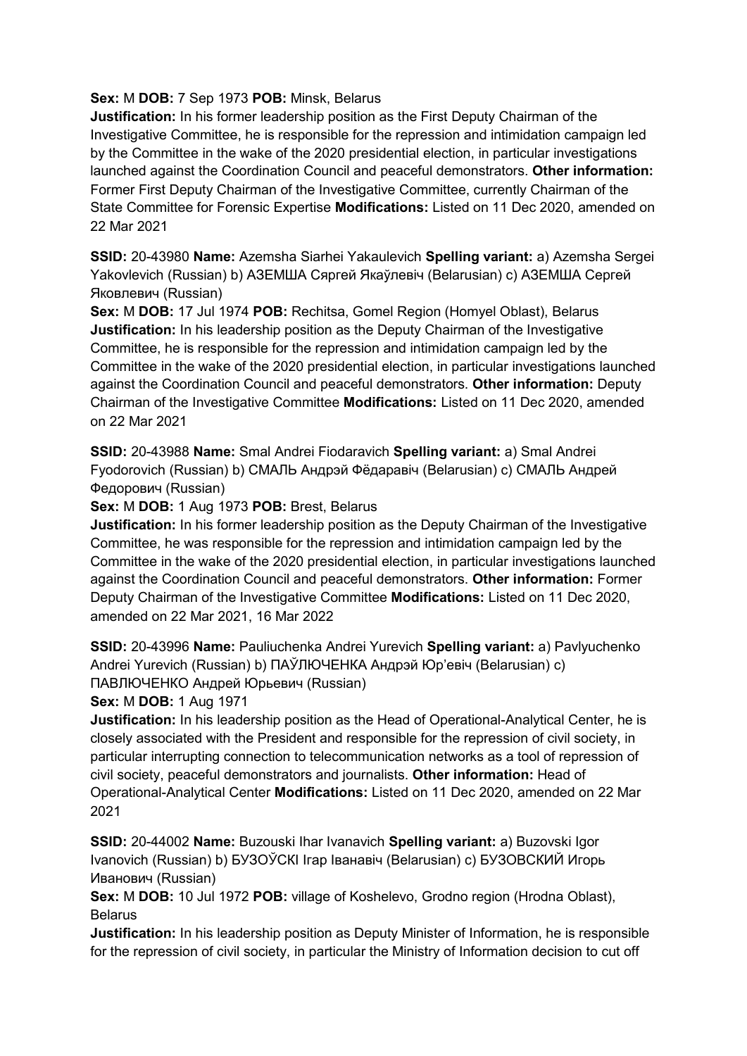**Sex:** M **DOB:** 7 Sep 1973 **POB:** Minsk, Belarus
**Justification:** In his former leadership position as the First Deputy Chairman of the Investigative Committee, he is responsible for the repression and intimidation campaign led by the Committee in the wake of the 2020 presidential election, in particular investigations launched against the Coordination Council and peaceful demonstrators. **Other information:** Former First Deputy Chairman of the Investigative Committee, currently Chairman of the State Committee for Forensic Expertise **Modifications:** Listed on 11 Dec 2020, amended on 22 Mar 2021

**SSID:** 20-43980 **Name:** Azemsha Siarhei Yakaulevich **Spelling variant:** a) Azemsha Sergei Yakovlevich (Russian) b) АЗЕМША Сяргей Якаўлевіч (Belarusian) c) АЗЕМША Сергей Яковлевич (Russian)
**Sex:** M **DOB:** 17 Jul 1974 **POB:** Rechitsa, Gomel Region (Homyel Oblast), Belarus
**Justification:** In his leadership position as the Deputy Chairman of the Investigative Committee, he is responsible for the repression and intimidation campaign led by the Committee in the wake of the 2020 presidential election, in particular investigations launched against the Coordination Council and peaceful demonstrators. **Other information:** Deputy Chairman of the Investigative Committee **Modifications:** Listed on 11 Dec 2020, amended on 22 Mar 2021

**SSID:** 20-43988 **Name:** Smal Andrei Fiodaravich **Spelling variant:** a) Smal Andrei Fyodorovich (Russian) b) СМАЛЬ Андрэй Фёдаравіч (Belarusian) c) СМАЛЬ Андрей Федорович (Russian)
**Sex:** M **DOB:** 1 Aug 1973 **POB:** Brest, Belarus
**Justification:** In his former leadership position as the Deputy Chairman of the Investigative Committee, he was responsible for the repression and intimidation campaign led by the Committee in the wake of the 2020 presidential election, in particular investigations launched against the Coordination Council and peaceful demonstrators. **Other information:** Former Deputy Chairman of the Investigative Committee **Modifications:** Listed on 11 Dec 2020, amended on 22 Mar 2021, 16 Mar 2022

**SSID:** 20-43996 **Name:** Pauliuchenka Andrei Yurevich **Spelling variant:** a) Pavlyuchenko Andrei Yurevich (Russian) b) ПАЎЛЮЧЕНКА Андрэй Юр'евіч (Belarusian) c) ПАВЛЮЧЕНКО Андрей Юрьевич (Russian)
**Sex:** M **DOB:** 1 Aug 1971
**Justification:** In his leadership position as the Head of Operational-Analytical Center, he is closely associated with the President and responsible for the repression of civil society, in particular interrupting connection to telecommunication networks as a tool of repression of civil society, peaceful demonstrators and journalists. **Other information:** Head of Operational-Analytical Center **Modifications:** Listed on 11 Dec 2020, amended on 22 Mar 2021

**SSID:** 20-44002 **Name:** Buzouski Ihar Ivanavich **Spelling variant:** a) Buzovski Igor Ivanovich (Russian) b) БУЗОЎСКІ Ігар Іванавіч (Belarusian) c) БУЗОВСКИЙ Игорь Иванович (Russian)
**Sex:** M **DOB:** 10 Jul 1972 **POB:** village of Koshelevo, Grodno region (Hrodna Oblast), Belarus
**Justification:** In his leadership position as Deputy Minister of Information, he is responsible for the repression of civil society, in particular the Ministry of Information decision to cut off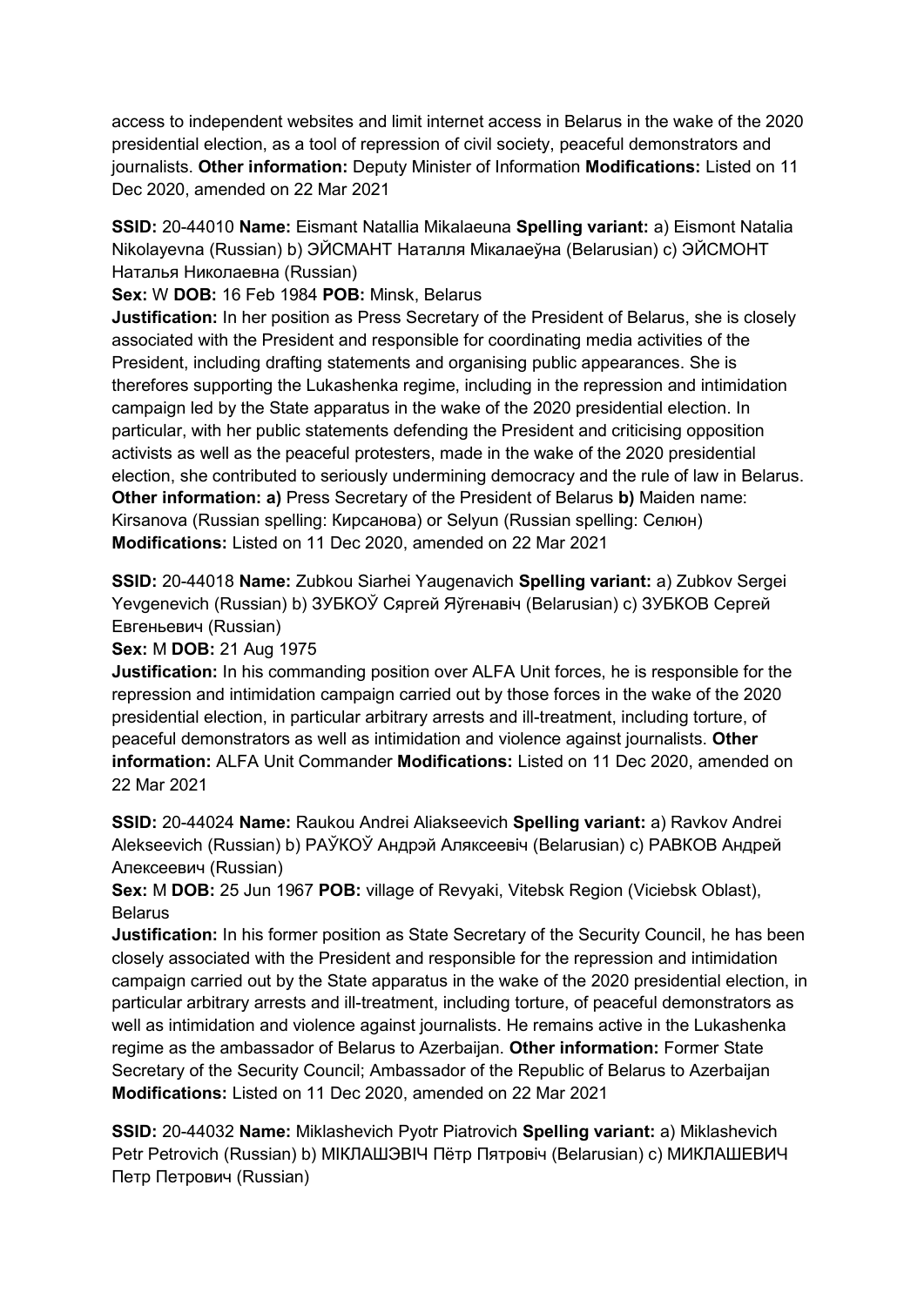access to independent websites and limit internet access in Belarus in the wake of the 2020 presidential election, as a tool of repression of civil society, peaceful demonstrators and journalists. **Other information:** Deputy Minister of Information **Modifications:** Listed on 11 Dec 2020, amended on 22 Mar 2021

**SSID:** 20-44010 **Name:** Eismant Natallia Mikalaeuna **Spelling variant:** a) Eismont Natalia Nikolayevna (Russian) b) ЭЙСМАНТ Наталля Мікалаеўна (Belarusian) c) ЭЙСМОНТ Наталья Николаевна (Russian)
**Sex:** W **DOB:** 16 Feb 1984 **POB:** Minsk, Belarus
**Justification:** In her position as Press Secretary of the President of Belarus, she is closely associated with the President and responsible for coordinating media activities of the President, including drafting statements and organising public appearances. She is therefores supporting the Lukashenka regime, including in the repression and intimidation campaign led by the State apparatus in the wake of the 2020 presidential election. In particular, with her public statements defending the President and criticising opposition activists as well as the peaceful protesters, made in the wake of the 2020 presidential election, she contributed to seriously undermining democracy and the rule of law in Belarus. **Other information: a)** Press Secretary of the President of Belarus **b)** Maiden name: Kirsanova (Russian spelling: Кирсанова) or Selyun (Russian spelling: Селюн) **Modifications:** Listed on 11 Dec 2020, amended on 22 Mar 2021

**SSID:** 20-44018 **Name:** Zubkou Siarhei Yaugenavich **Spelling variant:** a) Zubkov Sergei Yevgenevich (Russian) b) ЗУБКОЎ Сяргей Яўгенавіч (Belarusian) c) ЗУБКОВ Сергей Евгеньевич (Russian)
**Sex:** M **DOB:** 21 Aug 1975
**Justification:** In his commanding position over ALFA Unit forces, he is responsible for the repression and intimidation campaign carried out by those forces in the wake of the 2020 presidential election, in particular arbitrary arrests and ill-treatment, including torture, of peaceful demonstrators as well as intimidation and violence against journalists. **Other information:** ALFA Unit Commander **Modifications:** Listed on 11 Dec 2020, amended on 22 Mar 2021

**SSID:** 20-44024 **Name:** Raukou Andrei Aliakseevich **Spelling variant:** a) Ravkov Andrei Alekseevich (Russian) b) РАЎКОЎ Андрэй Аляксеевіч (Belarusian) c) РАВКОВ Андрей Алексеевич (Russian)
**Sex:** M **DOB:** 25 Jun 1967 **POB:** village of Revyaki, Vitebsk Region (Viciebsk Oblast), Belarus
**Justification:** In his former position as State Secretary of the Security Council, he has been closely associated with the President and responsible for the repression and intimidation campaign carried out by the State apparatus in the wake of the 2020 presidential election, in particular arbitrary arrests and ill-treatment, including torture, of peaceful demonstrators as well as intimidation and violence against journalists. He remains active in the Lukashenka regime as the ambassador of Belarus to Azerbaijan. **Other information:** Former State Secretary of the Security Council; Ambassador of the Republic of Belarus to Azerbaijan **Modifications:** Listed on 11 Dec 2020, amended on 22 Mar 2021

**SSID:** 20-44032 **Name:** Miklashevich Pyotr Piatrovich **Spelling variant:** a) Miklashevich Petr Petrovich (Russian) b) МІКЛАШЭВІЧ Пётр Пятровіч (Belarusian) c) МИКЛАШЕВИЧ Петр Петрович (Russian)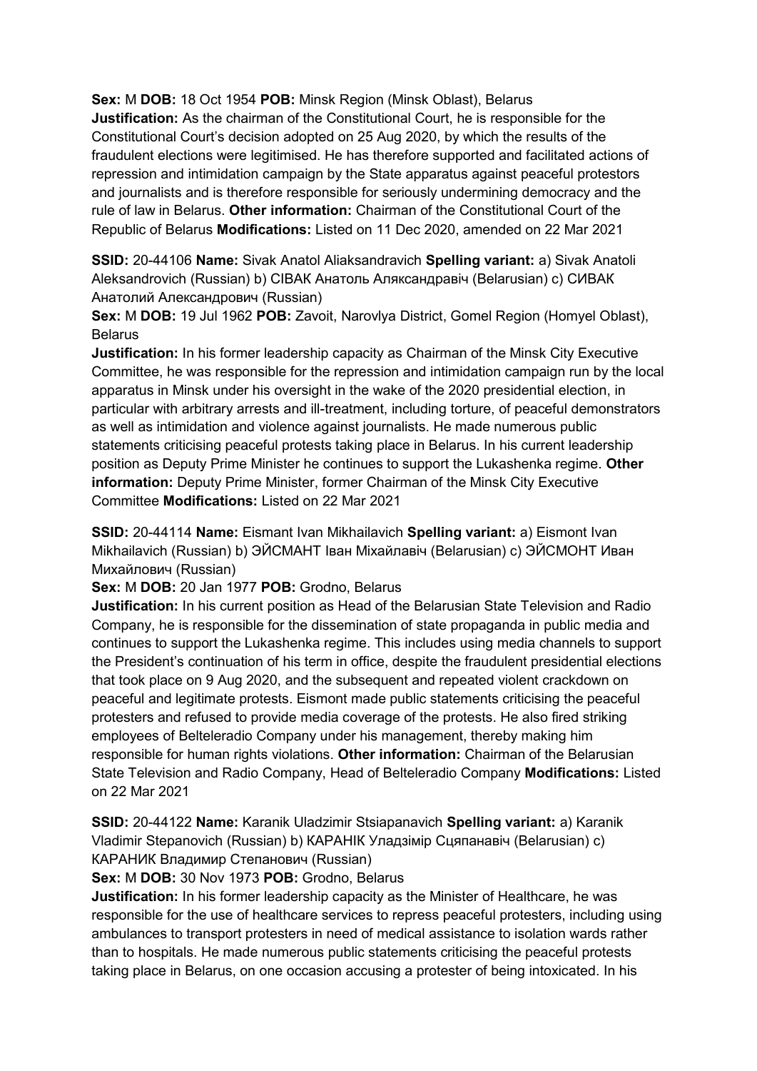**Sex:** M **DOB:** 18 Oct 1954 **POB:** Minsk Region (Minsk Oblast), Belarus
**Justification:** As the chairman of the Constitutional Court, he is responsible for the Constitutional Court's decision adopted on 25 Aug 2020, by which the results of the fraudulent elections were legitimised. He has therefore supported and facilitated actions of repression and intimidation campaign by the State apparatus against peaceful protestors and journalists and is therefore responsible for seriously undermining democracy and the rule of law in Belarus. **Other information:** Chairman of the Constitutional Court of the Republic of Belarus **Modifications:** Listed on 11 Dec 2020, amended on 22 Mar 2021

**SSID:** 20-44106 **Name:** Sivak Anatol Aliaksandravich **Spelling variant:** a) Sivak Anatoli Aleksandrovich (Russian) b) СІВАК Анатоль Аляксандравіч (Belarusian) c) СИВАК Анатолий Александрович (Russian)
**Sex:** M **DOB:** 19 Jul 1962 **POB:** Zavoit, Narovlya District, Gomel Region (Homyel Oblast), Belarus
**Justification:** In his former leadership capacity as Chairman of the Minsk City Executive Committee, he was responsible for the repression and intimidation campaign run by the local apparatus in Minsk under his oversight in the wake of the 2020 presidential election, in particular with arbitrary arrests and ill-treatment, including torture, of peaceful demonstrators as well as intimidation and violence against journalists. He made numerous public statements criticising peaceful protests taking place in Belarus. In his current leadership position as Deputy Prime Minister he continues to support the Lukashenka regime. **Other information:** Deputy Prime Minister, former Chairman of the Minsk City Executive Committee **Modifications:** Listed on 22 Mar 2021

**SSID:** 20-44114 **Name:** Eismant Ivan Mikhailavich **Spelling variant:** a) Eismont Ivan Mikhailavich (Russian) b) ЭЙСМАНТ Іван Міхайлавіч (Belarusian) c) ЭЙСМОНТ Иван Михайлович (Russian)
**Sex:** M **DOB:** 20 Jan 1977 **POB:** Grodno, Belarus
**Justification:** In his current position as Head of the Belarusian State Television and Radio Company, he is responsible for the dissemination of state propaganda in public media and continues to support the Lukashenka regime. This includes using media channels to support the President's continuation of his term in office, despite the fraudulent presidential elections that took place on 9 Aug 2020, and the subsequent and repeated violent crackdown on peaceful and legitimate protests. Eismont made public statements criticising the peaceful protesters and refused to provide media coverage of the protests. He also fired striking employees of Belteleradio Company under his management, thereby making him responsible for human rights violations. **Other information:** Chairman of the Belarusian State Television and Radio Company, Head of Belteleradio Company **Modifications:** Listed on 22 Mar 2021

**SSID:** 20-44122 **Name:** Karanik Uladzimir Stsiapanavich **Spelling variant:** a) Karanik Vladimir Stepanovich (Russian) b) КАРАНІК Уладзімір Сцяпанавіч (Belarusian) c) КАРАНИК Владимир Степанович (Russian)
**Sex:** M **DOB:** 30 Nov 1973 **POB:** Grodno, Belarus
**Justification:** In his former leadership capacity as the Minister of Healthcare, he was responsible for the use of healthcare services to repress peaceful protesters, including using ambulances to transport protesters in need of medical assistance to isolation wards rather than to hospitals. He made numerous public statements criticising the peaceful protests taking place in Belarus, on one occasion accusing a protester of being intoxicated. In his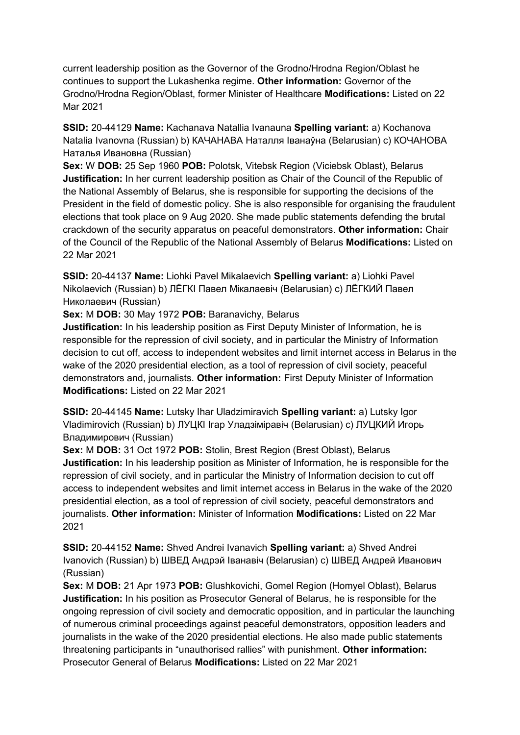current leadership position as the Governor of the Grodno/Hrodna Region/Oblast he continues to support the Lukashenka regime. **Other information:** Governor of the Grodno/Hrodna Region/Oblast, former Minister of Healthcare **Modifications:** Listed on 22 Mar 2021

**SSID:** 20-44129 **Name:** Kachanava Natallia Ivanauna **Spelling variant:** a) Kochanova Natalia Ivanovna (Russian) b) КАЧАНАВА Наталля Іванаўна (Belarusian) c) КОЧАНОВА Наталья Ивановна (Russian)
**Sex:** W **DOB:** 25 Sep 1960 **POB:** Polotsk, Vitebsk Region (Viciebsk Oblast), Belarus
**Justification:** In her current leadership position as Chair of the Council of the Republic of the National Assembly of Belarus, she is responsible for supporting the decisions of the President in the field of domestic policy. She is also responsible for organising the fraudulent elections that took place on 9 Aug 2020. She made public statements defending the brutal crackdown of the security apparatus on peaceful demonstrators. **Other information:** Chair of the Council of the Republic of the National Assembly of Belarus **Modifications:** Listed on 22 Mar 2021

**SSID:** 20-44137 **Name:** Liohki Pavel Mikalaevich **Spelling variant:** a) Liohki Pavel Nikolaevich (Russian) b) ЛЁГКІ Павел Мікалаевіч (Belarusian) c) ЛЁГКИЙ Павел Николаевич (Russian)
**Sex:** M **DOB:** 30 May 1972 **POB:** Baranavichy, Belarus
**Justification:** In his leadership position as First Deputy Minister of Information, he is responsible for the repression of civil society, and in particular the Ministry of Information decision to cut off, access to independent websites and limit internet access in Belarus in the wake of the 2020 presidential election, as a tool of repression of civil society, peaceful demonstrators and, journalists. **Other information:** First Deputy Minister of Information **Modifications:** Listed on 22 Mar 2021

**SSID:** 20-44145 **Name:** Lutsky Ihar Uladzimiravich **Spelling variant:** a) Lutsky Igor Vladimirovich (Russian) b) ЛУЦКІ Ігар Уладзіміравіч (Belarusian) c) ЛУЦКИЙ Игорь Владимирович (Russian)
**Sex:** M **DOB:** 31 Oct 1972 **POB:** Stolin, Brest Region (Brest Oblast), Belarus
**Justification:** In his leadership position as Minister of Information, he is responsible for the repression of civil society, and in particular the Ministry of Information decision to cut off access to independent websites and limit internet access in Belarus in the wake of the 2020 presidential election, as a tool of repression of civil society, peaceful demonstrators and journalists. **Other information:** Minister of Information **Modifications:** Listed on 22 Mar 2021

**SSID:** 20-44152 **Name:** Shved Andrei Ivanavich **Spelling variant:** a) Shved Andrei Ivanovich (Russian) b) ШВЕД Андрэй Іванавіч (Belarusian) c) ШВЕД Андрей Иванович (Russian)
**Sex:** M **DOB:** 21 Apr 1973 **POB:** Glushkovichi, Gomel Region (Homyel Oblast), Belarus
**Justification:** In his position as Prosecutor General of Belarus, he is responsible for the ongoing repression of civil society and democratic opposition, and in particular the launching of numerous criminal proceedings against peaceful demonstrators, opposition leaders and journalists in the wake of the 2020 presidential elections. He also made public statements threatening participants in "unauthorised rallies" with punishment. **Other information:** Prosecutor General of Belarus **Modifications:** Listed on 22 Mar 2021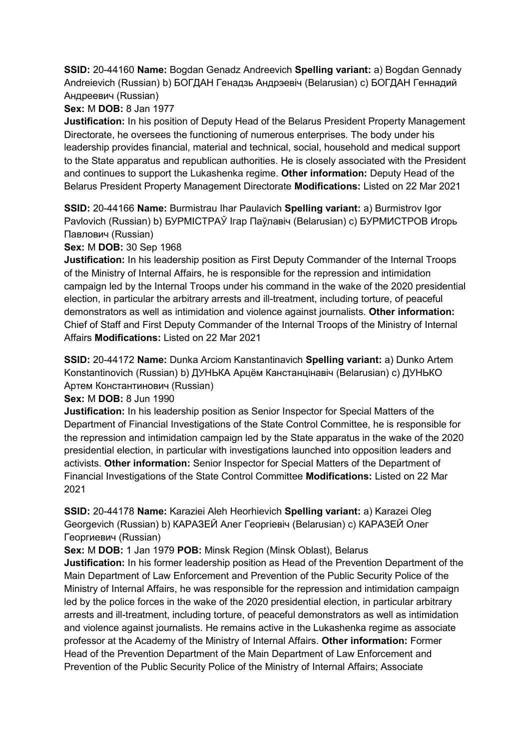**SSID:** 20-44160 **Name:** Bogdan Genadz Andreevich **Spelling variant:** a) Bogdan Gennady Andreievich (Russian) b) БОГДАН Генадзь Андрэевіч (Belarusian) c) БОГДАН Геннадий Андреевич (Russian)

**Sex:** M **DOB:** 8 Jan 1977

**Justification:** In his position of Deputy Head of the Belarus President Property Management Directorate, he oversees the functioning of numerous enterprises. The body under his leadership provides financial, material and technical, social, household and medical support to the State apparatus and republican authorities. He is closely associated with the President and continues to support the Lukashenka regime. **Other information:** Deputy Head of the Belarus President Property Management Directorate **Modifications:** Listed on 22 Mar 2021

**SSID:** 20-44166 **Name:** Burmistrau Ihar Paulavich **Spelling variant:** a) Burmistrov Igor Pavlovich (Russian) b) БУРМІСТРАЎ Ігар Паўлавіч (Belarusian) c) БУРМИСТРОВ Игорь Павлович (Russian)

**Sex:** M **DOB:** 30 Sep 1968

**Justification:** In his leadership position as First Deputy Commander of the Internal Troops of the Ministry of Internal Affairs, he is responsible for the repression and intimidation campaign led by the Internal Troops under his command in the wake of the 2020 presidential election, in particular the arbitrary arrests and ill-treatment, including torture, of peaceful demonstrators as well as intimidation and violence against journalists. **Other information:** Chief of Staff and First Deputy Commander of the Internal Troops of the Ministry of Internal Affairs **Modifications:** Listed on 22 Mar 2021

**SSID:** 20-44172 **Name:** Dunka Arciom Kanstantinavich **Spelling variant:** a) Dunko Artem Konstantinovich (Russian) b) ДУНЬКА Арцём Канстанцінавіч (Belarusian) c) ДУНЬКО Артем Константинович (Russian)

**Sex:** M **DOB:** 8 Jun 1990

**Justification:** In his leadership position as Senior Inspector for Special Matters of the Department of Financial Investigations of the State Control Committee, he is responsible for the repression and intimidation campaign led by the State apparatus in the wake of the 2020 presidential election, in particular with investigations launched into opposition leaders and activists. **Other information:** Senior Inspector for Special Matters of the Department of Financial Investigations of the State Control Committee **Modifications:** Listed on 22 Mar 2021

**SSID:** 20-44178 **Name:** Karaziei Aleh Heorhievich **Spelling variant:** a) Karazei Oleg Georgevich (Russian) b) КАРАЗЕЙ Алег Георгіевіч (Belarusian) c) КАРАЗЕЙ Олег Георгиевич (Russian)

**Sex:** M **DOB:** 1 Jan 1979 **POB:** Minsk Region (Minsk Oblast), Belarus

**Justification:** In his former leadership position as Head of the Prevention Department of the Main Department of Law Enforcement and Prevention of the Public Security Police of the Ministry of Internal Affairs, he was responsible for the repression and intimidation campaign led by the police forces in the wake of the 2020 presidential election, in particular arbitrary arrests and ill-treatment, including torture, of peaceful demonstrators as well as intimidation and violence against journalists. He remains active in the Lukashenka regime as associate professor at the Academy of the Ministry of Internal Affairs. **Other information:** Former Head of the Prevention Department of the Main Department of Law Enforcement and Prevention of the Public Security Police of the Ministry of Internal Affairs; Associate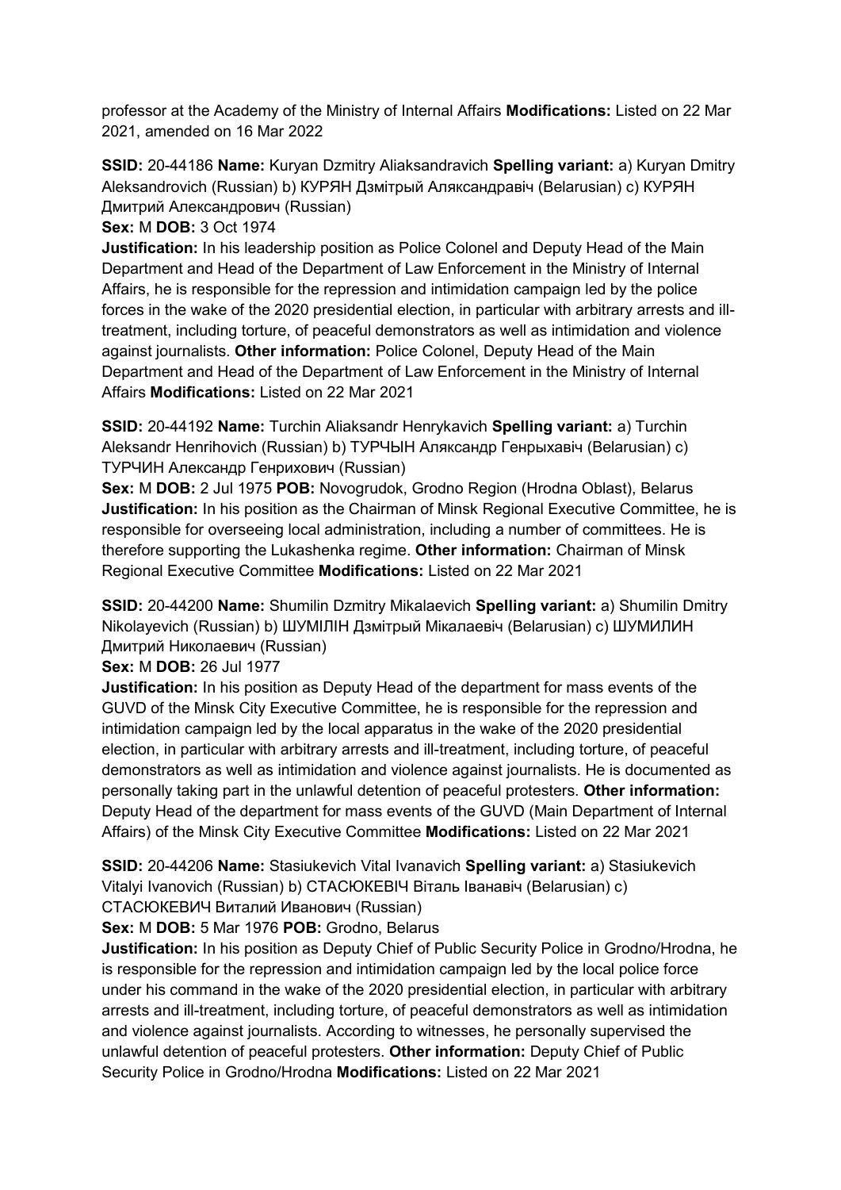professor at the Academy of the Ministry of Internal Affairs **Modifications:** Listed on 22 Mar 2021, amended on 16 Mar 2022

**SSID:** 20-44186 **Name:** Kuryan Dzmitry Aliaksandravich **Spelling variant:** a) Kuryan Dmitry Aleksandrovich (Russian) b) КУРЯН Дзмітрый Аляксандравіч (Belarusian) c) КУРЯН Дмитрий Александрович (Russian)
**Sex:** M **DOB:** 3 Oct 1974
**Justification:** In his leadership position as Police Colonel and Deputy Head of the Main Department and Head of the Department of Law Enforcement in the Ministry of Internal Affairs, he is responsible for the repression and intimidation campaign led by the police forces in the wake of the 2020 presidential election, in particular with arbitrary arrests and ill-treatment, including torture, of peaceful demonstrators as well as intimidation and violence against journalists. **Other information:** Police Colonel, Deputy Head of the Main Department and Head of the Department of Law Enforcement in the Ministry of Internal Affairs **Modifications:** Listed on 22 Mar 2021

**SSID:** 20-44192 **Name:** Turchin Aliaksandr Henrykavich **Spelling variant:** a) Turchin Aleksandr Henrihovich (Russian) b) ТУРЧЫН Аляксандр Генрыхавіч (Belarusian) c) ТУРЧИН Александр Генрихович (Russian)
**Sex:** M **DOB:** 2 Jul 1975 **POB:** Novogrudok, Grodno Region (Hrodna Oblast), Belarus
**Justification:** In his position as the Chairman of Minsk Regional Executive Committee, he is responsible for overseeing local administration, including a number of committees. He is therefore supporting the Lukashenka regime. **Other information:** Chairman of Minsk Regional Executive Committee **Modifications:** Listed on 22 Mar 2021

**SSID:** 20-44200 **Name:** Shumilin Dzmitry Mikalaevich **Spelling variant:** a) Shumilin Dmitry Nikolayevich (Russian) b) ШУМІЛІН Дзмітрый Мікалаевіч (Belarusian) c) ШУМИЛИН Дмитрий Николаевич (Russian)
**Sex:** M **DOB:** 26 Jul 1977
**Justification:** In his position as Deputy Head of the department for mass events of the GUVD of the Minsk City Executive Committee, he is responsible for the repression and intimidation campaign led by the local apparatus in the wake of the 2020 presidential election, in particular with arbitrary arrests and ill-treatment, including torture, of peaceful demonstrators as well as intimidation and violence against journalists. He is documented as personally taking part in the unlawful detention of peaceful protesters. **Other information:** Deputy Head of the department for mass events of the GUVD (Main Department of Internal Affairs) of the Minsk City Executive Committee **Modifications:** Listed on 22 Mar 2021

**SSID:** 20-44206 **Name:** Stasiukevich Vital Ivanavich **Spelling variant:** a) Stasiukevich Vitalyi Ivanovich (Russian) b) СТАСЮКЕВІЧ Віталь Іванавіч (Belarusian) c) СТАСЮКЕВИЧ Виталий Иванович (Russian)
**Sex:** M **DOB:** 5 Mar 1976 **POB:** Grodno, Belarus
**Justification:** In his position as Deputy Chief of Public Security Police in Grodno/Hrodna, he is responsible for the repression and intimidation campaign led by the local police force under his command in the wake of the 2020 presidential election, in particular with arbitrary arrests and ill-treatment, including torture, of peaceful demonstrators as well as intimidation and violence against journalists. According to witnesses, he personally supervised the unlawful detention of peaceful protesters. **Other information:** Deputy Chief of Public Security Police in Grodno/Hrodna **Modifications:** Listed on 22 Mar 2021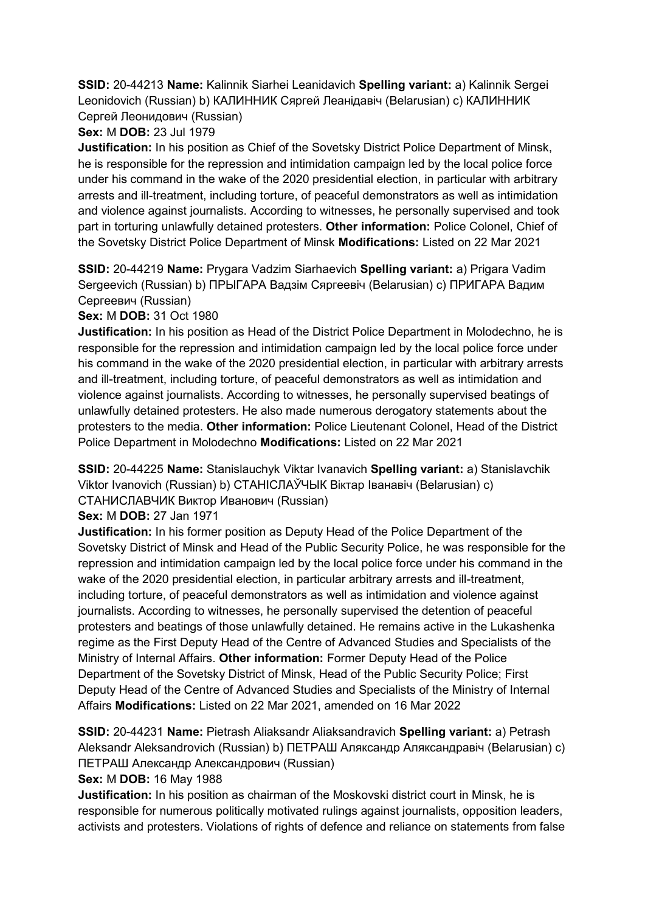**SSID:** 20-44213 **Name:** Kalinnik Siarhei Leanidavich **Spelling variant:** a) Kalinnik Sergei Leonidovich (Russian) b) КАЛИННИК Сяргей Леанідавіч (Belarusian) c) КАЛИННИК Сергей Леонидович (Russian)
**Sex:** M **DOB:** 23 Jul 1979
**Justification:** In his position as Chief of the Sovetsky District Police Department of Minsk, he is responsible for the repression and intimidation campaign led by the local police force under his command in the wake of the 2020 presidential election, in particular with arbitrary arrests and ill-treatment, including torture, of peaceful demonstrators as well as intimidation and violence against journalists. According to witnesses, he personally supervised and took part in torturing unlawfully detained protesters. **Other information:** Police Colonel, Chief of the Sovetsky District Police Department of Minsk **Modifications:** Listed on 22 Mar 2021

**SSID:** 20-44219 **Name:** Prygara Vadzim Siarhaevich **Spelling variant:** a) Prigara Vadim Sergeevich (Russian) b) ПРЫГАРА Вадзім Сяргеевіч (Belarusian) c) ПРИГАРА Вадим Сергеевич (Russian)
**Sex:** M **DOB:** 31 Oct 1980
**Justification:** In his position as Head of the District Police Department in Molodechno, he is responsible for the repression and intimidation campaign led by the local police force under his command in the wake of the 2020 presidential election, in particular with arbitrary arrests and ill-treatment, including torture, of peaceful demonstrators as well as intimidation and violence against journalists. According to witnesses, he personally supervised beatings of unlawfully detained protesters. He also made numerous derogatory statements about the protesters to the media. **Other information:** Police Lieutenant Colonel, Head of the District Police Department in Molodechno **Modifications:** Listed on 22 Mar 2021

**SSID:** 20-44225 **Name:** Stanislauchyk Viktar Ivanavich **Spelling variant:** a) Stanislavchik Viktor Ivanovich (Russian) b) СТАНІСЛАЎЧЫК Віктар Іванавіч (Belarusian) c) СТАНИСЛАВЧИК Виктор Иванович (Russian)
**Sex:** M **DOB:** 27 Jan 1971
**Justification:** In his former position as Deputy Head of the Police Department of the Sovetsky District of Minsk and Head of the Public Security Police, he was responsible for the repression and intimidation campaign led by the local police force under his command in the wake of the 2020 presidential election, in particular arbitrary arrests and ill-treatment, including torture, of peaceful demonstrators as well as intimidation and violence against journalists. According to witnesses, he personally supervised the detention of peaceful protesters and beatings of those unlawfully detained. He remains active in the Lukashenka regime as the First Deputy Head of the Centre of Advanced Studies and Specialists of the Ministry of Internal Affairs. **Other information:** Former Deputy Head of the Police Department of the Sovetsky District of Minsk, Head of the Public Security Police; First Deputy Head of the Centre of Advanced Studies and Specialists of the Ministry of Internal Affairs **Modifications:** Listed on 22 Mar 2021, amended on 16 Mar 2022

**SSID:** 20-44231 **Name:** Pietrash Aliaksandr Aliaksandravich **Spelling variant:** a) Petrash Aleksandr Aleksandrovich (Russian) b) ПЕТРАШ Аляксандр Аляксандравіч (Belarusian) c) ПЕТРАШ Александр Александрович (Russian)
**Sex:** M **DOB:** 16 May 1988
**Justification:** In his position as chairman of the Moskovski district court in Minsk, he is responsible for numerous politically motivated rulings against journalists, opposition leaders, activists and protesters. Violations of rights of defence and reliance on statements from false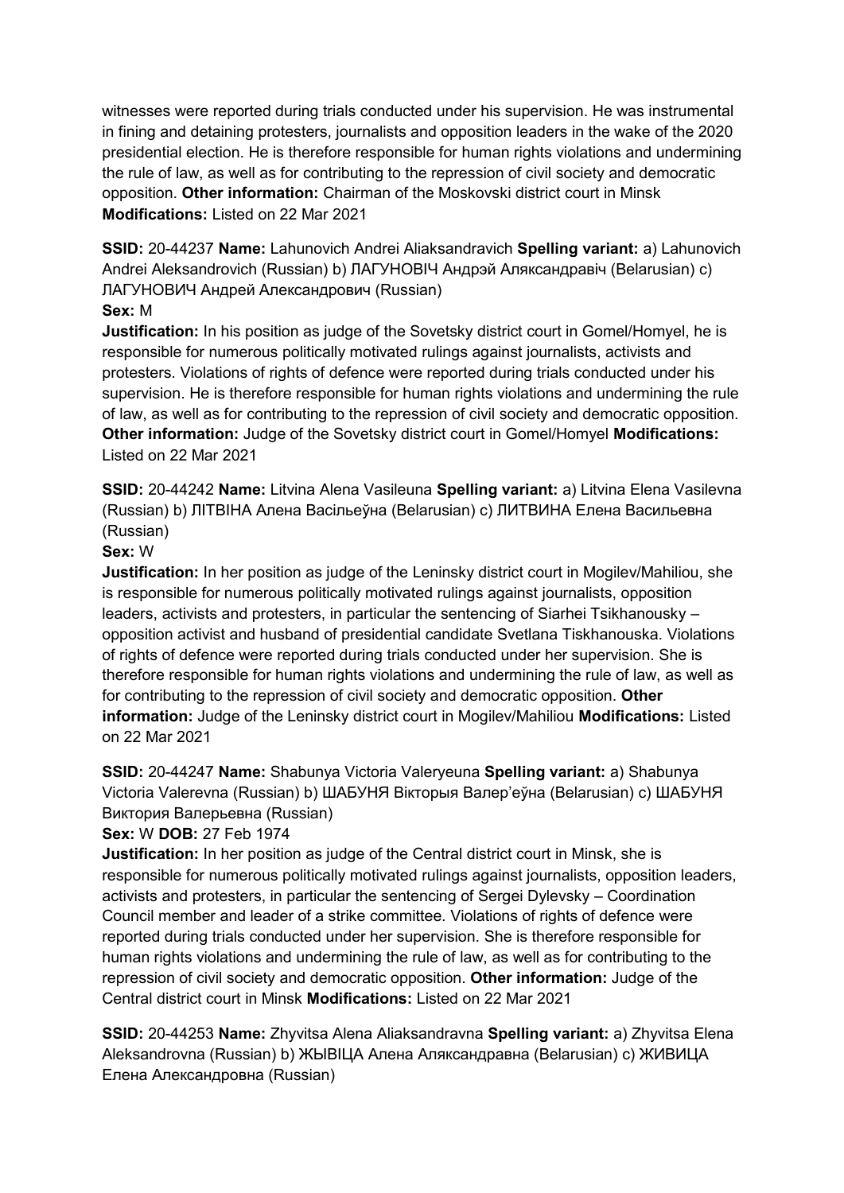witnesses were reported during trials conducted under his supervision. He was instrumental in fining and detaining protesters, journalists and opposition leaders in the wake of the 2020 presidential election. He is therefore responsible for human rights violations and undermining the rule of law, as well as for contributing to the repression of civil society and democratic opposition. **Other information:** Chairman of the Moskovski district court in Minsk **Modifications:** Listed on 22 Mar 2021

**SSID:** 20-44237 **Name:** Lahunovich Andrei Aliaksandravich **Spelling variant:** a) Lahunovich Andrei Aleksandrovich (Russian) b) ЛАГУНОВІЧ Андрэй Аляксандравіч (Belarusian) c) ЛАГУНОВИЧ Андрей Александрович (Russian)
**Sex:** M
**Justification:** In his position as judge of the Sovetsky district court in Gomel/Homyel, he is responsible for numerous politically motivated rulings against journalists, activists and protesters. Violations of rights of defence were reported during trials conducted under his supervision. He is therefore responsible for human rights violations and undermining the rule of law, as well as for contributing to the repression of civil society and democratic opposition. **Other information:** Judge of the Sovetsky district court in Gomel/Homyel **Modifications:** Listed on 22 Mar 2021

**SSID:** 20-44242 **Name:** Litvina Alena Vasileuna **Spelling variant:** a) Litvina Elena Vasilevna (Russian) b) ЛІТВІНА Алена Васільеўна (Belarusian) c) ЛИТВИНА Елена Васильевна (Russian)
**Sex:** W
**Justification:** In her position as judge of the Leninsky district court in Mogilev/Mahiliou, she is responsible for numerous politically motivated rulings against journalists, opposition leaders, activists and protesters, in particular the sentencing of Siarhei Tsikhanousky – opposition activist and husband of presidential candidate Svetlana Tiskhanouska. Violations of rights of defence were reported during trials conducted under her supervision. She is therefore responsible for human rights violations and undermining the rule of law, as well as for contributing to the repression of civil society and democratic opposition. **Other information:** Judge of the Leninsky district court in Mogilev/Mahiliou **Modifications:** Listed on 22 Mar 2021

**SSID:** 20-44247 **Name:** Shabunya Victoria Valeryeuna **Spelling variant:** a) Shabunya Victoria Valerevna (Russian) b) ШАБУНЯ Вікторыя Валер'еўна (Belarusian) c) ШАБУНЯ Виктория Валерьевна (Russian)
**Sex:** W **DOB:** 27 Feb 1974
**Justification:** In her position as judge of the Central district court in Minsk, she is responsible for numerous politically motivated rulings against journalists, opposition leaders, activists and protesters, in particular the sentencing of Sergei Dylevsky – Coordination Council member and leader of a strike committee. Violations of rights of defence were reported during trials conducted under her supervision. She is therefore responsible for human rights violations and undermining the rule of law, as well as for contributing to the repression of civil society and democratic opposition. **Other information:** Judge of the Central district court in Minsk **Modifications:** Listed on 22 Mar 2021

**SSID:** 20-44253 **Name:** Zhyvitsa Alena Aliaksandravna **Spelling variant:** a) Zhyvitsa Elena Aleksandrovna (Russian) b) ЖЫВІЦА Алена Аляксандравна (Belarusian) c) ЖИВИЦА Елена Александровна (Russian)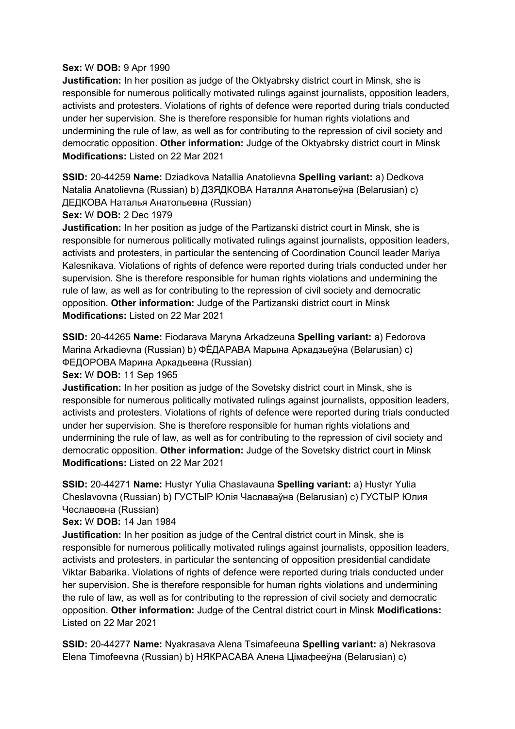**Sex:** W **DOB:** 9 Apr 1990
**Justification:** In her position as judge of the Oktyabrsky district court in Minsk, she is responsible for numerous politically motivated rulings against journalists, opposition leaders, activists and protesters. Violations of rights of defence were reported during trials conducted under her supervision. She is therefore responsible for human rights violations and undermining the rule of law, as well as for contributing to the repression of civil society and democratic opposition. **Other information:** Judge of the Oktyabrsky district court in Minsk
**Modifications:** Listed on 22 Mar 2021

**SSID:** 20-44259 **Name:** Dziadkova Natallia Anatolievna **Spelling variant:** a) Dedkova Natalia Anatolievna (Russian) b) ДЗЯДКОВА Наталля Анатольеўна (Belarusian) c) ДЕДКОВА Наталья Анатольевна (Russian)
**Sex:** W **DOB:** 2 Dec 1979
**Justification:** In her position as judge of the Partizanski district court in Minsk, she is responsible for numerous politically motivated rulings against journalists, opposition leaders, activists and protesters, in particular the sentencing of Coordination Council leader Mariya Kalesnikava. Violations of rights of defence were reported during trials conducted under her supervision. She is therefore responsible for human rights violations and undermining the rule of law, as well as for contributing to the repression of civil society and democratic opposition. **Other information:** Judge of the Partizanski district court in Minsk
**Modifications:** Listed on 22 Mar 2021

**SSID:** 20-44265 **Name:** Fiodarava Maryna Arkadzeuna **Spelling variant:** a) Fedorova Marina Arkadievna (Russian) b) ФЁДАРАВА Марына Аркадзьеўна (Belarusian) c) ФЕДОРОВА Марина Аркадьевна (Russian)
**Sex:** W **DOB:** 11 Sep 1965
**Justification:** In her position as judge of the Sovetsky district court in Minsk, she is responsible for numerous politically motivated rulings against journalists, opposition leaders, activists and protesters. Violations of rights of defence were reported during trials conducted under her supervision. She is therefore responsible for human rights violations and undermining the rule of law, as well as for contributing to the repression of civil society and democratic opposition. **Other information:** Judge of the Sovetsky district court in Minsk
**Modifications:** Listed on 22 Mar 2021

**SSID:** 20-44271 **Name:** Hustyr Yulia Chaslavauna **Spelling variant:** a) Hustyr Yulia Cheslavovna (Russian) b) ГУСТЫР Юлія Чаславаўна (Belarusian) c) ГУСТЫР Юлия Чеславовна (Russian)
**Sex:** W **DOB:** 14 Jan 1984
**Justification:** In her position as judge of the Central district court in Minsk, she is responsible for numerous politically motivated rulings against journalists, opposition leaders, activists and protesters, in particular the sentencing of opposition presidential candidate Viktar Babarika. Violations of rights of defence were reported during trials conducted under her supervision. She is therefore responsible for human rights violations and undermining the rule of law, as well as for contributing to the repression of civil society and democratic opposition. **Other information:** Judge of the Central district court in Minsk **Modifications:** Listed on 22 Mar 2021

**SSID:** 20-44277 **Name:** Nyakrasava Alena Tsimafeeuna **Spelling variant:** a) Nekrasova Elena Timofeevna (Russian) b) НЯКРАСАВА Алена Цімафееўна (Belarusian) c)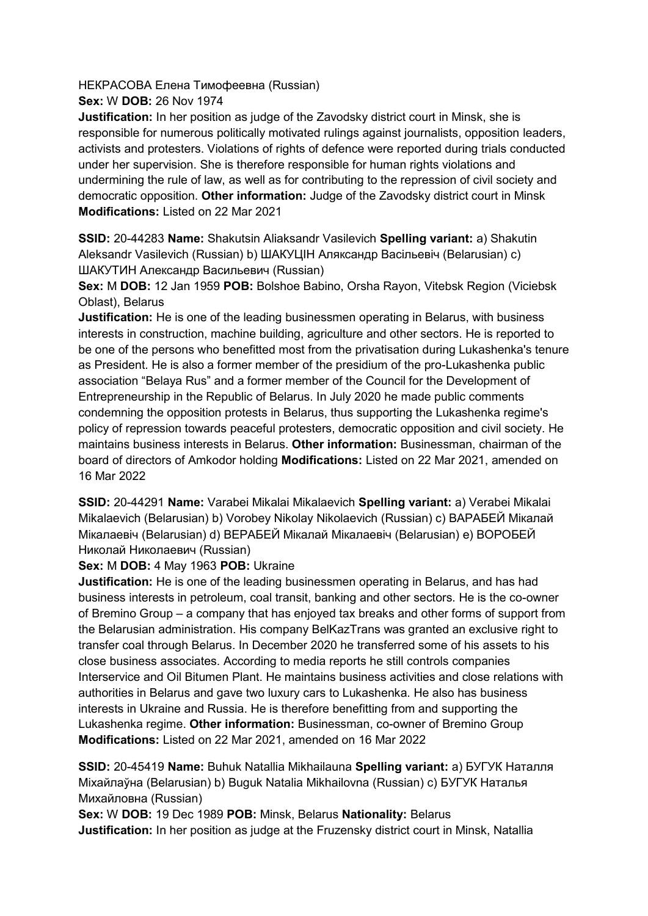НЕКРАСОВА Елена Тимофеевна (Russian)
**Sex:** W **DOB:** 26 Nov 1974
**Justification:** In her position as judge of the Zavodsky district court in Minsk, she is responsible for numerous politically motivated rulings against journalists, opposition leaders, activists and protesters. Violations of rights of defence were reported during trials conducted under her supervision. She is therefore responsible for human rights violations and undermining the rule of law, as well as for contributing to the repression of civil society and democratic opposition. **Other information:** Judge of the Zavodsky district court in Minsk **Modifications:** Listed on 22 Mar 2021

**SSID:** 20-44283 **Name:** Shakutsin Aliaksandr Vasilevich **Spelling variant:** a) Shakutin Aleksandr Vasilevich (Russian) b) ШАКУЦІН Аляксандр Васільевіч (Belarusian) c) ШАКУТИН Александр Васильевич (Russian)
**Sex:** M **DOB:** 12 Jan 1959 **POB:** Bolshoe Babino, Orsha Rayon, Vitebsk Region (Viciebsk Oblast), Belarus
**Justification:** He is one of the leading businessmen operating in Belarus, with business interests in construction, machine building, agriculture and other sectors. He is reported to be one of the persons who benefitted most from the privatisation during Lukashenka's tenure as President. He is also a former member of the presidium of the pro-Lukashenka public association "Belaya Rus" and a former member of the Council for the Development of Entrepreneurship in the Republic of Belarus. In July 2020 he made public comments condemning the opposition protests in Belarus, thus supporting the Lukashenka regime's policy of repression towards peaceful protesters, democratic opposition and civil society. He maintains business interests in Belarus. **Other information:** Businessman, chairman of the board of directors of Amkodor holding **Modifications:** Listed on 22 Mar 2021, amended on 16 Mar 2022

**SSID:** 20-44291 **Name:** Varabei Mikalai Mikalaevich **Spelling variant:** a) Verabei Mikalai Mikalaevich (Belarusian) b) Vorobey Nikolay Nikolaevich (Russian) c) ВАРАБЕЙ Мікалай Мікалаевіч (Belarusian) d) ВЕРАБЕЙ Мікалай Мікалаевіч (Belarusian) e) ВОРОБЕЙ Николай Николаевич (Russian)
**Sex:** M **DOB:** 4 May 1963 **POB:** Ukraine
**Justification:** He is one of the leading businessmen operating in Belarus, and has had business interests in petroleum, coal transit, banking and other sectors. He is the co-owner of Bremino Group – a company that has enjoyed tax breaks and other forms of support from the Belarusian administration. His company BelKazTrans was granted an exclusive right to transfer coal through Belarus. In December 2020 he transferred some of his assets to his close business associates. According to media reports he still controls companies Interservice and Oil Bitumen Plant. He maintains business activities and close relations with authorities in Belarus and gave two luxury cars to Lukashenka. He also has business interests in Ukraine and Russia. He is therefore benefitting from and supporting the Lukashenka regime. **Other information:** Businessman, co-owner of Bremino Group **Modifications:** Listed on 22 Mar 2021, amended on 16 Mar 2022

**SSID:** 20-45419 **Name:** Buhuk Natallia Mikhailauna **Spelling variant:** a) БУГУК Наталля Міхайлаўна (Belarusian) b) Buguk Natalia Mikhailovna (Russian) c) БУГУК Наталья Михайловна (Russian)
**Sex:** W **DOB:** 19 Dec 1989 **POB:** Minsk, Belarus **Nationality:** Belarus
**Justification:** In her position as judge at the Fruzensky district court in Minsk, Natallia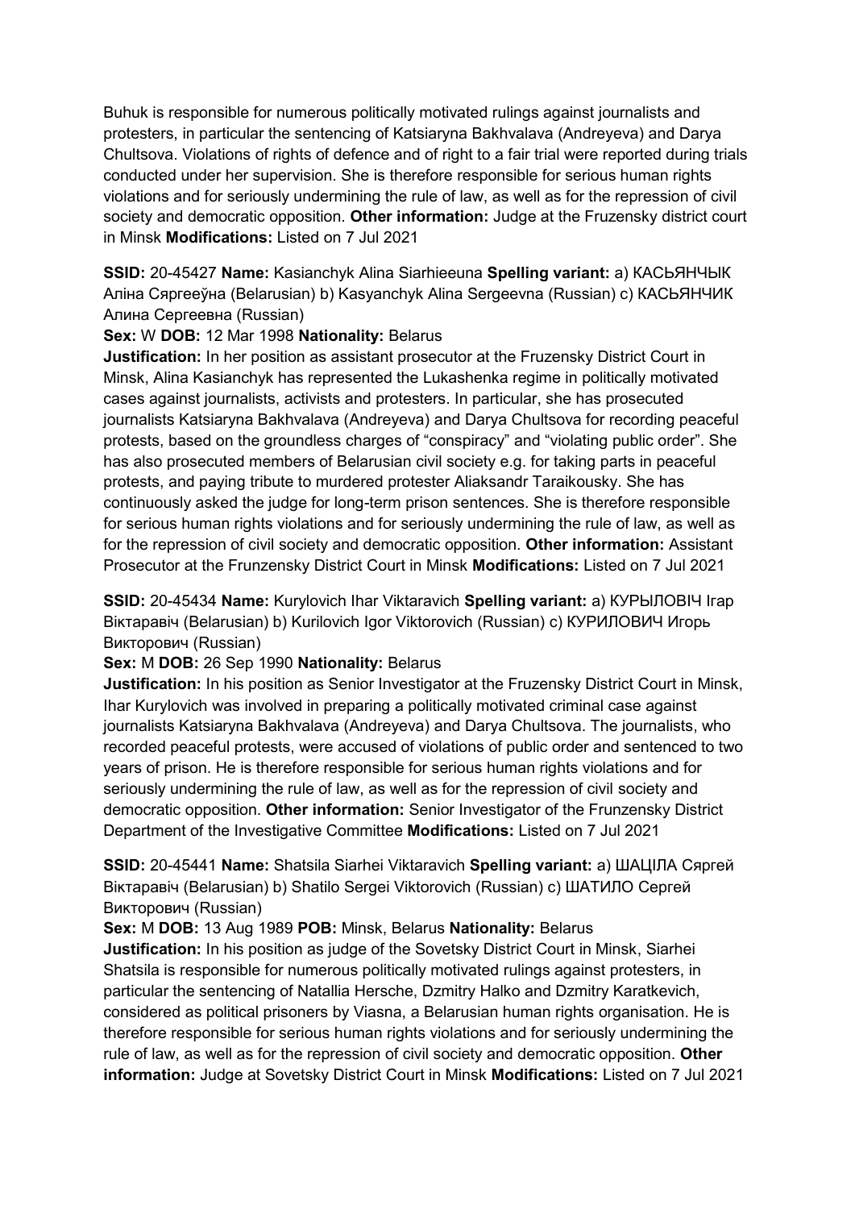Buhuk is responsible for numerous politically motivated rulings against journalists and protesters, in particular the sentencing of Katsiaryna Bakhvalava (Andreyeva) and Darya Chultsova. Violations of rights of defence and of right to a fair trial were reported during trials conducted under her supervision. She is therefore responsible for serious human rights violations and for seriously undermining the rule of law, as well as for the repression of civil society and democratic opposition. **Other information:** Judge at the Fruzensky district court in Minsk **Modifications:** Listed on 7 Jul 2021

**SSID:** 20-45427 **Name:** Kasianchyk Alina Siarhieeuna **Spelling variant:** a) КАСЬЯНЧЫК Аліна Сяргееўна (Belarusian) b) Kasyanchyk Alina Sergeevna (Russian) c) КАСЬЯНЧИК Алина Сергеевна (Russian)

**Sex:** W **DOB:** 12 Mar 1998 **Nationality:** Belarus

**Justification:** In her position as assistant prosecutor at the Fruzensky District Court in Minsk, Alina Kasianchyk has represented the Lukashenka regime in politically motivated cases against journalists, activists and protesters. In particular, she has prosecuted journalists Katsiaryna Bakhvalava (Andreyeva) and Darya Chultsova for recording peaceful protests, based on the groundless charges of "conspiracy" and "violating public order". She has also prosecuted members of Belarusian civil society e.g. for taking parts in peaceful protests, and paying tribute to murdered protester Aliaksandr Taraikousky. She has continuously asked the judge for long-term prison sentences. She is therefore responsible for serious human rights violations and for seriously undermining the rule of law, as well as for the repression of civil society and democratic opposition. **Other information:** Assistant Prosecutor at the Frunzensky District Court in Minsk **Modifications:** Listed on 7 Jul 2021

**SSID:** 20-45434 **Name:** Kurylovich Ihar Viktaravich **Spelling variant:** a) КУРЫЛОВІЧ Ігар Віктаравіч (Belarusian) b) Kurilovich Igor Viktorovich (Russian) c) КУРИЛОВИЧ Игорь Викторович (Russian)

**Sex:** M **DOB:** 26 Sep 1990 **Nationality:** Belarus

**Justification:** In his position as Senior Investigator at the Fruzensky District Court in Minsk, Ihar Kurylovich was involved in preparing a politically motivated criminal case against journalists Katsiaryna Bakhvalava (Andreyeva) and Darya Chultsova. The journalists, who recorded peaceful protests, were accused of violations of public order and sentenced to two years of prison. He is therefore responsible for serious human rights violations and for seriously undermining the rule of law, as well as for the repression of civil society and democratic opposition. **Other information:** Senior Investigator of the Frunzensky District Department of the Investigative Committee **Modifications:** Listed on 7 Jul 2021

**SSID:** 20-45441 **Name:** Shatsila Siarhei Viktaravich **Spelling variant:** a) ШАЦІЛА Сяргей Віктаравіч (Belarusian) b) Shatilo Sergei Viktorovich (Russian) c) ШАТИЛО Сергей Викторович (Russian)

**Sex:** M **DOB:** 13 Aug 1989 **POB:** Minsk, Belarus **Nationality:** Belarus

**Justification:** In his position as judge of the Sovetsky District Court in Minsk, Siarhei Shatsila is responsible for numerous politically motivated rulings against protesters, in particular the sentencing of Natallia Hersche, Dzmitry Halko and Dzmitry Karatkevich, considered as political prisoners by Viasna, a Belarusian human rights organisation. He is therefore responsible for serious human rights violations and for seriously undermining the rule of law, as well as for the repression of civil society and democratic opposition. **Other information:** Judge at Sovetsky District Court in Minsk **Modifications:** Listed on 7 Jul 2021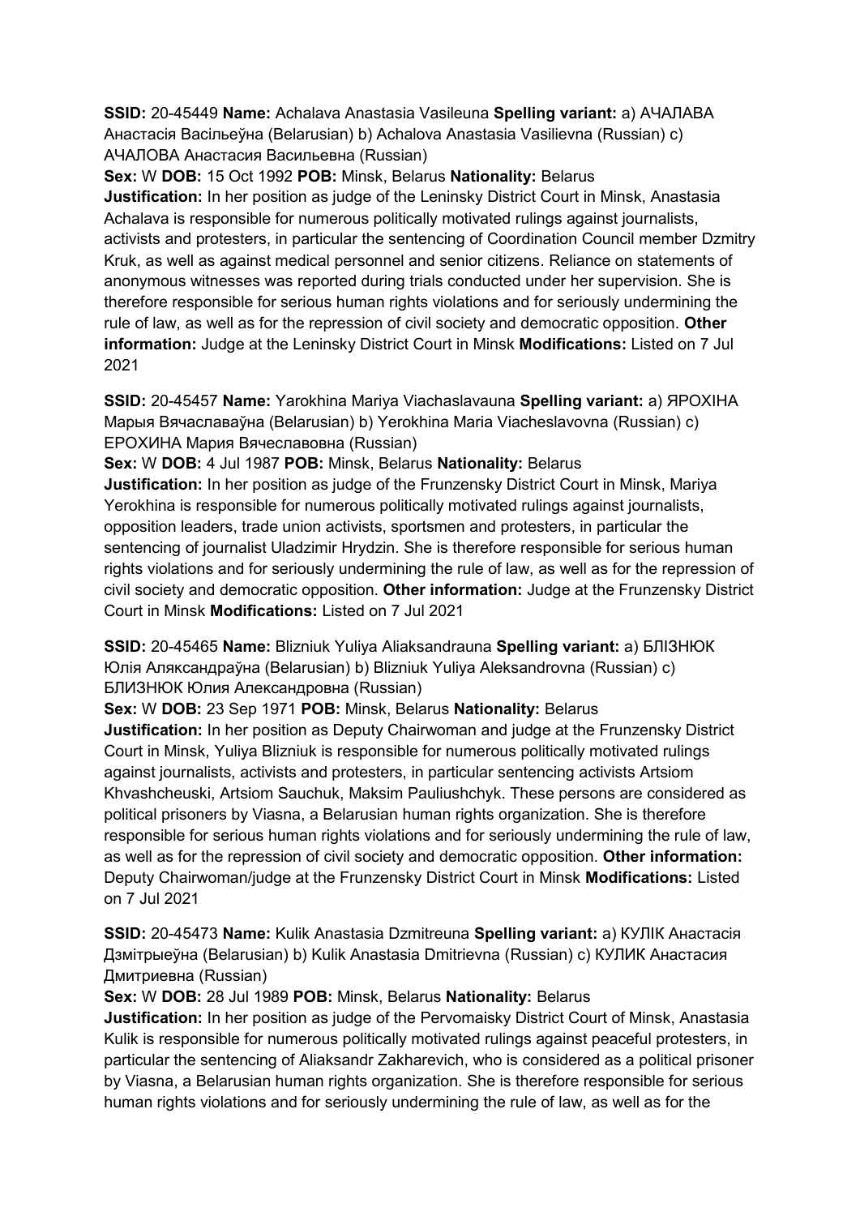**SSID:** 20-45449 **Name:** Achalava Anastasia Vasileuna **Spelling variant:** a) АЧАЛАВА Анастасія Васільеўна (Belarusian) b) Achalova Anastasia Vasilievna (Russian) c) АЧАЛОВА Анастасия Васильевна (Russian)
**Sex:** W **DOB:** 15 Oct 1992 **POB:** Minsk, Belarus **Nationality:** Belarus
**Justification:** In her position as judge of the Leninsky District Court in Minsk, Anastasia Achalava is responsible for numerous politically motivated rulings against journalists, activists and protesters, in particular the sentencing of Coordination Council member Dzmitry Kruk, as well as against medical personnel and senior citizens. Reliance on statements of anonymous witnesses was reported during trials conducted under her supervision. She is therefore responsible for serious human rights violations and for seriously undermining the rule of law, as well as for the repression of civil society and democratic opposition. **Other information:** Judge at the Leninsky District Court in Minsk **Modifications:** Listed on 7 Jul 2021

**SSID:** 20-45457 **Name:** Yarokhina Mariya Viachaslavauna **Spelling variant:** a) ЯРОХІНА Марыя Вячаславаўна (Belarusian) b) Yerokhina Maria Viacheslavovna (Russian) c) ЕРОХИНА Мария Вячеславовна (Russian)
**Sex:** W **DOB:** 4 Jul 1987 **POB:** Minsk, Belarus **Nationality:** Belarus
**Justification:** In her position as judge of the Frunzensky District Court in Minsk, Mariya Yerokhina is responsible for numerous politically motivated rulings against journalists, opposition leaders, trade union activists, sportsmen and protesters, in particular the sentencing of journalist Uladzimir Hrydzin. She is therefore responsible for serious human rights violations and for seriously undermining the rule of law, as well as for the repression of civil society and democratic opposition. **Other information:** Judge at the Frunzensky District Court in Minsk **Modifications:** Listed on 7 Jul 2021

**SSID:** 20-45465 **Name:** Blizniuk Yuliya Aliaksandrauna **Spelling variant:** a) БЛІЗНЮК Юлія Аляксандраўна (Belarusian) b) Blizniuk Yuliya Aleksandrovna (Russian) c) БЛИЗНЮК Юлия Александровна (Russian)
**Sex:** W **DOB:** 23 Sep 1971 **POB:** Minsk, Belarus **Nationality:** Belarus
**Justification:** In her position as Deputy Chairwoman and judge at the Frunzensky District Court in Minsk, Yuliya Blizniuk is responsible for numerous politically motivated rulings against journalists, activists and protesters, in particular sentencing activists Artsiom Khvashcheuski, Artsiom Sauchuk, Maksim Pauliushchyk. These persons are considered as political prisoners by Viasna, a Belarusian human rights organization. She is therefore responsible for serious human rights violations and for seriously undermining the rule of law, as well as for the repression of civil society and democratic opposition. **Other information:** Deputy Chairwoman/judge at the Frunzensky District Court in Minsk **Modifications:** Listed on 7 Jul 2021

**SSID:** 20-45473 **Name:** Kulik Anastasia Dzmitreuna **Spelling variant:** a) КУЛІК Анастасія Дзмітрыеўна (Belarusian) b) Kulik Anastasia Dmitrievna (Russian) c) КУЛИК Анастасия Дмитриевна (Russian)
**Sex:** W **DOB:** 28 Jul 1989 **POB:** Minsk, Belarus **Nationality:** Belarus
**Justification:** In her position as judge of the Pervomaisky District Court of Minsk, Anastasia Kulik is responsible for numerous politically motivated rulings against peaceful protesters, in particular the sentencing of Aliaksandr Zakharevich, who is considered as a political prisoner by Viasna, a Belarusian human rights organization. She is therefore responsible for serious human rights violations and for seriously undermining the rule of law, as well as for the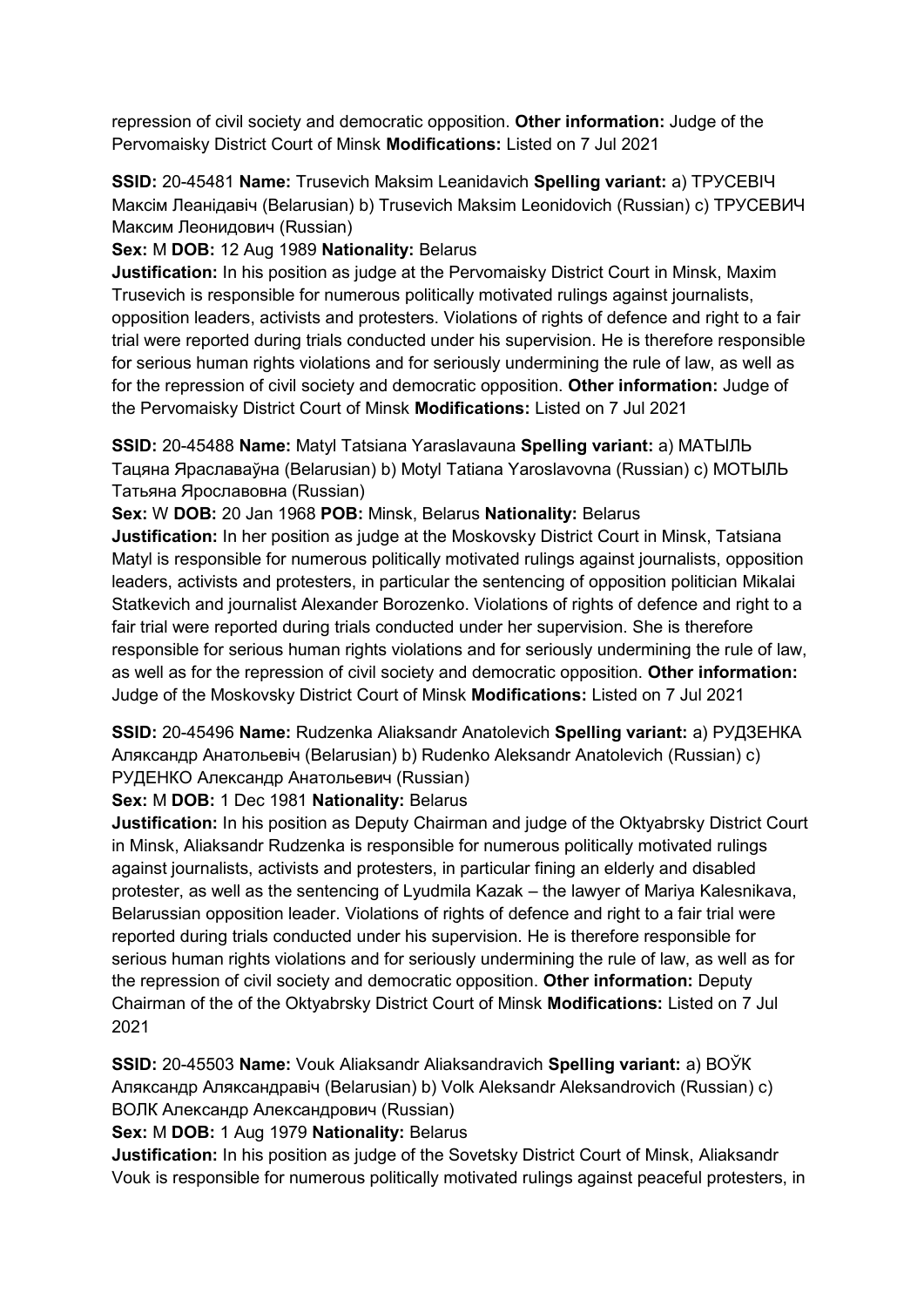repression of civil society and democratic opposition. **Other information:** Judge of the Pervomaisky District Court of Minsk **Modifications:** Listed on 7 Jul 2021

**SSID:** 20-45481 **Name:** Trusevich Maksim Leanidavich **Spelling variant:** a) ТРУСЕВІЧ Максім Леанідавіч (Belarusian) b) Trusevich Maksim Leonidovich (Russian) c) ТРУСЕВИЧ Максим Леонидович (Russian)
**Sex:** M **DOB:** 12 Aug 1989 **Nationality:** Belarus
**Justification:** In his position as judge at the Pervomaisky District Court in Minsk, Maxim Trusevich is responsible for numerous politically motivated rulings against journalists, opposition leaders, activists and protesters. Violations of rights of defence and right to a fair trial were reported during trials conducted under his supervision. He is therefore responsible for serious human rights violations and for seriously undermining the rule of law, as well as for the repression of civil society and democratic opposition. **Other information:** Judge of the Pervomaisky District Court of Minsk **Modifications:** Listed on 7 Jul 2021

**SSID:** 20-45488 **Name:** Matyl Tatsiana Yaraslavauna **Spelling variant:** a) МАТЫЛЬ Тацяна Яраславаўна (Belarusian) b) Motyl Tatiana Yaroslavovna (Russian) c) МОТЫЛЬ Татьяна Ярославовна (Russian)
**Sex:** W **DOB:** 20 Jan 1968 **POB:** Minsk, Belarus **Nationality:** Belarus
**Justification:** In her position as judge at the Moskovsky District Court in Minsk, Tatsiana Matyl is responsible for numerous politically motivated rulings against journalists, opposition leaders, activists and protesters, in particular the sentencing of opposition politician Mikalai Statkevich and journalist Alexander Borozenko. Violations of rights of defence and right to a fair trial were reported during trials conducted under her supervision. She is therefore responsible for serious human rights violations and for seriously undermining the rule of law, as well as for the repression of civil society and democratic opposition. **Other information:** Judge of the Moskovsky District Court of Minsk **Modifications:** Listed on 7 Jul 2021

**SSID:** 20-45496 **Name:** Rudzenka Aliaksandr Anatolevich **Spelling variant:** a) РУДЗЕНКА Аляксандр Анатольевіч (Belarusian) b) Rudenko Aleksandr Anatolevich (Russian) c) РУДЕНКО Александр Анатольевич (Russian)
**Sex:** M **DOB:** 1 Dec 1981 **Nationality:** Belarus
**Justification:** In his position as Deputy Chairman and judge of the Oktyabrsky District Court in Minsk, Aliaksandr Rudzenka is responsible for numerous politically motivated rulings against journalists, activists and protesters, in particular fining an elderly and disabled protester, as well as the sentencing of Lyudmila Kazak – the lawyer of Mariya Kalesnikava, Belarussian opposition leader. Violations of rights of defence and right to a fair trial were reported during trials conducted under his supervision. He is therefore responsible for serious human rights violations and for seriously undermining the rule of law, as well as for the repression of civil society and democratic opposition. **Other information:** Deputy Chairman of the of the Oktyabrsky District Court of Minsk **Modifications:** Listed on 7 Jul 2021

**SSID:** 20-45503 **Name:** Vouk Aliaksandr Aliaksandravich **Spelling variant:** a) ВОЎК Аляксандр Аляксандравіч (Belarusian) b) Volk Aleksandr Aleksandrovich (Russian) c) ВОЛК Александр Александрович (Russian)
**Sex:** M **DOB:** 1 Aug 1979 **Nationality:** Belarus
**Justification:** In his position as judge of the Sovetsky District Court of Minsk, Aliaksandr Vouk is responsible for numerous politically motivated rulings against peaceful protesters, in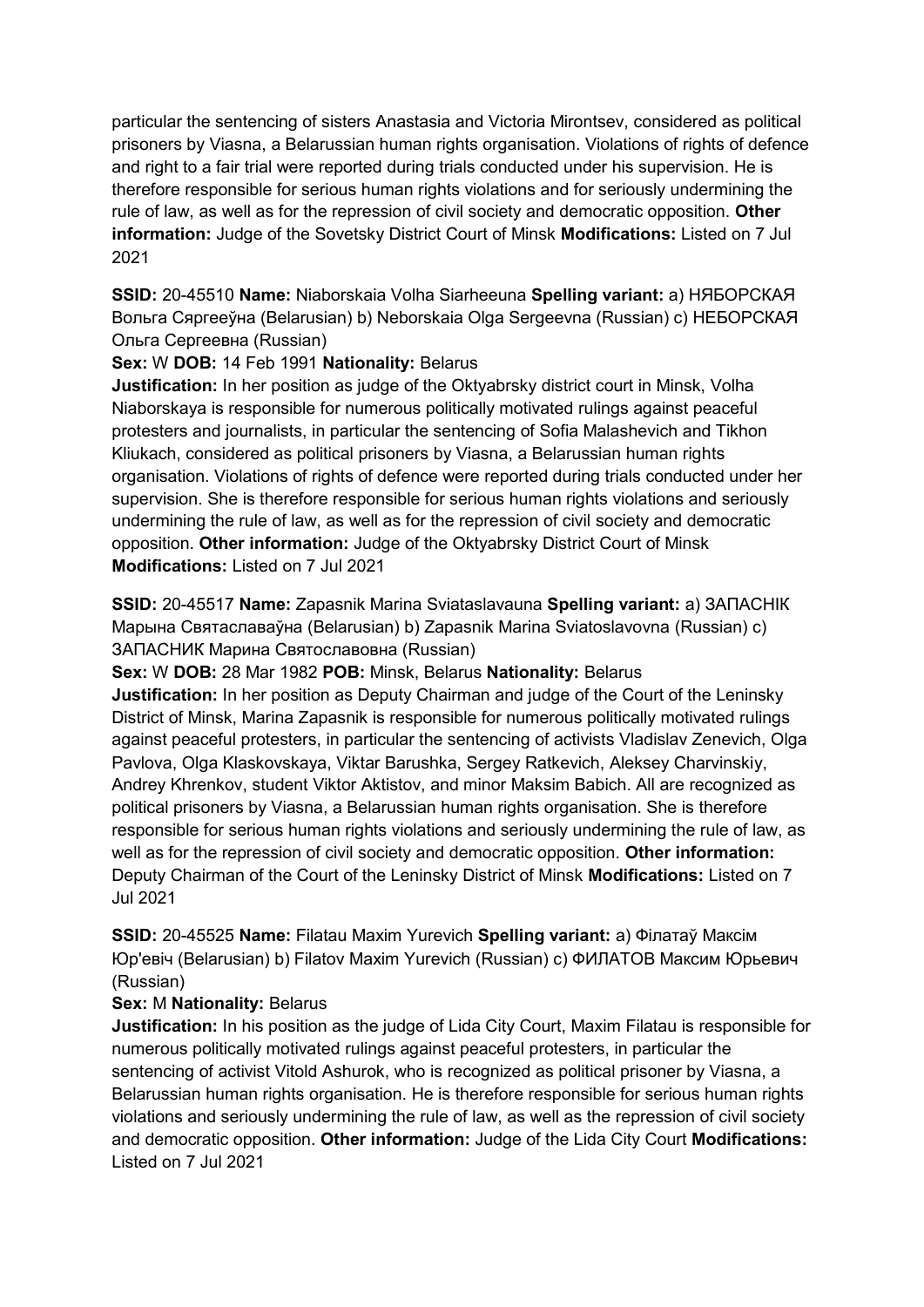particular the sentencing of sisters Anastasia and Victoria Mirontsev, considered as political prisoners by Viasna, a Belarussian human rights organisation. Violations of rights of defence and right to a fair trial were reported during trials conducted under his supervision. He is therefore responsible for serious human rights violations and for seriously undermining the rule of law, as well as for the repression of civil society and democratic opposition. **Other information:** Judge of the Sovetsky District Court of Minsk **Modifications:** Listed on 7 Jul 2021

**SSID:** 20-45510 **Name:** Niaborskaia Volha Siarheeuna **Spelling variant:** a) НЯБОРСКАЯ Вольга Сяргееўна (Belarusian) b) Neborskaia Olga Sergeevna (Russian) c) НЕБОРСКАЯ Ольга Сергеевна (Russian)

**Sex:** W **DOB:** 14 Feb 1991 **Nationality:** Belarus

**Justification:** In her position as judge of the Oktyabrsky district court in Minsk, Volha Niaborskaya is responsible for numerous politically motivated rulings against peaceful protesters and journalists, in particular the sentencing of Sofia Malashevich and Tikhon Kliukach, considered as political prisoners by Viasna, a Belarussian human rights organisation. Violations of rights of defence were reported during trials conducted under her supervision. She is therefore responsible for serious human rights violations and seriously undermining the rule of law, as well as for the repression of civil society and democratic opposition. **Other information:** Judge of the Oktyabrsky District Court of Minsk **Modifications:** Listed on 7 Jul 2021

**SSID:** 20-45517 **Name:** Zapasnik Marina Sviataslavauna **Spelling variant:** a) ЗАПАСНІК Марына Святаславаўна (Belarusian) b) Zapasnik Marina Sviatoslavovna (Russian) c) ЗАПАСНИК Марина Святославовна (Russian)

**Sex:** W **DOB:** 28 Mar 1982 **POB:** Minsk, Belarus **Nationality:** Belarus

**Justification:** In her position as Deputy Chairman and judge of the Court of the Leninsky District of Minsk, Marina Zapasnik is responsible for numerous politically motivated rulings against peaceful protesters, in particular the sentencing of activists Vladislav Zenevich, Olga Pavlova, Olga Klaskovskaya, Viktar Barushka, Sergey Ratkevich, Aleksey Charvinskiy, Andrey Khrenkov, student Viktor Aktistov, and minor Maksim Babich. All are recognized as political prisoners by Viasna, a Belarussian human rights organisation. She is therefore responsible for serious human rights violations and seriously undermining the rule of law, as well as for the repression of civil society and democratic opposition. **Other information:** Deputy Chairman of the Court of the Leninsky District of Minsk **Modifications:** Listed on 7 Jul 2021

**SSID:** 20-45525 **Name:** Filatau Maxim Yurevich **Spelling variant:** a) Філатаў Максім Юр'евіч (Belarusian) b) Filatov Maxim Yurevich (Russian) c) ФИЛАТОВ Максим Юрьевич (Russian)

**Sex:** M **Nationality:** Belarus

**Justification:** In his position as the judge of Lida City Court, Maxim Filatau is responsible for numerous politically motivated rulings against peaceful protesters, in particular the sentencing of activist Vitold Ashurok, who is recognized as political prisoner by Viasna, a Belarussian human rights organisation. He is therefore responsible for serious human rights violations and seriously undermining the rule of law, as well as the repression of civil society and democratic opposition. **Other information:** Judge of the Lida City Court **Modifications:** Listed on 7 Jul 2021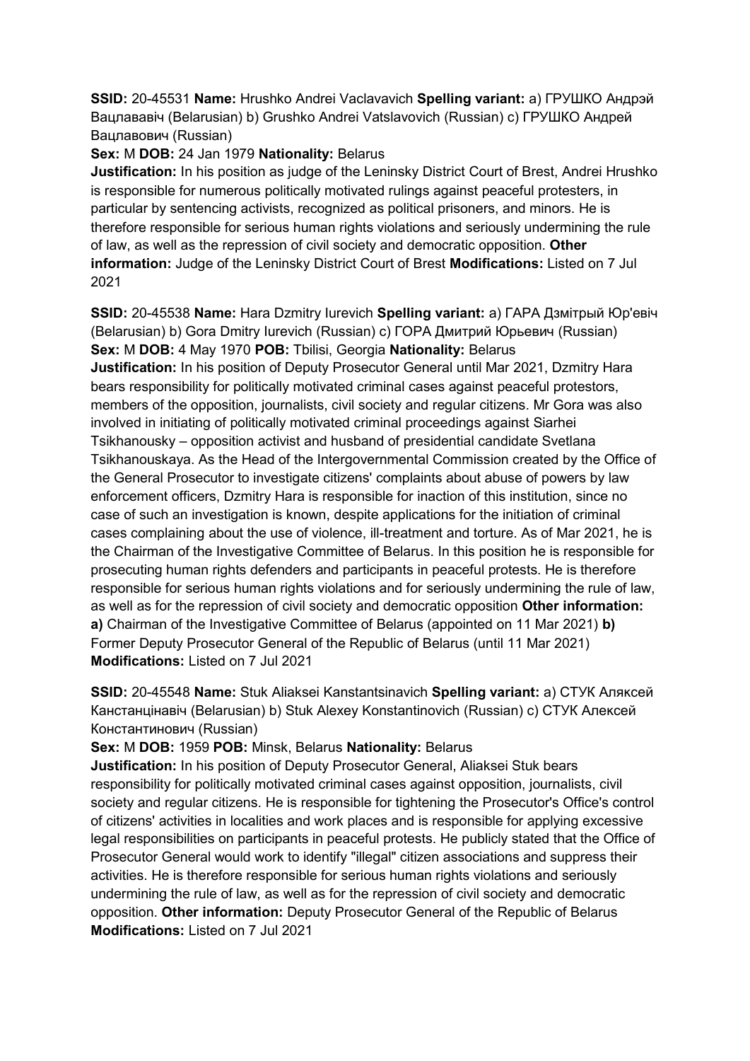**SSID:** 20-45531 **Name:** Hrushko Andrei Vaclavavich **Spelling variant:** a) ГРУШКО Андрэй Вацлававіч (Belarusian) b) Grushko Andrei Vatslavovich (Russian) c) ГРУШКО Андрей Вацлавович (Russian)

**Sex:** M **DOB:** 24 Jan 1979 **Nationality:** Belarus

**Justification:** In his position as judge of the Leninsky District Court of Brest, Andrei Hrushko is responsible for numerous politically motivated rulings against peaceful protesters, in particular by sentencing activists, recognized as political prisoners, and minors. He is therefore responsible for serious human rights violations and seriously undermining the rule of law, as well as the repression of civil society and democratic opposition. **Other information:** Judge of the Leninsky District Court of Brest **Modifications:** Listed on 7 Jul 2021

**SSID:** 20-45538 **Name:** Hara Dzmitry Iurevich **Spelling variant:** a) ГАРА Дзмітрый Юр'евіч (Belarusian) b) Gora Dmitry Iurevich (Russian) c) ГОРА Дмитрий Юрьевич (Russian)

**Sex:** M **DOB:** 4 May 1970 **POB:** Tbilisi, Georgia **Nationality:** Belarus

**Justification:** In his position of Deputy Prosecutor General until Mar 2021, Dzmitry Hara bears responsibility for politically motivated criminal cases against peaceful protestors, members of the opposition, journalists, civil society and regular citizens. Mr Gora was also involved in initiating of politically motivated criminal proceedings against Siarhei Tsikhanousky – opposition activist and husband of presidential candidate Svetlana Tsikhanouskaya. As the Head of the Intergovernmental Commission created by the Office of the General Prosecutor to investigate citizens' complaints about abuse of powers by law enforcement officers, Dzmitry Hara is responsible for inaction of this institution, since no case of such an investigation is known, despite applications for the initiation of criminal cases complaining about the use of violence, ill-treatment and torture. As of Mar 2021, he is the Chairman of the Investigative Committee of Belarus. In this position he is responsible for prosecuting human rights defenders and participants in peaceful protests. He is therefore responsible for serious human rights violations and for seriously undermining the rule of law, as well as for the repression of civil society and democratic opposition **Other information:** **a)** Chairman of the Investigative Committee of Belarus (appointed on 11 Mar 2021) **b)** Former Deputy Prosecutor General of the Republic of Belarus (until 11 Mar 2021) **Modifications:** Listed on 7 Jul 2021

**SSID:** 20-45548 **Name:** Stuk Aliaksei Kanstantsinavich **Spelling variant:** a) СТУК Аляксей Канстанцінавіч (Belarusian) b) Stuk Alexey Konstantinovich (Russian) c) СТУК Алексей Константинович (Russian)

**Sex:** M **DOB:** 1959 **POB:** Minsk, Belarus **Nationality:** Belarus

**Justification:** In his position of Deputy Prosecutor General, Aliaksei Stuk bears responsibility for politically motivated criminal cases against opposition, journalists, civil society and regular citizens. He is responsible for tightening the Prosecutor's Office's control of citizens' activities in localities and work places and is responsible for applying excessive legal responsibilities on participants in peaceful protests. He publicly stated that the Office of Prosecutor General would work to identify "illegal" citizen associations and suppress their activities. He is therefore responsible for serious human rights violations and seriously undermining the rule of law, as well as for the repression of civil society and democratic opposition. **Other information:** Deputy Prosecutor General of the Republic of Belarus **Modifications:** Listed on 7 Jul 2021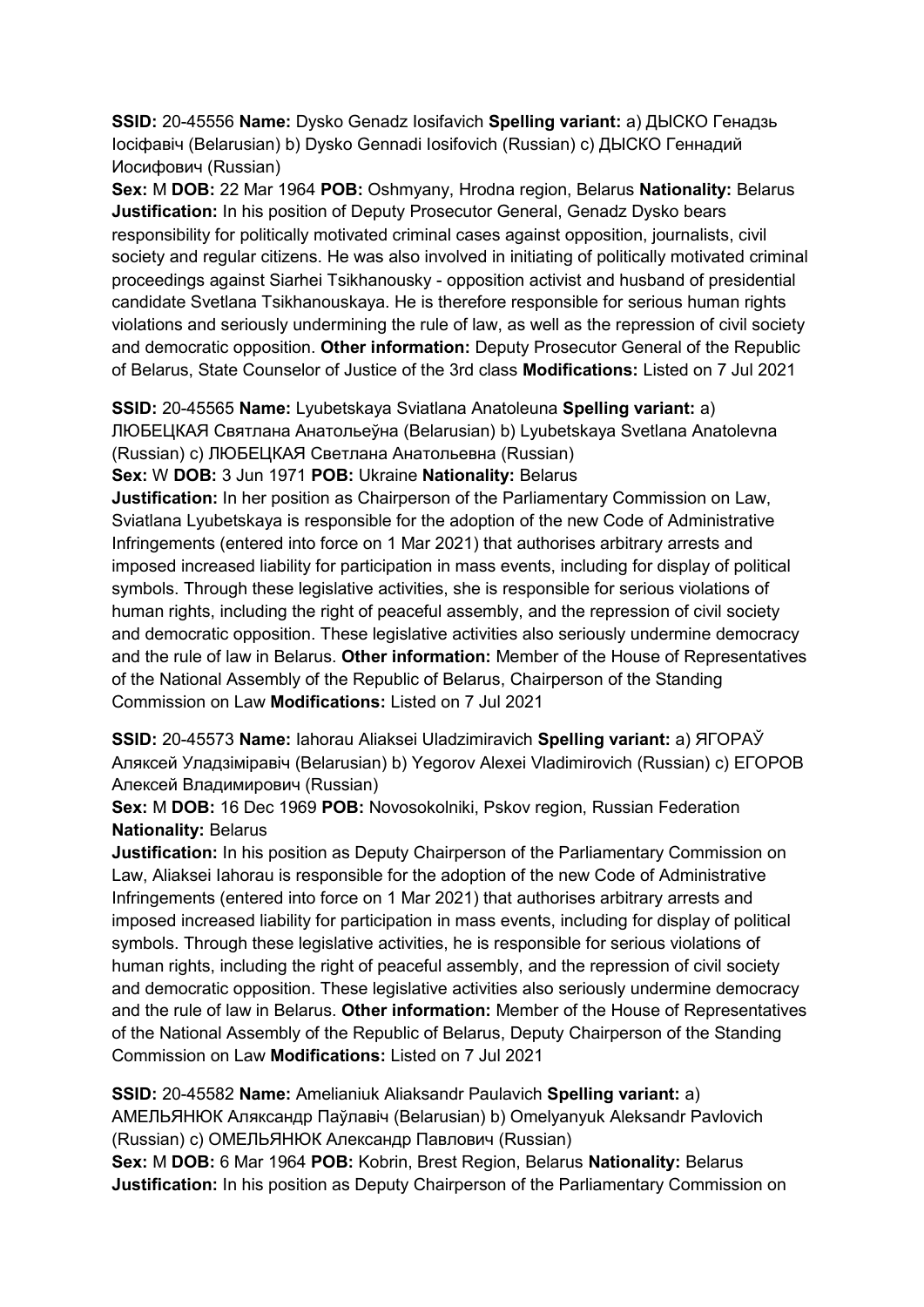**SSID:** 20-45556 **Name:** Dysko Genadz Iosifavich **Spelling variant:** a) ДЫСКО Генадзь Іосіфавіч (Belarusian) b) Dysko Gennadi Iosifovich (Russian) c) ДЫСКО Геннадий Иосифович (Russian)
**Sex:** M **DOB:** 22 Mar 1964 **POB:** Oshmyany, Hrodna region, Belarus **Nationality:** Belarus
**Justification:** In his position of Deputy Prosecutor General, Genadz Dysko bears responsibility for politically motivated criminal cases against opposition, journalists, civil society and regular citizens. He was also involved in initiating of politically motivated criminal proceedings against Siarhei Tsikhanousky - opposition activist and husband of presidential candidate Svetlana Tsikhanouskaya. He is therefore responsible for serious human rights violations and seriously undermining the rule of law, as well as the repression of civil society and democratic opposition. **Other information:** Deputy Prosecutor General of the Republic of Belarus, State Counselor of Justice of the 3rd class **Modifications:** Listed on 7 Jul 2021

**SSID:** 20-45565 **Name:** Lyubetskaya Sviatlana Anatoleuna **Spelling variant:** a) ЛЮБЕЦКАЯ Святлана Анатольеўна (Belarusian) b) Lyubetskaya Svetlana Anatolevna (Russian) c) ЛЮБЕЦКАЯ Светлана Анатольевна (Russian)
**Sex:** W **DOB:** 3 Jun 1971 **POB:** Ukraine **Nationality:** Belarus
**Justification:** In her position as Chairperson of the Parliamentary Commission on Law, Sviatlana Lyubetskaya is responsible for the adoption of the new Code of Administrative Infringements (entered into force on 1 Mar 2021) that authorises arbitrary arrests and imposed increased liability for participation in mass events, including for display of political symbols. Through these legislative activities, she is responsible for serious violations of human rights, including the right of peaceful assembly, and the repression of civil society and democratic opposition. These legislative activities also seriously undermine democracy and the rule of law in Belarus. **Other information:** Member of the House of Representatives of the National Assembly of the Republic of Belarus, Chairperson of the Standing Commission on Law **Modifications:** Listed on 7 Jul 2021

**SSID:** 20-45573 **Name:** Iahorau Aliaksei Uladzimiravich **Spelling variant:** a) ЯГОРАЎ Аляксей Уладзіміравіч (Belarusian) b) Yegorov Alexei Vladimirovich (Russian) c) ЕГОРОВ Алексей Владимирович (Russian)
**Sex:** M **DOB:** 16 Dec 1969 **POB:** Novosokolniki, Pskov region, Russian Federation **Nationality:** Belarus
**Justification:** In his position as Deputy Chairperson of the Parliamentary Commission on Law, Aliaksei Iahorau is responsible for the adoption of the new Code of Administrative Infringements (entered into force on 1 Mar 2021) that authorises arbitrary arrests and imposed increased liability for participation in mass events, including for display of political symbols. Through these legislative activities, he is responsible for serious violations of human rights, including the right of peaceful assembly, and the repression of civil society and democratic opposition. These legislative activities also seriously undermine democracy and the rule of law in Belarus. **Other information:** Member of the House of Representatives of the National Assembly of the Republic of Belarus, Deputy Chairperson of the Standing Commission on Law **Modifications:** Listed on 7 Jul 2021

**SSID:** 20-45582 **Name:** Amelianiuk Aliaksandr Paulavich **Spelling variant:** a) АМЕЛЬЯНЮК Аляксандр Паўлавіч (Belarusian) b) Omelyanyuk Aleksandr Pavlovich (Russian) c) ОМЕЛЬЯНЮК Александр Павлович (Russian)
**Sex:** M **DOB:** 6 Mar 1964 **POB:** Kobrin, Brest Region, Belarus **Nationality:** Belarus
**Justification:** In his position as Deputy Chairperson of the Parliamentary Commission on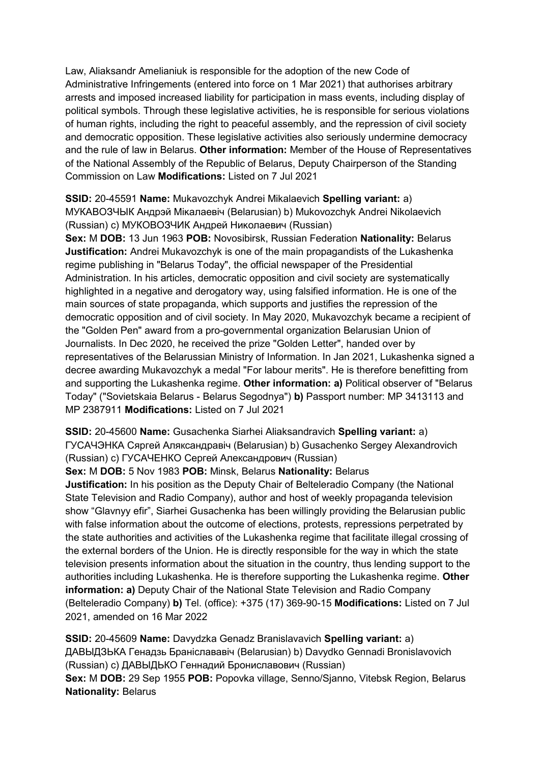Law, Aliaksandr Amelianiuk is responsible for the adoption of the new Code of Administrative Infringements (entered into force on 1 Mar 2021) that authorises arbitrary arrests and imposed increased liability for participation in mass events, including display of political symbols. Through these legislative activities, he is responsible for serious violations of human rights, including the right to peaceful assembly, and the repression of civil society and democratic opposition. These legislative activities also seriously undermine democracy and the rule of law in Belarus. **Other information:** Member of the House of Representatives of the National Assembly of the Republic of Belarus, Deputy Chairperson of the Standing Commission on Law **Modifications:** Listed on 7 Jul 2021

**SSID:** 20-45591 **Name:** Mukavozchyk Andrei Mikalaevich **Spelling variant:** a) МУКАВОЗЧЫК Андрэй Мікалаевіч (Belarusian) b) Mukovozchyk Andrei Nikolaevich (Russian) c) МУКОВОЗЧИК Андрей Николаевич (Russian)
**Sex:** M **DOB:** 13 Jun 1963 **POB:** Novosibirsk, Russian Federation **Nationality:** Belarus
**Justification:** Andrei Mukavozchyk is one of the main propagandists of the Lukashenka regime publishing in "Belarus Today", the official newspaper of the Presidential Administration. In his articles, democratic opposition and civil society are systematically highlighted in a negative and derogatory way, using falsified information. He is one of the main sources of state propaganda, which supports and justifies the repression of the democratic opposition and of civil society. In May 2020, Mukavozchyk became a recipient of the "Golden Pen" award from a pro-governmental organization Belarusian Union of Journalists. In Dec 2020, he received the prize "Golden Letter", handed over by representatives of the Belarussian Ministry of Information. In Jan 2021, Lukashenka signed a decree awarding Mukavozchyk a medal "For labour merits". He is therefore benefitting from and supporting the Lukashenka regime. **Other information: a)** Political observer of "Belarus Today" ("Sovietskaia Belarus - Belarus Segodnya") **b)** Passport number: MP 3413113 and MP 2387911 **Modifications:** Listed on 7 Jul 2021

**SSID:** 20-45600 **Name:** Gusachenka Siarhei Aliaksandravich **Spelling variant:** a) ГУСАЧЭНКА Сяргей Аляксандравіч (Belarusian) b) Gusachenko Sergey Alexandrovich (Russian) c) ГУСАЧЕНКО Сергей Александрович (Russian)
**Sex:** M **DOB:** 5 Nov 1983 **POB:** Minsk, Belarus **Nationality:** Belarus
**Justification:** In his position as the Deputy Chair of Belteleradio Company (the National State Television and Radio Company), author and host of weekly propaganda television show "Glavnyy efir", Siarhei Gusachenka has been willingly providing the Belarusian public with false information about the outcome of elections, protests, repressions perpetrated by the state authorities and activities of the Lukashenka regime that facilitate illegal crossing of the external borders of the Union. He is directly responsible for the way in which the state television presents information about the situation in the country, thus lending support to the authorities including Lukashenka. He is therefore supporting the Lukashenka regime. **Other information: a)** Deputy Chair of the National State Television and Radio Company (Belteleradio Company) **b)** Tel. (office): +375 (17) 369-90-15 **Modifications:** Listed on 7 Jul 2021, amended on 16 Mar 2022

**SSID:** 20-45609 **Name:** Davydzka Genadz Branislavavich **Spelling variant:** a) ДАВЫДЗЬКА Генадзь Браніслававіч (Belarusian) b) Davydko Gennadi Bronislavovich (Russian) c) ДАВЫДЬКО Геннадий Брониславович (Russian)
**Sex:** M **DOB:** 29 Sep 1955 **POB:** Popovka village, Senno/Sjanno, Vitebsk Region, Belarus **Nationality:** Belarus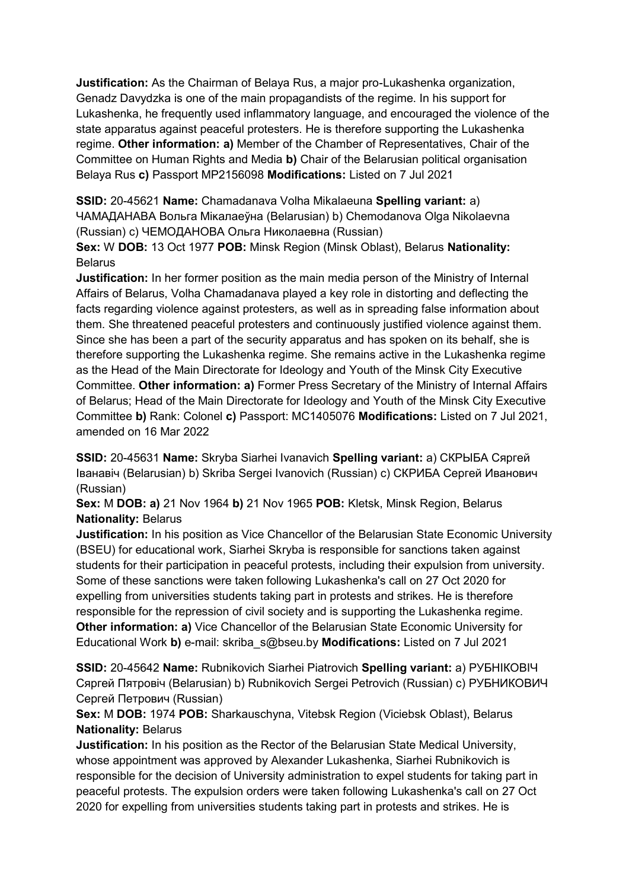**Justification:** As the Chairman of Belaya Rus, a major pro-Lukashenka organization, Genadz Davydzka is one of the main propagandists of the regime. In his support for Lukashenka, he frequently used inflammatory language, and encouraged the violence of the state apparatus against peaceful protesters. He is therefore supporting the Lukashenka regime. **Other information: a)** Member of the Chamber of Representatives, Chair of the Committee on Human Rights and Media **b)** Chair of the Belarusian political organisation Belaya Rus **c)** Passport MP2156098 **Modifications:** Listed on 7 Jul 2021

**SSID:** 20-45621 **Name:** Chamadanava Volha Mikalaeuna **Spelling variant:** a) ЧАМАДАНАВА Вольга Мікалаеўна (Belarusian) b) Chemodanova Olga Nikolaevna (Russian) c) ЧЕМОДАНОВА Ольга Николаевна (Russian)
**Sex:** W **DOB:** 13 Oct 1977 **POB:** Minsk Region (Minsk Oblast), Belarus **Nationality:** Belarus
**Justification:** In her former position as the main media person of the Ministry of Internal Affairs of Belarus, Volha Chamadanava played a key role in distorting and deflecting the facts regarding violence against protesters, as well as in spreading false information about them. She threatened peaceful protesters and continuously justified violence against them. Since she has been a part of the security apparatus and has spoken on its behalf, she is therefore supporting the Lukashenka regime. She remains active in the Lukashenka regime as the Head of the Main Directorate for Ideology and Youth of the Minsk City Executive Committee. **Other information: a)** Former Press Secretary of the Ministry of Internal Affairs of Belarus; Head of the Main Directorate for Ideology and Youth of the Minsk City Executive Committee **b)** Rank: Colonel **c)** Passport: MC1405076 **Modifications:** Listed on 7 Jul 2021, amended on 16 Mar 2022

**SSID:** 20-45631 **Name:** Skryba Siarhei Ivanavich **Spelling variant:** a) СКРЫБА Сяргей Іванавіч (Belarusian) b) Skriba Sergei Ivanovich (Russian) c) СКРИБА Сергей Иванович (Russian)
**Sex:** M **DOB: a)** 21 Nov 1964 **b)** 21 Nov 1965 **POB:** Kletsk, Minsk Region, Belarus **Nationality:** Belarus
**Justification:** In his position as Vice Chancellor of the Belarusian State Economic University (BSEU) for educational work, Siarhei Skryba is responsible for sanctions taken against students for their participation in peaceful protests, including their expulsion from university. Some of these sanctions were taken following Lukashenka's call on 27 Oct 2020 for expelling from universities students taking part in protests and strikes. He is therefore responsible for the repression of civil society and is supporting the Lukashenka regime. **Other information: a)** Vice Chancellor of the Belarusian State Economic University for Educational Work **b)** e-mail: skriba_s@bseu.by **Modifications:** Listed on 7 Jul 2021

**SSID:** 20-45642 **Name:** Rubnikovich Siarhei Piatrovich **Spelling variant:** a) РУБНІКОВІЧ Сяргей Пятровіч (Belarusian) b) Rubnikovich Sergei Petrovich (Russian) c) РУБНИКОВИЧ Сергей Петрович (Russian)
**Sex:** M **DOB:** 1974 **POB:** Sharkauschyna, Vitebsk Region (Viciebsk Oblast), Belarus **Nationality:** Belarus
**Justification:** In his position as the Rector of the Belarusian State Medical University, whose appointment was approved by Alexander Lukashenka, Siarhei Rubnikovich is responsible for the decision of University administration to expel students for taking part in peaceful protests. The expulsion orders were taken following Lukashenka's call on 27 Oct 2020 for expelling from universities students taking part in protests and strikes. He is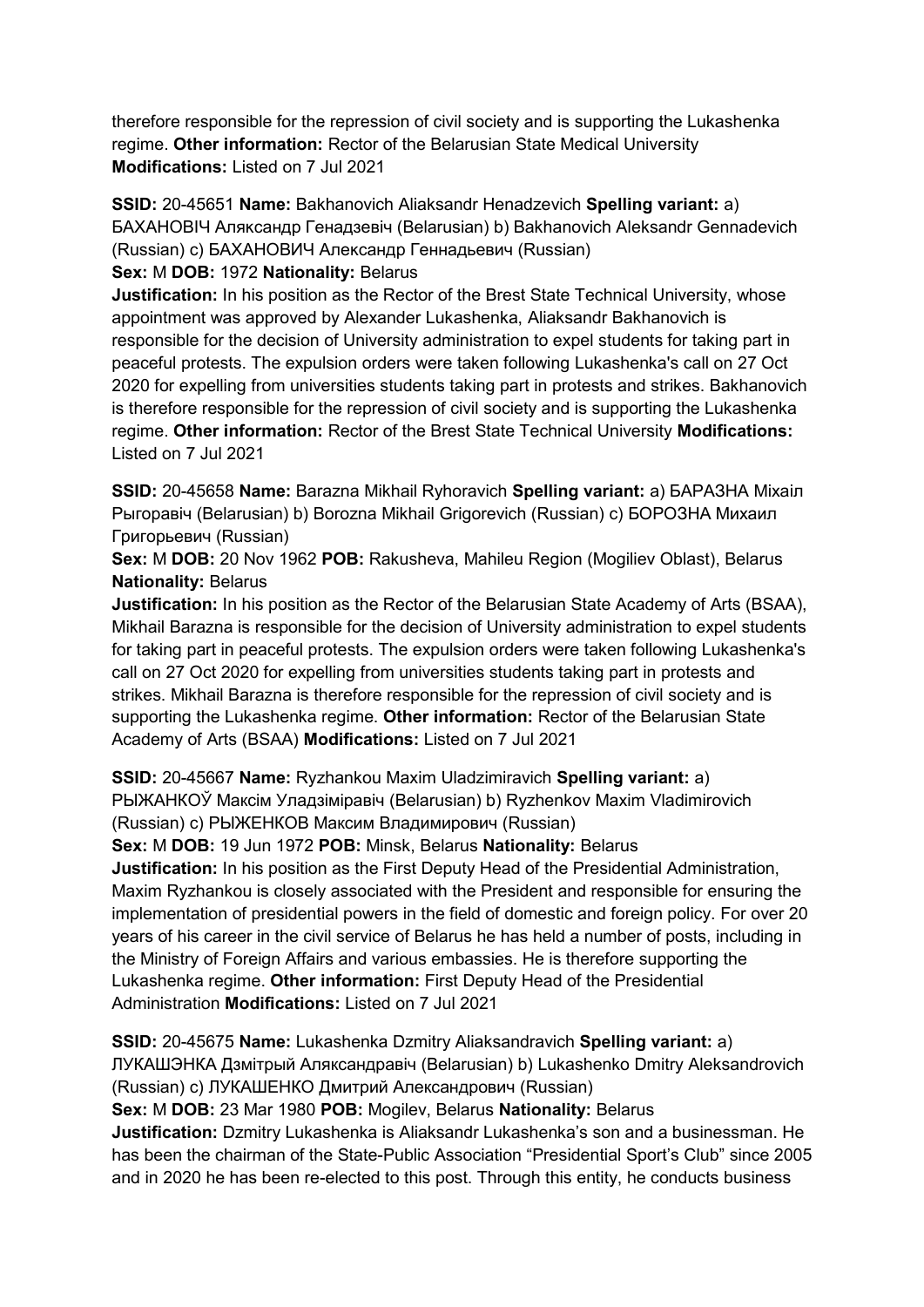therefore responsible for the repression of civil society and is supporting the Lukashenka regime. **Other information:** Rector of the Belarusian State Medical University **Modifications:** Listed on 7 Jul 2021

**SSID:** 20-45651 **Name:** Bakhanovich Aliaksandr Henadzevich **Spelling variant:** a) БАХАНОВІЧ Аляксандр Генадзевіч (Belarusian) b) Bakhanovich Aleksandr Gennadevich (Russian) c) БАХАНОВИЧ Александр Геннадьевич (Russian)
**Sex:** M **DOB:** 1972 **Nationality:** Belarus
**Justification:** In his position as the Rector of the Brest State Technical University, whose appointment was approved by Alexander Lukashenka, Aliaksandr Bakhanovich is responsible for the decision of University administration to expel students for taking part in peaceful protests. The expulsion orders were taken following Lukashenka's call on 27 Oct 2020 for expelling from universities students taking part in protests and strikes. Bakhanovich is therefore responsible for the repression of civil society and is supporting the Lukashenka regime. **Other information:** Rector of the Brest State Technical University **Modifications:** Listed on 7 Jul 2021

**SSID:** 20-45658 **Name:** Barazna Mikhail Ryhoravich **Spelling variant:** a) БАРАЗНА Міхаіл Рыгоравіч (Belarusian) b) Borozna Mikhail Grigorevich (Russian) c) БОРОЗНА Михаил Григорьевич (Russian)
**Sex:** M **DOB:** 20 Nov 1962 **POB:** Rakusheva, Mahileu Region (Mogiliev Oblast), Belarus **Nationality:** Belarus
**Justification:** In his position as the Rector of the Belarusian State Academy of Arts (BSAA), Mikhail Barazna is responsible for the decision of University administration to expel students for taking part in peaceful protests. The expulsion orders were taken following Lukashenka's call on 27 Oct 2020 for expelling from universities students taking part in protests and strikes. Mikhail Barazna is therefore responsible for the repression of civil society and is supporting the Lukashenka regime. **Other information:** Rector of the Belarusian State Academy of Arts (BSAA) **Modifications:** Listed on 7 Jul 2021

**SSID:** 20-45667 **Name:** Ryzhankou Maxim Uladzimiravich **Spelling variant:** a) РЫЖАНКОЎ Максім Уладзіміравіч (Belarusian) b) Ryzhenkov Maxim Vladimirovich (Russian) c) РЫЖЕНКОВ Максим Владимирович (Russian)
**Sex:** M **DOB:** 19 Jun 1972 **POB:** Minsk, Belarus **Nationality:** Belarus
**Justification:** In his position as the First Deputy Head of the Presidential Administration, Maxim Ryzhankou is closely associated with the President and responsible for ensuring the implementation of presidential powers in the field of domestic and foreign policy. For over 20 years of his career in the civil service of Belarus he has held a number of posts, including in the Ministry of Foreign Affairs and various embassies. He is therefore supporting the Lukashenka regime. **Other information:** First Deputy Head of the Presidential Administration **Modifications:** Listed on 7 Jul 2021

**SSID:** 20-45675 **Name:** Lukashenka Dzmitry Aliaksandravich **Spelling variant:** a) ЛУКАШЭНКА Дзмітрый Аляксандравіч (Belarusian) b) Lukashenko Dmitry Aleksandrovich (Russian) c) ЛУКАШЕНКО Дмитрий Александрович (Russian)
**Sex:** M **DOB:** 23 Mar 1980 **POB:** Mogilev, Belarus **Nationality:** Belarus
**Justification:** Dzmitry Lukashenka is Aliaksandr Lukashenka's son and a businessman. He has been the chairman of the State-Public Association "Presidential Sport's Club" since 2005 and in 2020 he has been re-elected to this post. Through this entity, he conducts business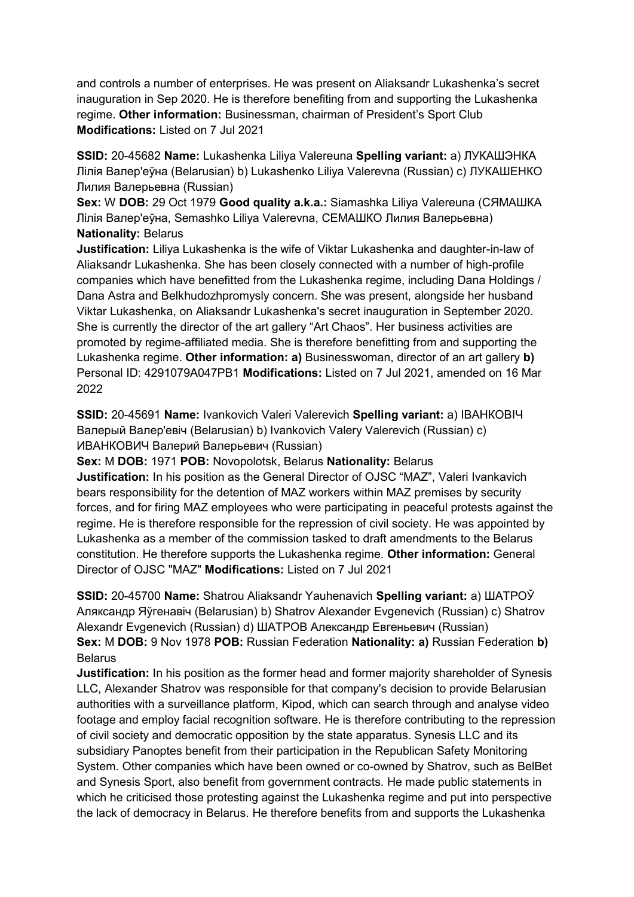and controls a number of enterprises. He was present on Aliaksandr Lukashenka's secret inauguration in Sep 2020. He is therefore benefiting from and supporting the Lukashenka regime. **Other information:** Businessman, chairman of President's Sport Club **Modifications:** Listed on 7 Jul 2021

**SSID:** 20-45682 **Name:** Lukashenka Liliya Valereuna **Spelling variant:** a) ЛУКАШЭНКА Лілія Валер'еўна (Belarusian) b) Lukashenko Liliya Valerevna (Russian) c) ЛУКАШЕНКО Лилия Валерьевна (Russian)
**Sex:** W **DOB:** 29 Oct 1979 **Good quality a.k.a.:** Siamashka Liliya Valereuna (СЯМАШКА Лілія Валер'еўна, Semashko Liliya Valerevna, СЕМАШКО Лилия Валерьевна) **Nationality:** Belarus
**Justification:** Liliya Lukashenka is the wife of Viktar Lukashenka and daughter-in-law of Aliaksandr Lukashenka. She has been closely connected with a number of high-profile companies which have benefitted from the Lukashenka regime, including Dana Holdings / Dana Astra and Belkhudozhpromysly concern. She was present, alongside her husband Viktar Lukashenka, on Aliaksandr Lukashenka's secret inauguration in September 2020. She is currently the director of the art gallery "Art Chaos". Her business activities are promoted by regime-affiliated media. She is therefore benefitting from and supporting the Lukashenka regime. **Other information: a)** Businesswoman, director of an art gallery **b)** Personal ID: 4291079A047PB1 **Modifications:** Listed on 7 Jul 2021, amended on 16 Mar 2022

**SSID:** 20-45691 **Name:** Ivankovich Valeri Valerevich **Spelling variant:** a) ІВАНКОВІЧ Валерый Валер'евіч (Belarusian) b) Ivankovich Valery Valerevich (Russian) c) ИВАНКОВИЧ Валерий Валерьевич (Russian)
**Sex:** M **DOB:** 1971 **POB:** Novopolotsk, Belarus **Nationality:** Belarus
**Justification:** In his position as the General Director of OJSC "MAZ", Valeri Ivankavich bears responsibility for the detention of MAZ workers within MAZ premises by security forces, and for firing MAZ employees who were participating in peaceful protests against the regime. He is therefore responsible for the repression of civil society. He was appointed by Lukashenka as a member of the commission tasked to draft amendments to the Belarus constitution. He therefore supports the Lukashenka regime. **Other information:** General Director of OJSC "MAZ" **Modifications:** Listed on 7 Jul 2021

**SSID:** 20-45700 **Name:** Shatrou Aliaksandr Yauhenavich **Spelling variant:** a) ШАТРОЎ Аляксандр Яўгенавіч (Belarusian) b) Shatrov Alexander Evgenevich (Russian) c) Shatrov Alexandr Evgenevich (Russian) d) ШАТРОВ Александр Евгеньевич (Russian)
**Sex:** M **DOB:** 9 Nov 1978 **POB:** Russian Federation **Nationality: a)** Russian Federation **b)** Belarus
**Justification:** In his position as the former head and former majority shareholder of Synesis LLC, Alexander Shatrov was responsible for that company's decision to provide Belarusian authorities with a surveillance platform, Kipod, which can search through and analyse video footage and employ facial recognition software. He is therefore contributing to the repression of civil society and democratic opposition by the state apparatus. Synesis LLC and its subsidiary Panoptes benefit from their participation in the Republican Safety Monitoring System. Other companies which have been owned or co-owned by Shatrov, such as BelBet and Synesis Sport, also benefit from government contracts. He made public statements in which he criticised those protesting against the Lukashenka regime and put into perspective the lack of democracy in Belarus. He therefore benefits from and supports the Lukashenka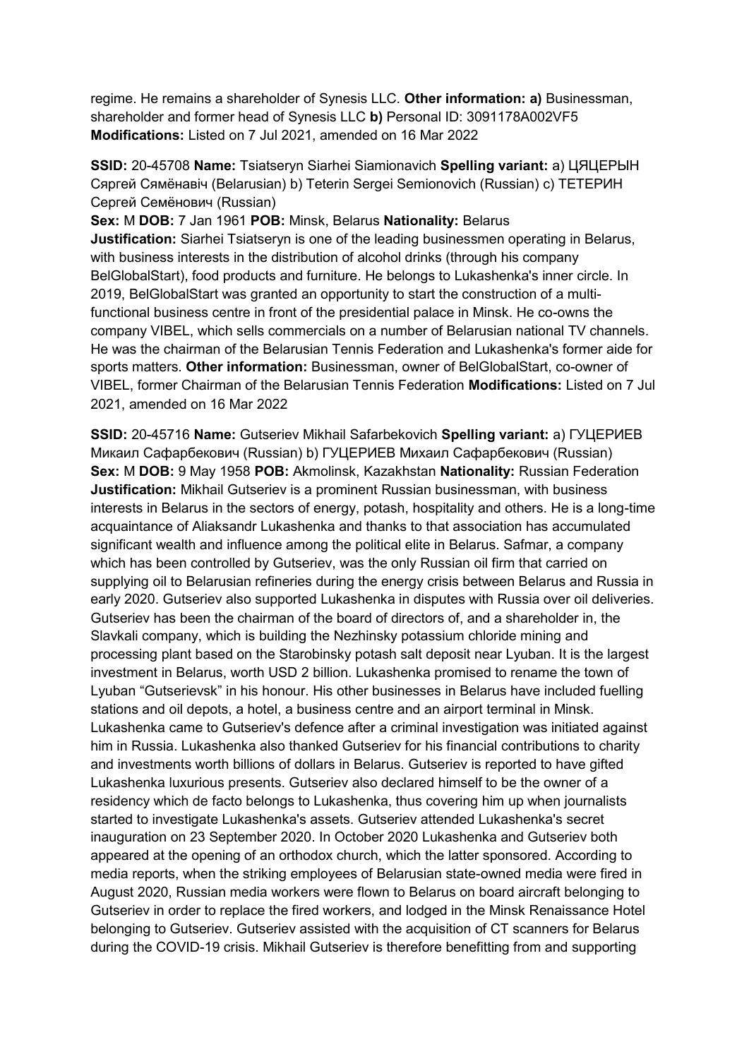regime. He remains a shareholder of Synesis LLC. **Other information: a)** Businessman, shareholder and former head of Synesis LLC **b)** Personal ID: 3091178A002VF5 **Modifications:** Listed on 7 Jul 2021, amended on 16 Mar 2022

**SSID:** 20-45708 **Name:** Tsiatseryn Siarhei Siamionavich **Spelling variant:** a) ЦЯЦЕРЫН Сяргей Сямёнавіч (Belarusian) b) Teterin Sergei Semionovich (Russian) c) ТЕТЕРИН Сергей Семёнович (Russian)
**Sex:** M **DOB:** 7 Jan 1961 **POB:** Minsk, Belarus **Nationality:** Belarus
**Justification:** Siarhei Tsiatseryn is one of the leading businessmen operating in Belarus, with business interests in the distribution of alcohol drinks (through his company BelGlobalStart), food products and furniture. He belongs to Lukashenka's inner circle. In 2019, BelGlobalStart was granted an opportunity to start the construction of a multi-functional business centre in front of the presidential palace in Minsk. He co-owns the company VIBEL, which sells commercials on a number of Belarusian national TV channels. He was the chairman of the Belarusian Tennis Federation and Lukashenka's former aide for sports matters. **Other information:** Businessman, owner of BelGlobalStart, co-owner of VIBEL, former Chairman of the Belarusian Tennis Federation **Modifications:** Listed on 7 Jul 2021, amended on 16 Mar 2022

**SSID:** 20-45716 **Name:** Gutseriev Mikhail Safarbekovich **Spelling variant:** a) ГУЦЕРИЕВ Микаил Сафарбекович (Russian) b) ГУЦЕРИЕВ Михаил Сафарбекович (Russian)
**Sex:** M **DOB:** 9 May 1958 **POB:** Akmolinsk, Kazakhstan **Nationality:** Russian Federation
**Justification:** Mikhail Gutseriev is a prominent Russian businessman, with business interests in Belarus in the sectors of energy, potash, hospitality and others. He is a long-time acquaintance of Aliaksandr Lukashenka and thanks to that association has accumulated significant wealth and influence among the political elite in Belarus. Safmar, a company which has been controlled by Gutseriev, was the only Russian oil firm that carried on supplying oil to Belarusian refineries during the energy crisis between Belarus and Russia in early 2020. Gutseriev also supported Lukashenka in disputes with Russia over oil deliveries. Gutseriev has been the chairman of the board of directors of, and a shareholder in, the Slavkali company, which is building the Nezhinsky potassium chloride mining and processing plant based on the Starobinsky potash salt deposit near Lyuban. It is the largest investment in Belarus, worth USD 2 billion. Lukashenka promised to rename the town of Lyuban "Gutserievsk" in his honour. His other businesses in Belarus have included fuelling stations and oil depots, a hotel, a business centre and an airport terminal in Minsk. Lukashenka came to Gutseriev's defence after a criminal investigation was initiated against him in Russia. Lukashenka also thanked Gutseriev for his financial contributions to charity and investments worth billions of dollars in Belarus. Gutseriev is reported to have gifted Lukashenka luxurious presents. Gutseriev also declared himself to be the owner of a residency which de facto belongs to Lukashenka, thus covering him up when journalists started to investigate Lukashenka's assets. Gutseriev attended Lukashenka's secret inauguration on 23 September 2020. In October 2020 Lukashenka and Gutseriev both appeared at the opening of an orthodox church, which the latter sponsored. According to media reports, when the striking employees of Belarusian state-owned media were fired in August 2020, Russian media workers were flown to Belarus on board aircraft belonging to Gutseriev in order to replace the fired workers, and lodged in the Minsk Renaissance Hotel belonging to Gutseriev. Gutseriev assisted with the acquisition of CT scanners for Belarus during the COVID-19 crisis. Mikhail Gutseriev is therefore benefitting from and supporting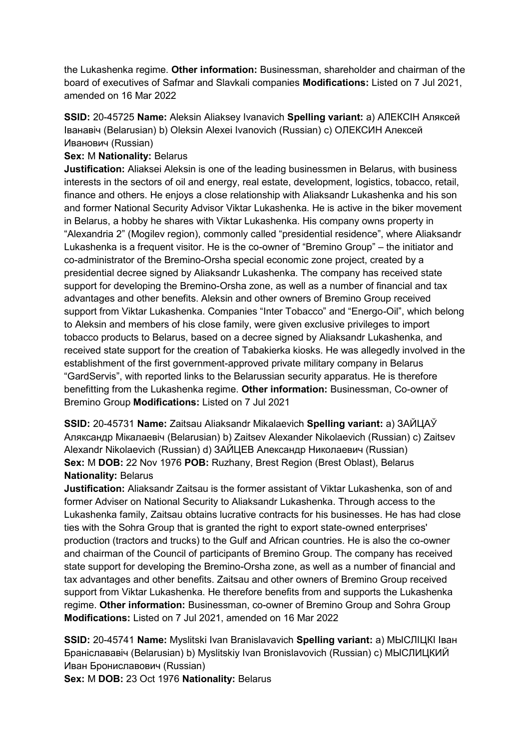the Lukashenka regime. **Other information:** Businessman, shareholder and chairman of the board of executives of Safmar and Slavkali companies **Modifications:** Listed on 7 Jul 2021, amended on 16 Mar 2022

**SSID:** 20-45725 **Name:** Aleksin Aliaksey Ivanavich **Spelling variant:** a) АЛЕКСІН Аляксей Іванавіч (Belarusian) b) Oleksin Alexei Ivanovich (Russian) c) ОЛЕКСИН Алексей Иванович (Russian)
**Sex:** M **Nationality:** Belarus
**Justification:** Aliaksei Aleksin is one of the leading businessmen in Belarus, with business interests in the sectors of oil and energy, real estate, development, logistics, tobacco, retail, finance and others. He enjoys a close relationship with Aliaksandr Lukashenka and his son and former National Security Advisor Viktar Lukashenka. He is active in the biker movement in Belarus, a hobby he shares with Viktar Lukashenka. His company owns property in "Alexandria 2" (Mogilev region), commonly called "presidential residence", where Aliaksandr Lukashenka is a frequent visitor. He is the co-owner of "Bremino Group" – the initiator and co-administrator of the Bremino-Orsha special economic zone project, created by a presidential decree signed by Aliaksandr Lukashenka. The company has received state support for developing the Bremino-Orsha zone, as well as a number of financial and tax advantages and other benefits. Aleksin and other owners of Bremino Group received support from Viktar Lukashenka. Companies "Inter Tobacco" and "Energo-Oil", which belong to Aleksin and members of his close family, were given exclusive privileges to import tobacco products to Belarus, based on a decree signed by Aliaksandr Lukashenka, and received state support for the creation of Tabakierka kiosks. He was allegedly involved in the establishment of the first government-approved private military company in Belarus "GardServis", with reported links to the Belarussian security apparatus. He is therefore benefitting from the Lukashenka regime. **Other information:** Businessman, Co-owner of Bremino Group **Modifications:** Listed on 7 Jul 2021

**SSID:** 20-45731 **Name:** Zaitsau Aliaksandr Mikalaevich **Spelling variant:** a) ЗАЙЦАЎ Аляксандр Мікалаевіч (Belarusian) b) Zaitsev Alexander Nikolaevich (Russian) c) Zaitsev Alexandr Nikolaevich (Russian) d) ЗАЙЦЕВ Александр Николаевич (Russian)
**Sex:** M **DOB:** 22 Nov 1976 **POB:** Ruzhany, Brest Region (Brest Oblast), Belarus
**Nationality:** Belarus
**Justification:** Aliaksandr Zaitsau is the former assistant of Viktar Lukashenka, son of and former Adviser on National Security to Aliaksandr Lukashenka. Through access to the Lukashenka family, Zaitsau obtains lucrative contracts for his businesses. He has had close ties with the Sohra Group that is granted the right to export state-owned enterprises' production (tractors and trucks) to the Gulf and African countries. He is also the co-owner and chairman of the Council of participants of Bremino Group. The company has received state support for developing the Bremino-Orsha zone, as well as a number of financial and tax advantages and other benefits. Zaitsau and other owners of Bremino Group received support from Viktar Lukashenka. He therefore benefits from and supports the Lukashenka regime. **Other information:** Businessman, co-owner of Bremino Group and Sohra Group **Modifications:** Listed on 7 Jul 2021, amended on 16 Mar 2022

**SSID:** 20-45741 **Name:** Myslitski Ivan Branislavavich **Spelling variant:** a) МЫСЛІЦКІ Іван Браніслававіч (Belarusian) b) Myslitskiy Ivan Bronislavovich (Russian) c) МЫСЛИЦКИЙ Иван Брониславович (Russian)
**Sex:** M **DOB:** 23 Oct 1976 **Nationality:** Belarus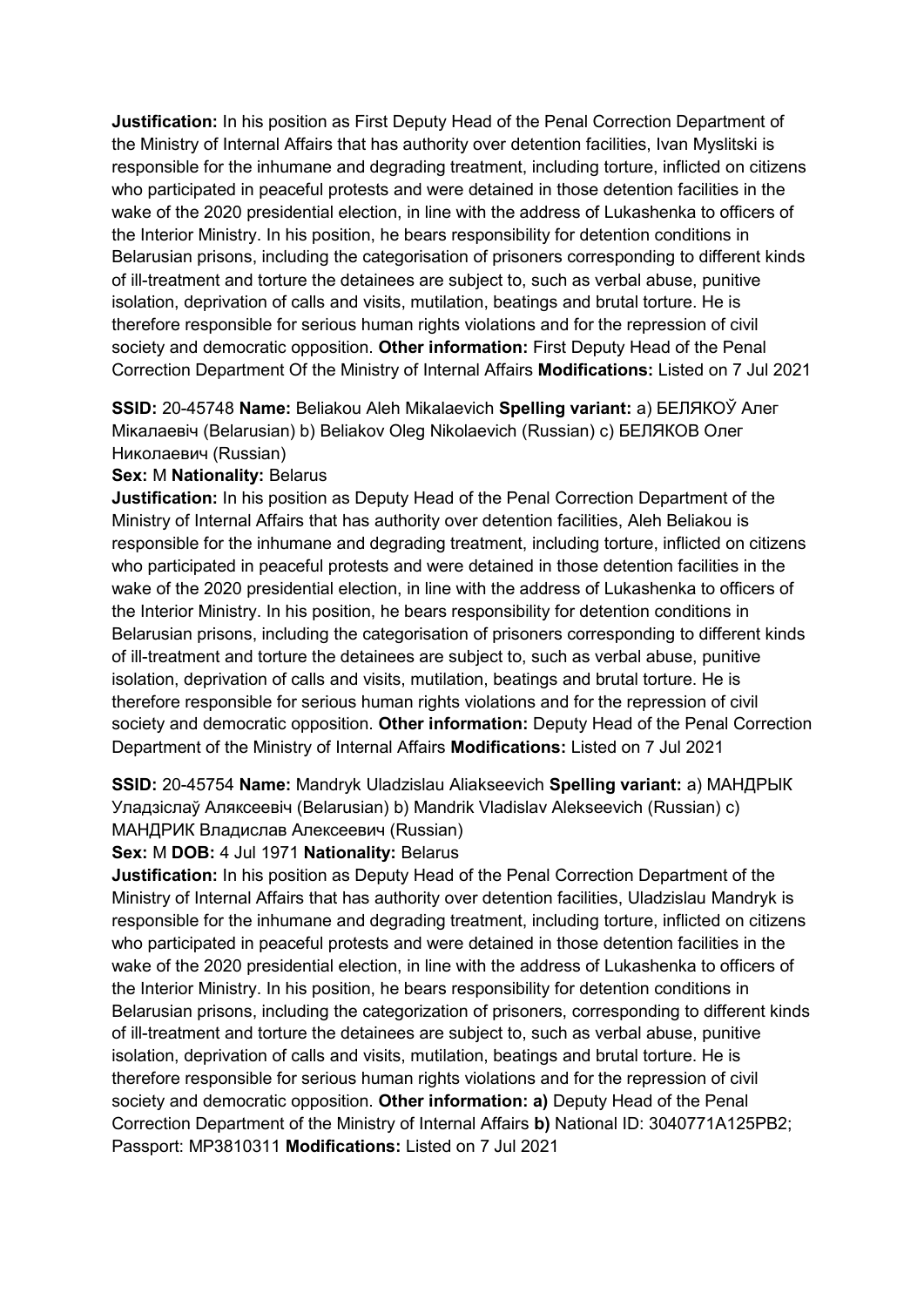**Justification:** In his position as First Deputy Head of the Penal Correction Department of the Ministry of Internal Affairs that has authority over detention facilities, Ivan Myslitski is responsible for the inhumane and degrading treatment, including torture, inflicted on citizens who participated in peaceful protests and were detained in those detention facilities in the wake of the 2020 presidential election, in line with the address of Lukashenka to officers of the Interior Ministry. In his position, he bears responsibility for detention conditions in Belarusian prisons, including the categorisation of prisoners corresponding to different kinds of ill-treatment and torture the detainees are subject to, such as verbal abuse, punitive isolation, deprivation of calls and visits, mutilation, beatings and brutal torture. He is therefore responsible for serious human rights violations and for the repression of civil society and democratic opposition. **Other information:** First Deputy Head of the Penal Correction Department Of the Ministry of Internal Affairs **Modifications:** Listed on 7 Jul 2021

**SSID:** 20-45748 **Name:** Beliakou Aleh Mikalaevich **Spelling variant:** a) БЕЛЯКОЎ Алег Мікалаевіч (Belarusian) b) Beliakov Oleg Nikolaevich (Russian) c) БЕЛЯКОВ Олег Николаевич (Russian)

**Sex:** M **Nationality:** Belarus

**Justification:** In his position as Deputy Head of the Penal Correction Department of the Ministry of Internal Affairs that has authority over detention facilities, Aleh Beliakou is responsible for the inhumane and degrading treatment, including torture, inflicted on citizens who participated in peaceful protests and were detained in those detention facilities in the wake of the 2020 presidential election, in line with the address of Lukashenka to officers of the Interior Ministry. In his position, he bears responsibility for detention conditions in Belarusian prisons, including the categorisation of prisoners corresponding to different kinds of ill-treatment and torture the detainees are subject to, such as verbal abuse, punitive isolation, deprivation of calls and visits, mutilation, beatings and brutal torture. He is therefore responsible for serious human rights violations and for the repression of civil society and democratic opposition. **Other information:** Deputy Head of the Penal Correction Department of the Ministry of Internal Affairs **Modifications:** Listed on 7 Jul 2021

**SSID:** 20-45754 **Name:** Mandryk Uladzislau Aliakseevich **Spelling variant:** a) МАНДРЫК Уладзіслаў Аляксеевіч (Belarusian) b) Mandrik Vladislav Alekseevich (Russian) c) МАНДРИК Владислав Алексеевич (Russian)

**Sex:** M **DOB:** 4 Jul 1971 **Nationality:** Belarus

**Justification:** In his position as Deputy Head of the Penal Correction Department of the Ministry of Internal Affairs that has authority over detention facilities, Uladzislau Mandryk is responsible for the inhumane and degrading treatment, including torture, inflicted on citizens who participated in peaceful protests and were detained in those detention facilities in the wake of the 2020 presidential election, in line with the address of Lukashenka to officers of the Interior Ministry. In his position, he bears responsibility for detention conditions in Belarusian prisons, including the categorization of prisoners, corresponding to different kinds of ill-treatment and torture the detainees are subject to, such as verbal abuse, punitive isolation, deprivation of calls and visits, mutilation, beatings and brutal torture. He is therefore responsible for serious human rights violations and for the repression of civil society and democratic opposition. **Other information: a)** Deputy Head of the Penal Correction Department of the Ministry of Internal Affairs **b)** National ID: 3040771A125PB2; Passport: MP3810311 **Modifications:** Listed on 7 Jul 2021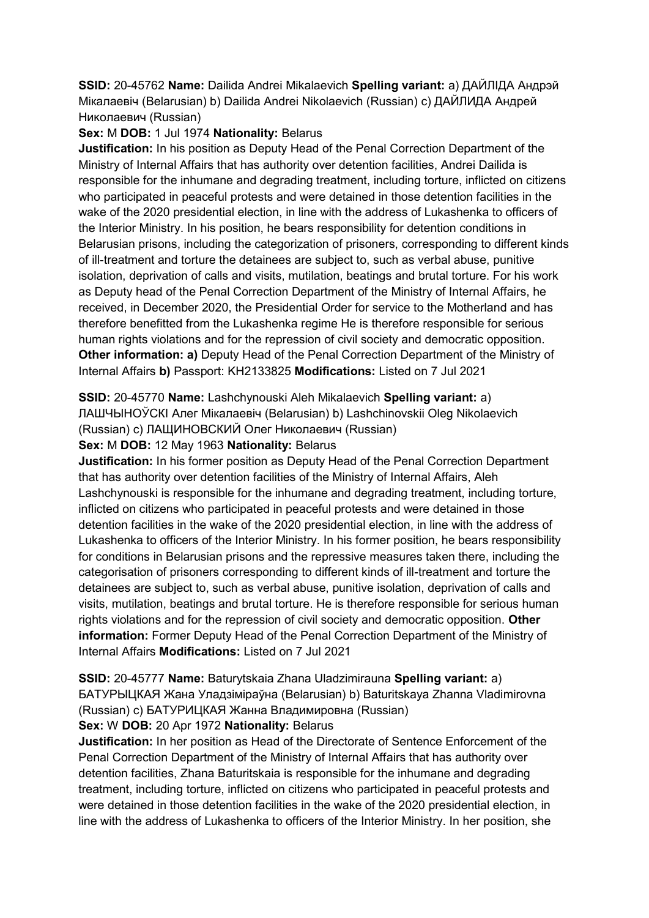**SSID:** 20-45762 **Name:** Dailida Andrei Mikalaevich **Spelling variant:** a) ДАЙЛІДА Андрэй Мікалаевіч (Belarusian) b) Dailida Andrei Nikolaevich (Russian) c) ДАЙЛИДА Андрей Николаевич (Russian)

**Sex:** M **DOB:** 1 Jul 1974 **Nationality:** Belarus

**Justification:** In his position as Deputy Head of the Penal Correction Department of the Ministry of Internal Affairs that has authority over detention facilities, Andrei Dailida is responsible for the inhumane and degrading treatment, including torture, inflicted on citizens who participated in peaceful protests and were detained in those detention facilities in the wake of the 2020 presidential election, in line with the address of Lukashenka to officers of the Interior Ministry. In his position, he bears responsibility for detention conditions in Belarusian prisons, including the categorization of prisoners, corresponding to different kinds of ill-treatment and torture the detainees are subject to, such as verbal abuse, punitive isolation, deprivation of calls and visits, mutilation, beatings and brutal torture. For his work as Deputy head of the Penal Correction Department of the Ministry of Internal Affairs, he received, in December 2020, the Presidential Order for service to the Motherland and has therefore benefitted from the Lukashenka regime He is therefore responsible for serious human rights violations and for the repression of civil society and democratic opposition. **Other information: a)** Deputy Head of the Penal Correction Department of the Ministry of Internal Affairs **b)** Passport: KH2133825 **Modifications:** Listed on 7 Jul 2021

**SSID:** 20-45770 **Name:** Lashchynouski Aleh Mikalaevich **Spelling variant:** a) ЛАШЧЫНОЎСКІ Алег Мікалаевіч (Belarusian) b) Lashchinovskii Oleg Nikolaevich (Russian) c) ЛАЩИНОВСКИЙ Олег Николаевич (Russian)

**Sex:** M **DOB:** 12 May 1963 **Nationality:** Belarus

**Justification:** In his former position as Deputy Head of the Penal Correction Department that has authority over detention facilities of the Ministry of Internal Affairs, Aleh Lashchynouski is responsible for the inhumane and degrading treatment, including torture, inflicted on citizens who participated in peaceful protests and were detained in those detention facilities in the wake of the 2020 presidential election, in line with the address of Lukashenka to officers of the Interior Ministry. In his former position, he bears responsibility for conditions in Belarusian prisons and the repressive measures taken there, including the categorisation of prisoners corresponding to different kinds of ill-treatment and torture the detainees are subject to, such as verbal abuse, punitive isolation, deprivation of calls and visits, mutilation, beatings and brutal torture. He is therefore responsible for serious human rights violations and for the repression of civil society and democratic opposition. **Other information:** Former Deputy Head of the Penal Correction Department of the Ministry of Internal Affairs **Modifications:** Listed on 7 Jul 2021

**SSID:** 20-45777 **Name:** Baturytskaia Zhana Uladzimirauna **Spelling variant:** a) БАТУРЫЦКАЯ Жана Уладзіміраўна (Belarusian) b) Baturitskaya Zhanna Vladimirovna (Russian) c) БАТУРИЦКАЯ Жанна Владимировна (Russian)

**Sex:** W **DOB:** 20 Apr 1972 **Nationality:** Belarus

**Justification:** In her position as Head of the Directorate of Sentence Enforcement of the Penal Correction Department of the Ministry of Internal Affairs that has authority over detention facilities, Zhana Baturitskaia is responsible for the inhumane and degrading treatment, including torture, inflicted on citizens who participated in peaceful protests and were detained in those detention facilities in the wake of the 2020 presidential election, in line with the address of Lukashenka to officers of the Interior Ministry. In her position, she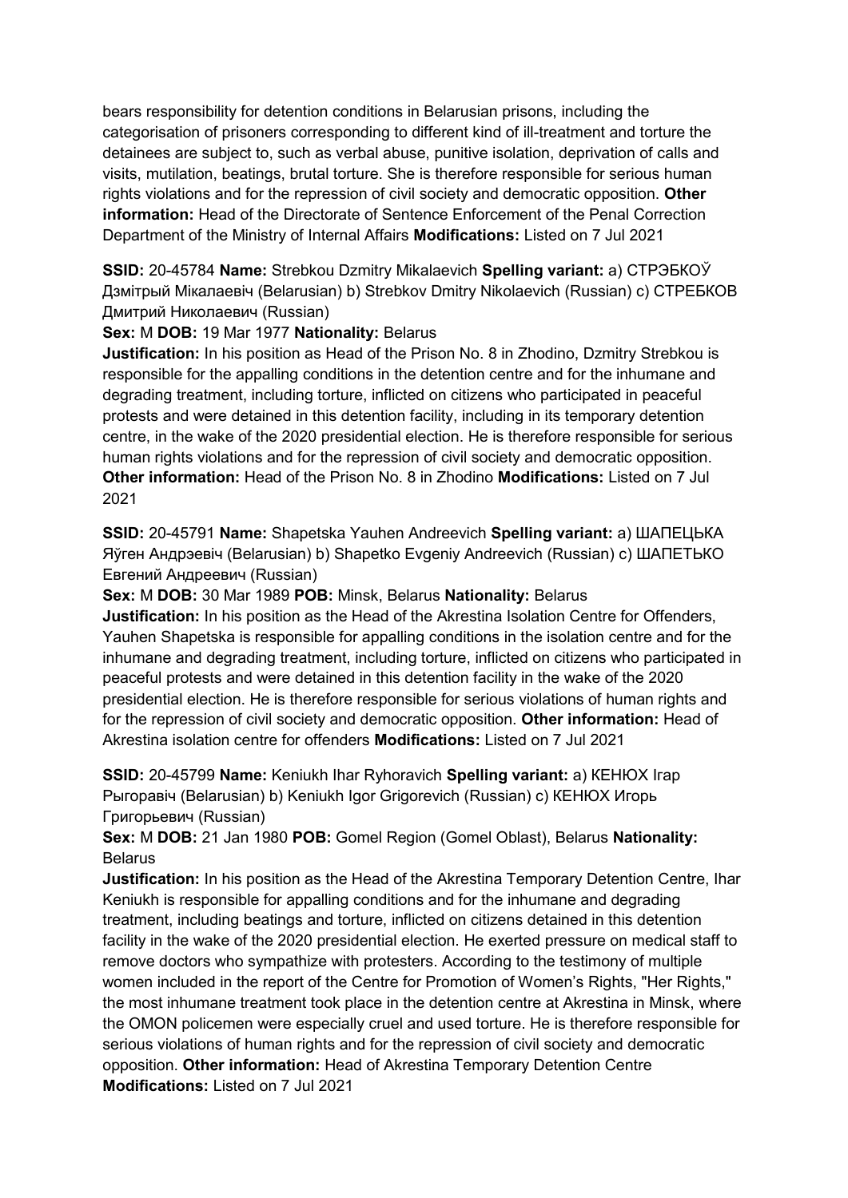bears responsibility for detention conditions in Belarusian prisons, including the categorisation of prisoners corresponding to different kind of ill-treatment and torture the detainees are subject to, such as verbal abuse, punitive isolation, deprivation of calls and visits, mutilation, beatings, brutal torture. She is therefore responsible for serious human rights violations and for the repression of civil society and democratic opposition. **Other information:** Head of the Directorate of Sentence Enforcement of the Penal Correction Department of the Ministry of Internal Affairs **Modifications:** Listed on 7 Jul 2021

**SSID:** 20-45784 **Name:** Strebkou Dzmitry Mikalaevich **Spelling variant:** a) СТРЭБКОЎ Дзмітрый Мікалаевіч (Belarusian) b) Strebkov Dmitry Nikolaevich (Russian) c) СТРЕБКОВ Дмитрий Николаевич (Russian)
**Sex:** M **DOB:** 19 Mar 1977 **Nationality:** Belarus
**Justification:** In his position as Head of the Prison No. 8 in Zhodino, Dzmitry Strebkou is responsible for the appalling conditions in the detention centre and for the inhumane and degrading treatment, including torture, inflicted on citizens who participated in peaceful protests and were detained in this detention facility, including in its temporary detention centre, in the wake of the 2020 presidential election. He is therefore responsible for serious human rights violations and for the repression of civil society and democratic opposition. **Other information:** Head of the Prison No. 8 in Zhodino **Modifications:** Listed on 7 Jul 2021

**SSID:** 20-45791 **Name:** Shapetska Yauhen Andreevich **Spelling variant:** a) ШАПЕЦЬКА Яўген Андрэевіч (Belarusian) b) Shapetko Evgeniy Andreevich (Russian) c) ШАПЕТЬКО Евгений Андреевич (Russian)
**Sex:** M **DOB:** 30 Mar 1989 **POB:** Minsk, Belarus **Nationality:** Belarus
**Justification:** In his position as the Head of the Akrestina Isolation Centre for Offenders, Yauhen Shapetska is responsible for appalling conditions in the isolation centre and for the inhumane and degrading treatment, including torture, inflicted on citizens who participated in peaceful protests and were detained in this detention facility in the wake of the 2020 presidential election. He is therefore responsible for serious violations of human rights and for the repression of civil society and democratic opposition. **Other information:** Head of Akrestina isolation centre for offenders **Modifications:** Listed on 7 Jul 2021

**SSID:** 20-45799 **Name:** Keniukh Ihar Ryhoravich **Spelling variant:** a) КЕНЮХ Ігар Рыгоравіч (Belarusian) b) Keniukh Igor Grigorevich (Russian) c) КЕНЮХ Игорь Григорьевич (Russian)
**Sex:** M **DOB:** 21 Jan 1980 **POB:** Gomel Region (Gomel Oblast), Belarus **Nationality:** Belarus
**Justification:** In his position as the Head of the Akrestina Temporary Detention Centre, Ihar Keniukh is responsible for appalling conditions and for the inhumane and degrading treatment, including beatings and torture, inflicted on citizens detained in this detention facility in the wake of the 2020 presidential election. He exerted pressure on medical staff to remove doctors who sympathize with protesters. According to the testimony of multiple women included in the report of the Centre for Promotion of Women's Rights, "Her Rights," the most inhumane treatment took place in the detention centre at Akrestina in Minsk, where the OMON policemen were especially cruel and used torture. He is therefore responsible for serious violations of human rights and for the repression of civil society and democratic opposition. **Other information:** Head of Akrestina Temporary Detention Centre **Modifications:** Listed on 7 Jul 2021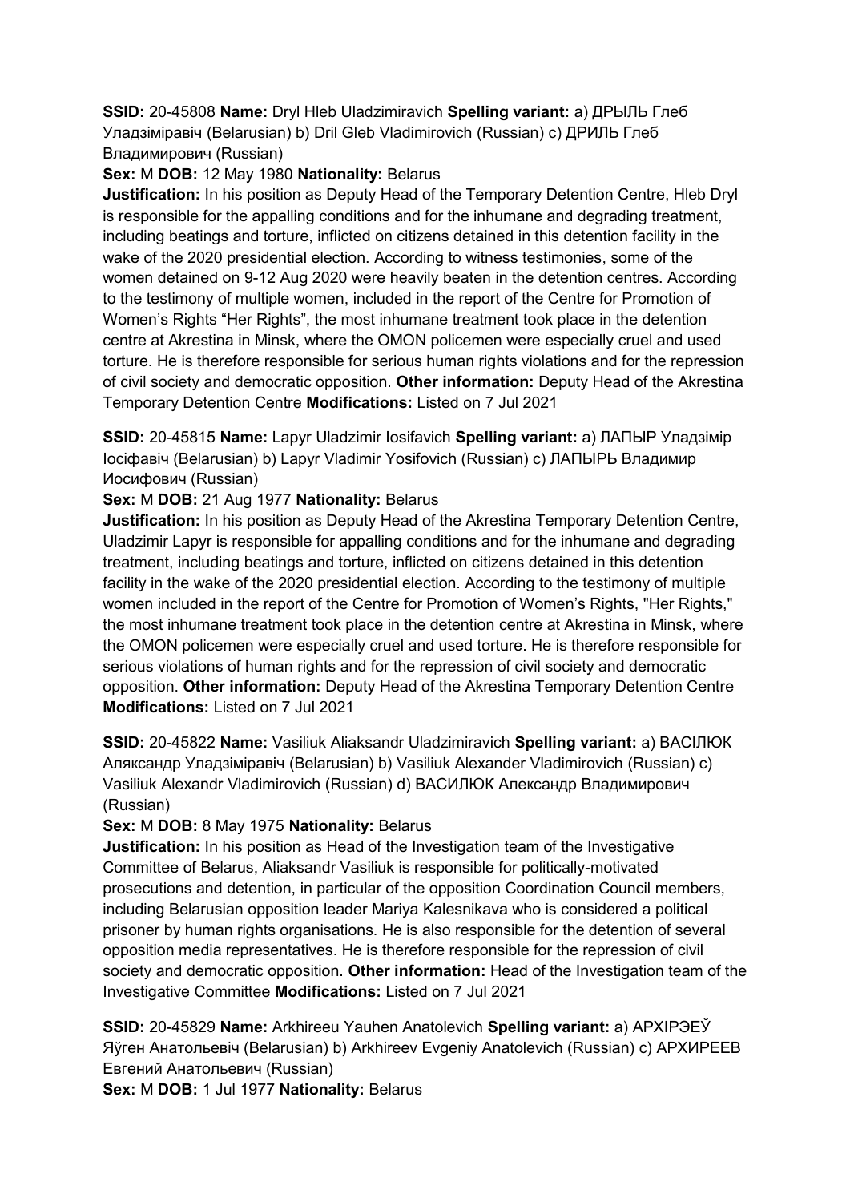**SSID:** 20-45808 **Name:** Dryl Hleb Uladzimiravich **Spelling variant:** a) ДРЫЛЬ Глеб Уладзіміравіч (Belarusian) b) Dril Gleb Vladimirovich (Russian) c) ДРИЛЬ Глеб Владимирович (Russian)

**Sex:** M **DOB:** 12 May 1980 **Nationality:** Belarus

**Justification:** In his position as Deputy Head of the Temporary Detention Centre, Hleb Dryl is responsible for the appalling conditions and for the inhumane and degrading treatment, including beatings and torture, inflicted on citizens detained in this detention facility in the wake of the 2020 presidential election. According to witness testimonies, some of the women detained on 9-12 Aug 2020 were heavily beaten in the detention centres. According to the testimony of multiple women, included in the report of the Centre for Promotion of Women's Rights "Her Rights", the most inhumane treatment took place in the detention centre at Akrestina in Minsk, where the OMON policemen were especially cruel and used torture. He is therefore responsible for serious human rights violations and for the repression of civil society and democratic opposition. **Other information:** Deputy Head of the Akrestina Temporary Detention Centre **Modifications:** Listed on 7 Jul 2021

**SSID:** 20-45815 **Name:** Lapyr Uladzimir Iosifavich **Spelling variant:** a) ЛАПЫР Уладзімір Іосіфавіч (Belarusian) b) Lapyr Vladimir Yosifovich (Russian) c) ЛАПЫРЬ Владимир Иосифович (Russian)

**Sex:** M **DOB:** 21 Aug 1977 **Nationality:** Belarus

**Justification:** In his position as Deputy Head of the Akrestina Temporary Detention Centre, Uladzimir Lapyr is responsible for appalling conditions and for the inhumane and degrading treatment, including beatings and torture, inflicted on citizens detained in this detention facility in the wake of the 2020 presidential election. According to the testimony of multiple women included in the report of the Centre for Promotion of Women's Rights, "Her Rights," the most inhumane treatment took place in the detention centre at Akrestina in Minsk, where the OMON policemen were especially cruel and used torture. He is therefore responsible for serious violations of human rights and for the repression of civil society and democratic opposition. **Other information:** Deputy Head of the Akrestina Temporary Detention Centre **Modifications:** Listed on 7 Jul 2021

**SSID:** 20-45822 **Name:** Vasiliuk Aliaksandr Uladzimiravich **Spelling variant:** a) ВАСІЛЮК Аляксандр Уладзіміравіч (Belarusian) b) Vasiliuk Alexander Vladimirovich (Russian) c) Vasiliuk Alexandr Vladimirovich (Russian) d) ВАСИЛЮК Александр Владимирович (Russian)

**Sex:** M **DOB:** 8 May 1975 **Nationality:** Belarus

**Justification:** In his position as Head of the Investigation team of the Investigative Committee of Belarus, Aliaksandr Vasiliuk is responsible for politically-motivated prosecutions and detention, in particular of the opposition Coordination Council members, including Belarusian opposition leader Mariya Kalesnikava who is considered a political prisoner by human rights organisations. He is also responsible for the detention of several opposition media representatives. He is therefore responsible for the repression of civil society and democratic opposition. **Other information:** Head of the Investigation team of the Investigative Committee **Modifications:** Listed on 7 Jul 2021

**SSID:** 20-45829 **Name:** Arkhireeu Yauhen Anatolevich **Spelling variant:** a) АРХІРЭЕЎ Яўген Анатольевіч (Belarusian) b) Arkhireev Evgeniy Anatolevich (Russian) c) АРХИРЕЕВ Евгений Анатольевич (Russian)

**Sex:** M **DOB:** 1 Jul 1977 **Nationality:** Belarus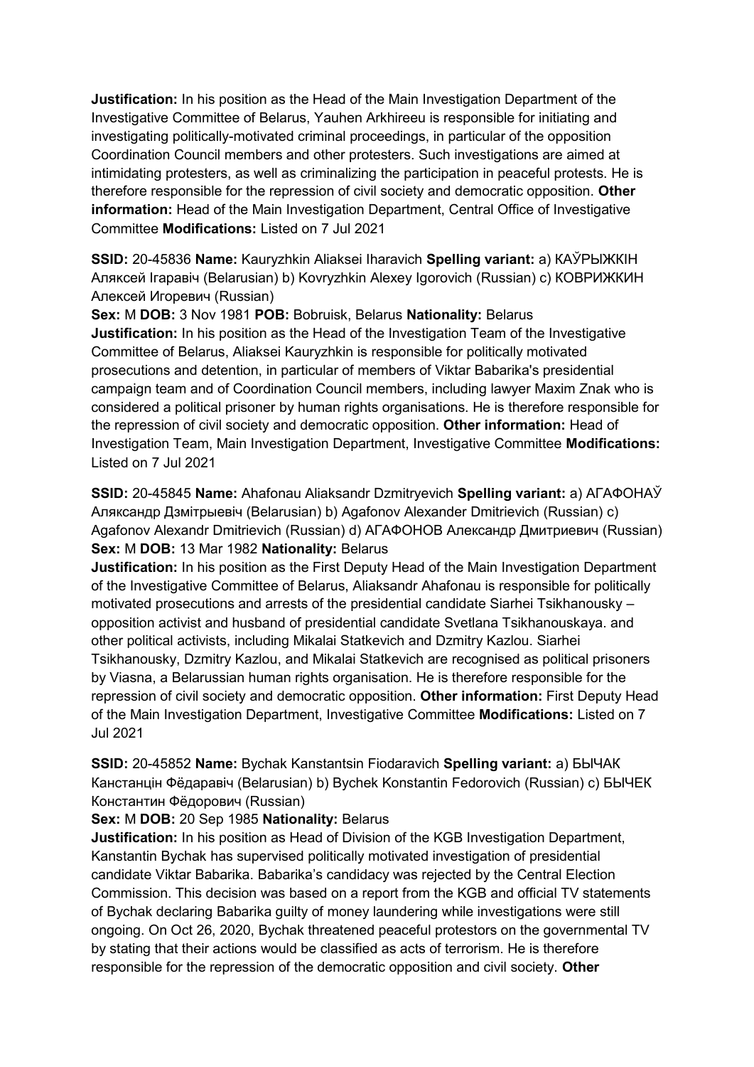**Justification:** In his position as the Head of the Main Investigation Department of the Investigative Committee of Belarus, Yauhen Arkhireeu is responsible for initiating and investigating politically-motivated criminal proceedings, in particular of the opposition Coordination Council members and other protesters. Such investigations are aimed at intimidating protesters, as well as criminalizing the participation in peaceful protests. He is therefore responsible for the repression of civil society and democratic opposition. **Other information:** Head of the Main Investigation Department, Central Office of Investigative Committee **Modifications:** Listed on 7 Jul 2021

**SSID:** 20-45836 **Name:** Kauryzhkin Aliaksei Iharavich **Spelling variant:** a) КАЎРЫЖКІН Аляксей Ігаравіч (Belarusian) b) Kovryzhkin Alexey Igorovich (Russian) c) КОВРИЖКИН Алексей Игоревич (Russian)
**Sex:** M **DOB:** 3 Nov 1981 **POB:** Bobruisk, Belarus **Nationality:** Belarus
**Justification:** In his position as the Head of the Investigation Team of the Investigative Committee of Belarus, Aliaksei Kauryzhkin is responsible for politically motivated prosecutions and detention, in particular of members of Viktar Babarika's presidential campaign team and of Coordination Council members, including lawyer Maxim Znak who is considered a political prisoner by human rights organisations. He is therefore responsible for the repression of civil society and democratic opposition. **Other information:** Head of Investigation Team, Main Investigation Department, Investigative Committee **Modifications:** Listed on 7 Jul 2021

**SSID:** 20-45845 **Name:** Ahafonau Aliaksandr Dzmitryevich **Spelling variant:** a) АГАФОНАЎ Аляксандр Дзмітрыевіч (Belarusian) b) Agafonov Alexander Dmitrievich (Russian) c) Agafonov Alexandr Dmitrievich (Russian) d) АГАФОНОВ Александр Дмитриевич (Russian)
**Sex:** M **DOB:** 13 Mar 1982 **Nationality:** Belarus
**Justification:** In his position as the First Deputy Head of the Main Investigation Department of the Investigative Committee of Belarus, Aliaksandr Ahafonau is responsible for politically motivated prosecutions and arrests of the presidential candidate Siarhei Tsikhanousky – opposition activist and husband of presidential candidate Svetlana Tsikhanouskaya. and other political activists, including Mikalai Statkevich and Dzmitry Kazlou. Siarhei Tsikhanousky, Dzmitry Kazlou, and Mikalai Statkevich are recognised as political prisoners by Viasna, a Belarussian human rights organisation. He is therefore responsible for the repression of civil society and democratic opposition. **Other information:** First Deputy Head of the Main Investigation Department, Investigative Committee **Modifications:** Listed on 7 Jul 2021

**SSID:** 20-45852 **Name:** Bychak Kanstantsin Fiodaravich **Spelling variant:** a) БЫЧАК Канстанцін Фёдаравіч (Belarusian) b) Bychek Konstantin Fedorovich (Russian) c) БЫЧЕК Константин Фёдорович (Russian)
**Sex:** M **DOB:** 20 Sep 1985 **Nationality:** Belarus
**Justification:** In his position as Head of Division of the KGB Investigation Department, Kanstantin Bychak has supervised politically motivated investigation of presidential candidate Viktar Babarika. Babarika's candidacy was rejected by the Central Election Commission. This decision was based on a report from the KGB and official TV statements of Bychak declaring Babarika guilty of money laundering while investigations were still ongoing. On Oct 26, 2020, Bychak threatened peaceful protestors on the governmental TV by stating that their actions would be classified as acts of terrorism. He is therefore responsible for the repression of the democratic opposition and civil society. **Other**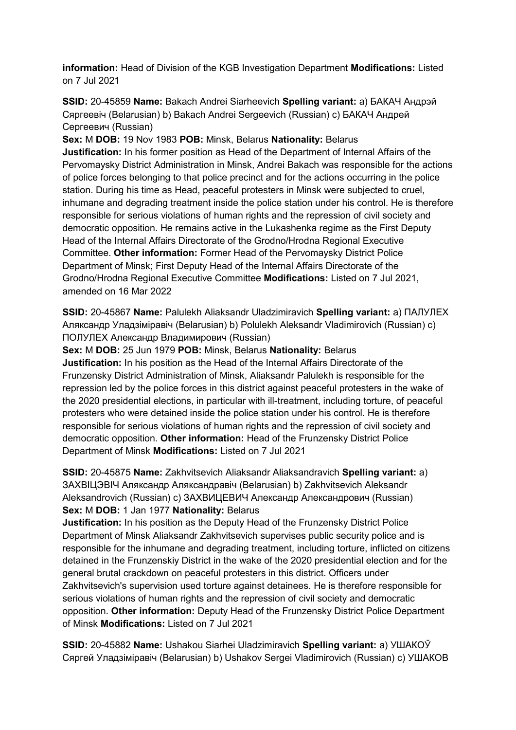**information:** Head of Division of the KGB Investigation Department **Modifications:** Listed on 7 Jul 2021

**SSID:** 20-45859 **Name:** Bakach Andrei Siarheevich **Spelling variant:** a) БАКАЧ Андрэй Сяргеевіч (Belarusian) b) Bakach Andrei Sergeevich (Russian) c) БАКАЧ Андрей Сергеевич (Russian)
**Sex:** M **DOB:** 19 Nov 1983 **POB:** Minsk, Belarus **Nationality:** Belarus
**Justification:** In his former position as Head of the Department of Internal Affairs of the Pervomaysky District Administration in Minsk, Andrei Bakach was responsible for the actions of police forces belonging to that police precinct and for the actions occurring in the police station. During his time as Head, peaceful protesters in Minsk were subjected to cruel, inhumane and degrading treatment inside the police station under his control. He is therefore responsible for serious violations of human rights and the repression of civil society and democratic opposition. He remains active in the Lukashenka regime as the First Deputy Head of the Internal Affairs Directorate of the Grodno/Hrodna Regional Executive Committee. **Other information:** Former Head of the Pervomaysky District Police Department of Minsk; First Deputy Head of the Internal Affairs Directorate of the Grodno/Hrodna Regional Executive Committee **Modifications:** Listed on 7 Jul 2021, amended on 16 Mar 2022

**SSID:** 20-45867 **Name:** Palulekh Aliaksandr Uladzimiravich **Spelling variant:** a) ПАЛУЛЕХ Аляксандр Уладзіміравіч (Belarusian) b) Polulekh Aleksandr Vladimirovich (Russian) c) ПОЛУЛЕХ Александр Владимирович (Russian)
**Sex:** M **DOB:** 25 Jun 1979 **POB:** Minsk, Belarus **Nationality:** Belarus
**Justification:** In his position as the Head of the Internal Affairs Directorate of the Frunzensky District Administration of Minsk, Aliaksandr Palulekh is responsible for the repression led by the police forces in this district against peaceful protesters in the wake of the 2020 presidential elections, in particular with ill-treatment, including torture, of peaceful protesters who were detained inside the police station under his control. He is therefore responsible for serious violations of human rights and the repression of civil society and democratic opposition. **Other information:** Head of the Frunzensky District Police Department of Minsk **Modifications:** Listed on 7 Jul 2021

**SSID:** 20-45875 **Name:** Zakhvitsevich Aliaksandr Aliaksandravich **Spelling variant:** a) ЗАХВІЦЭВІЧ Аляксандр Аляксандравіч (Belarusian) b) Zakhvitsevich Aleksandr Aleksandrovich (Russian) c) ЗАХВИЦЕВИЧ Александр Александрович (Russian)
**Sex:** M **DOB:** 1 Jan 1977 **Nationality:** Belarus
**Justification:** In his position as the Deputy Head of the Frunzensky District Police Department of Minsk Aliaksandr Zakhvitsevich supervises public security police and is responsible for the inhumane and degrading treatment, including torture, inflicted on citizens detained in the Frunzenskiy District in the wake of the 2020 presidential election and for the general brutal crackdown on peaceful protesters in this district. Officers under Zakhvitsevich's supervision used torture against detainees. He is therefore responsible for serious violations of human rights and the repression of civil society and democratic opposition. **Other information:** Deputy Head of the Frunzensky District Police Department of Minsk **Modifications:** Listed on 7 Jul 2021

**SSID:** 20-45882 **Name:** Ushakou Siarhei Uladzimiravich **Spelling variant:** a) УШАКОЎ Сяргей Уладзіміравіч (Belarusian) b) Ushakov Sergei Vladimirovich (Russian) c) УШАКОВ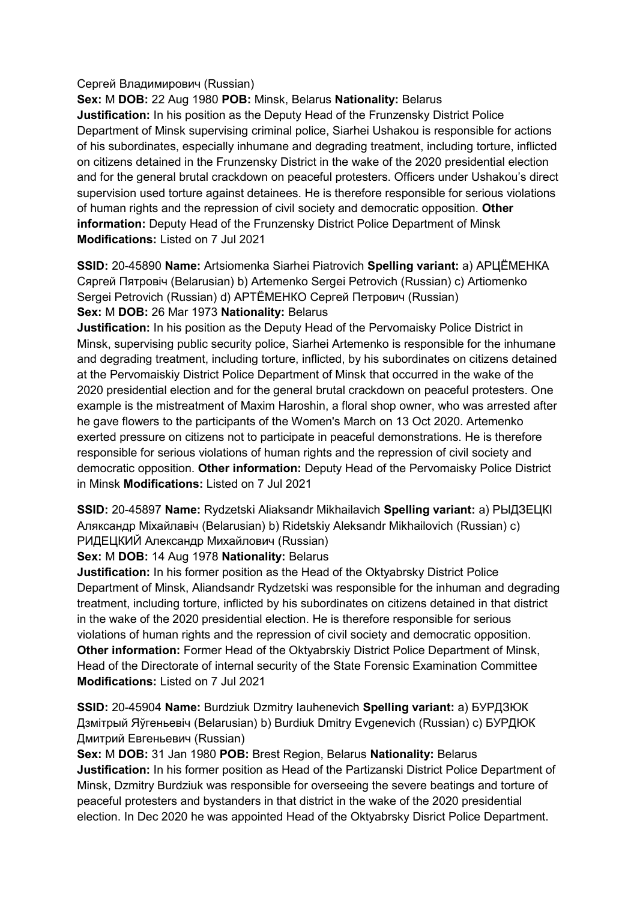Сергей Владимирович (Russian)

**Sex:** M **DOB:** 22 Aug 1980 **POB:** Minsk, Belarus **Nationality:** Belarus
**Justification:** In his position as the Deputy Head of the Frunzensky District Police Department of Minsk supervising criminal police, Siarhei Ushakou is responsible for actions of his subordinates, especially inhumane and degrading treatment, including torture, inflicted on citizens detained in the Frunzensky District in the wake of the 2020 presidential election and for the general brutal crackdown on peaceful protesters. Officers under Ushakou's direct supervision used torture against detainees. He is therefore responsible for serious violations of human rights and the repression of civil society and democratic opposition. **Other information:** Deputy Head of the Frunzensky District Police Department of Minsk **Modifications:** Listed on 7 Jul 2021

**SSID:** 20-45890 **Name:** Artsiomenka Siarhei Piatrovich **Spelling variant:** a) АРЦЁМЕНКА Сяргей Пятровіч (Belarusian) b) Artemenko Sergei Petrovich (Russian) c) Artiomenko Sergei Petrovich (Russian) d) АРТЁМЕНКО Сергей Петрович (Russian)
**Sex:** M **DOB:** 26 Mar 1973 **Nationality:** Belarus
**Justification:** In his position as the Deputy Head of the Pervomaisky Police District in Minsk, supervising public security police, Siarhei Artemenko is responsible for the inhumane and degrading treatment, including torture, inflicted, by his subordinates on citizens detained at the Pervomaiskiy District Police Department of Minsk that occurred in the wake of the 2020 presidential election and for the general brutal crackdown on peaceful protesters. One example is the mistreatment of Maxim Haroshin, a floral shop owner, who was arrested after he gave flowers to the participants of the Women's March on 13 Oct 2020. Artemenko exerted pressure on citizens not to participate in peaceful demonstrations. He is therefore responsible for serious violations of human rights and the repression of civil society and democratic opposition. **Other information:** Deputy Head of the Pervomaisky Police District in Minsk **Modifications:** Listed on 7 Jul 2021

**SSID:** 20-45897 **Name:** Rydzetski Aliaksandr Mikhailavich **Spelling variant:** a) РЫДЗЕЦКІ Аляксандр Міхайлавіч (Belarusian) b) Ridetskiy Aleksandr Mikhailovich (Russian) c) РИДЕЦКИЙ Александр Михайлович (Russian)
**Sex:** M **DOB:** 14 Aug 1978 **Nationality:** Belarus
**Justification:** In his former position as the Head of the Oktyabrsky District Police Department of Minsk, Aliandsandr Rydzetski was responsible for the inhuman and degrading treatment, including torture, inflicted by his subordinates on citizens detained in that district in the wake of the 2020 presidential election. He is therefore responsible for serious violations of human rights and the repression of civil society and democratic opposition. **Other information:** Former Head of the Oktyabrskiy District Police Department of Minsk, Head of the Directorate of internal security of the State Forensic Examination Committee **Modifications:** Listed on 7 Jul 2021

**SSID:** 20-45904 **Name:** Burdziuk Dzmitry Iauhenevich **Spelling variant:** a) БУРДЗЮК Дзмітрый Яўгеньевіч (Belarusian) b) Burdiuk Dmitry Evgenevich (Russian) c) БУРДЮК Дмитрий Евгеньевич (Russian)
**Sex:** M **DOB:** 31 Jan 1980 **POB:** Brest Region, Belarus **Nationality:** Belarus
**Justification:** In his former position as Head of the Partizanski District Police Department of Minsk, Dzmitry Burdziuk was responsible for overseeing the severe beatings and torture of peaceful protesters and bystanders in that district in the wake of the 2020 presidential election. In Dec 2020 he was appointed Head of the Oktyabrsky Disrict Police Department.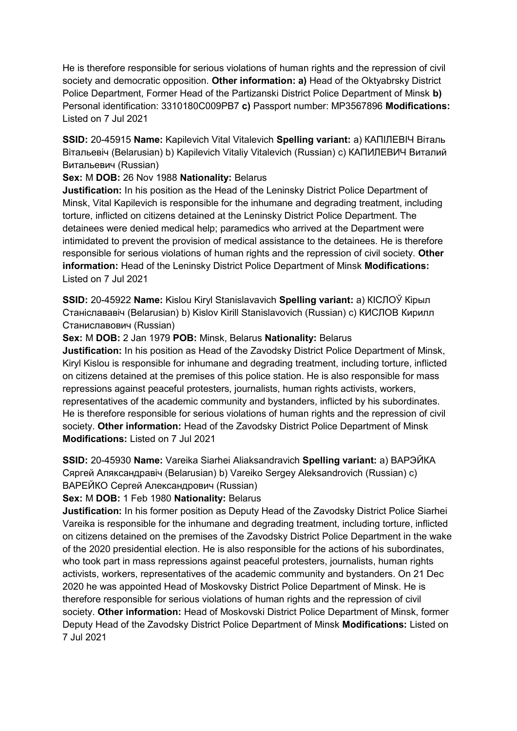He is therefore responsible for serious violations of human rights and the repression of civil society and democratic opposition. **Other information: a)** Head of the Oktyabrsky District Police Department, Former Head of the Partizanski District Police Department of Minsk **b)** Personal identification: 3310180C009PB7 **c)** Passport number: MP3567896 **Modifications:** Listed on 7 Jul 2021

**SSID:** 20-45915 **Name:** Kapilevich Vital Vitalevich **Spelling variant:** a) КАПІЛЕВІЧ Віталь Вітальевіч (Belarusian) b) Kapilevich Vitaliy Vitalevich (Russian) c) КАПИЛЕВИЧ Виталий Витальевич (Russian)

**Sex:** M **DOB:** 26 Nov 1988 **Nationality:** Belarus

**Justification:** In his position as the Head of the Leninsky District Police Department of Minsk, Vital Kapilevich is responsible for the inhumane and degrading treatment, including torture, inflicted on citizens detained at the Leninsky District Police Department. The detainees were denied medical help; paramedics who arrived at the Department were intimidated to prevent the provision of medical assistance to the detainees. He is therefore responsible for serious violations of human rights and the repression of civil society. **Other information:** Head of the Leninsky District Police Department of Minsk **Modifications:** Listed on 7 Jul 2021

**SSID:** 20-45922 **Name:** Kislou Kiryl Stanislavavich **Spelling variant:** a) КІСЛОЎ Кірыл Станіслававіч (Belarusian) b) Kislov Kirill Stanislavovich (Russian) c) КИСЛОВ Кирилл Станиславович (Russian)

**Sex:** M **DOB:** 2 Jan 1979 **POB:** Minsk, Belarus **Nationality:** Belarus

**Justification:** In his position as Head of the Zavodsky District Police Department of Minsk, Kiryl Kislou is responsible for inhumane and degrading treatment, including torture, inflicted on citizens detained at the premises of this police station. He is also responsible for mass repressions against peaceful protesters, journalists, human rights activists, workers, representatives of the academic community and bystanders, inflicted by his subordinates. He is therefore responsible for serious violations of human rights and the repression of civil society. **Other information:** Head of the Zavodsky District Police Department of Minsk **Modifications:** Listed on 7 Jul 2021

**SSID:** 20-45930 **Name:** Vareika Siarhei Aliaksandravich **Spelling variant:** a) ВАРЭЙКА Сяргей Аляксандравіч (Belarusian) b) Vareiko Sergey Aleksandrovich (Russian) c) ВАРЕЙКО Сергей Александрович (Russian)

**Sex:** M **DOB:** 1 Feb 1980 **Nationality:** Belarus

**Justification:** In his former position as Deputy Head of the Zavodsky District Police Siarhei Vareika is responsible for the inhumane and degrading treatment, including torture, inflicted on citizens detained on the premises of the Zavodsky District Police Department in the wake of the 2020 presidential election. He is also responsible for the actions of his subordinates, who took part in mass repressions against peaceful protesters, journalists, human rights activists, workers, representatives of the academic community and bystanders. On 21 Dec 2020 he was appointed Head of Moskovsky District Police Department of Minsk. He is therefore responsible for serious violations of human rights and the repression of civil society. **Other information:** Head of Moskovski District Police Department of Minsk, former Deputy Head of the Zavodsky District Police Department of Minsk **Modifications:** Listed on 7 Jul 2021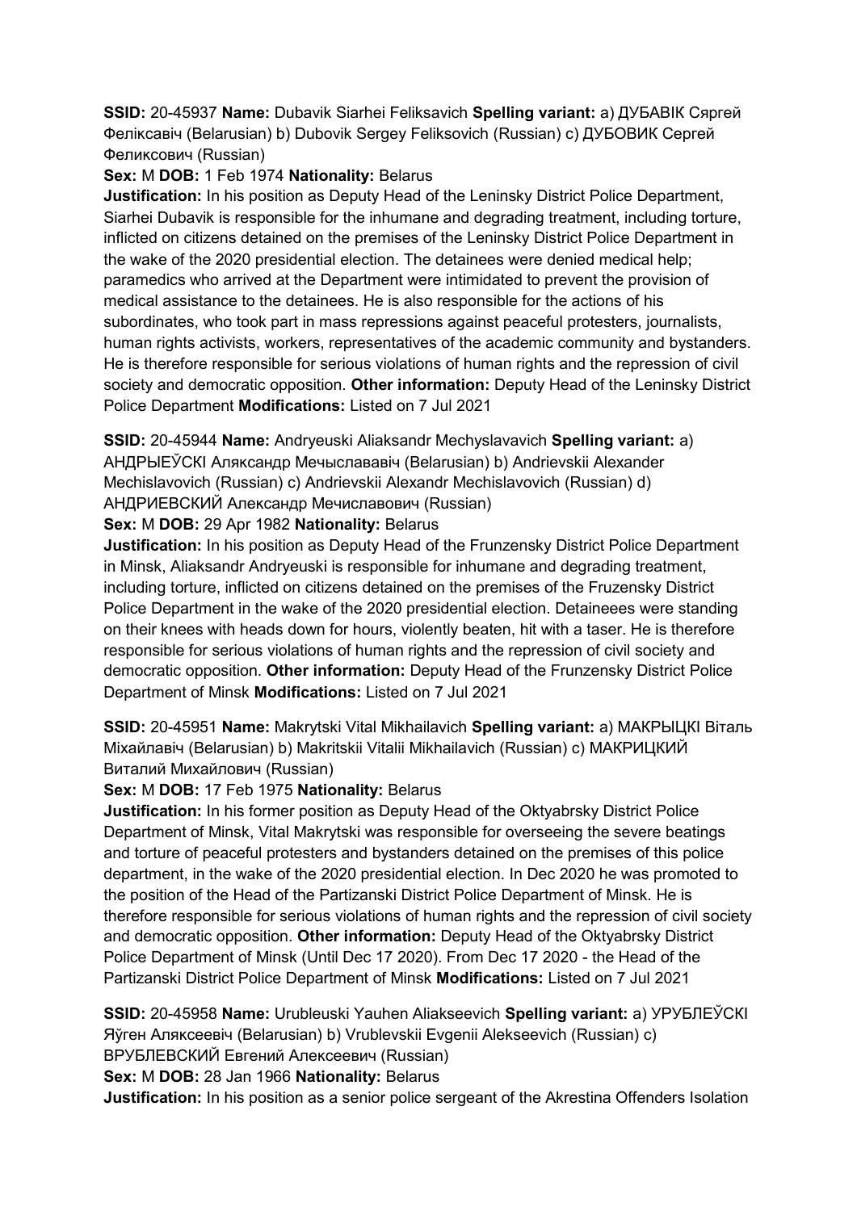**SSID:** 20-45937 **Name:** Dubavik Siarhei Feliksavich **Spelling variant:** a) ДУБАВІК Сяргей Феліксавіч (Belarusian) b) Dubovik Sergey Feliksovich (Russian) c) ДУБОВИК Сергей Феликсович (Russian)

**Sex:** M **DOB:** 1 Feb 1974 **Nationality:** Belarus

**Justification:** In his position as Deputy Head of the Leninsky District Police Department, Siarhei Dubavik is responsible for the inhumane and degrading treatment, including torture, inflicted on citizens detained on the premises of the Leninsky District Police Department in the wake of the 2020 presidential election. The detainees were denied medical help; paramedics who arrived at the Department were intimidated to prevent the provision of medical assistance to the detainees. He is also responsible for the actions of his subordinates, who took part in mass repressions against peaceful protesters, journalists, human rights activists, workers, representatives of the academic community and bystanders. He is therefore responsible for serious violations of human rights and the repression of civil society and democratic opposition. **Other information:** Deputy Head of the Leninsky District Police Department **Modifications:** Listed on 7 Jul 2021

**SSID:** 20-45944 **Name:** Andryeuski Aliaksandr Mechyslavavich **Spelling variant:** a) АНДРЫЕЎСКІ Аляксандр Мечыслававіч (Belarusian) b) Andrievskii Alexander Mechislavovich (Russian) c) Andrievskii Alexandr Mechislavovich (Russian) d) АНДРИЕВСКИЙ Александр Мечиславович (Russian)

**Sex:** M **DOB:** 29 Apr 1982 **Nationality:** Belarus

**Justification:** In his position as Deputy Head of the Frunzensky District Police Department in Minsk, Aliaksandr Andryeuski is responsible for inhumane and degrading treatment, including torture, inflicted on citizens detained on the premises of the Fruzensky District Police Department in the wake of the 2020 presidential election. Detaineees were standing on their knees with heads down for hours, violently beaten, hit with a taser. He is therefore responsible for serious violations of human rights and the repression of civil society and democratic opposition. **Other information:** Deputy Head of the Frunzensky District Police Department of Minsk **Modifications:** Listed on 7 Jul 2021

**SSID:** 20-45951 **Name:** Makrytski Vital Mikhailavich **Spelling variant:** a) МАКРЫЦКІ Віталь Міхайлавіч (Belarusian) b) Makritskii Vitalii Mikhailavich (Russian) c) МАКРИЦКИЙ Виталий Михайлович (Russian)

**Sex:** M **DOB:** 17 Feb 1975 **Nationality:** Belarus

**Justification:** In his former position as Deputy Head of the Oktyabrsky District Police Department of Minsk, Vital Makrytski was responsible for overseeing the severe beatings and torture of peaceful protesters and bystanders detained on the premises of this police department, in the wake of the 2020 presidential election. In Dec 2020 he was promoted to the position of the Head of the Partizanski District Police Department of Minsk. He is therefore responsible for serious violations of human rights and the repression of civil society and democratic opposition. **Other information:** Deputy Head of the Oktyabrsky District Police Department of Minsk (Until Dec 17 2020). From Dec 17 2020 - the Head of the Partizanski District Police Department of Minsk **Modifications:** Listed on 7 Jul 2021

**SSID:** 20-45958 **Name:** Urubleuski Yauhen Aliakseevich **Spelling variant:** a) УРУБЛЕЎСКІ Яўген Аляксеевіч (Belarusian) b) Vrublevskii Evgenii Alekseevich (Russian) c) ВРУБЛЕВСКИЙ Евгений Алексеевич (Russian)

**Sex:** M **DOB:** 28 Jan 1966 **Nationality:** Belarus

**Justification:** In his position as a senior police sergeant of the Akrestina Offenders Isolation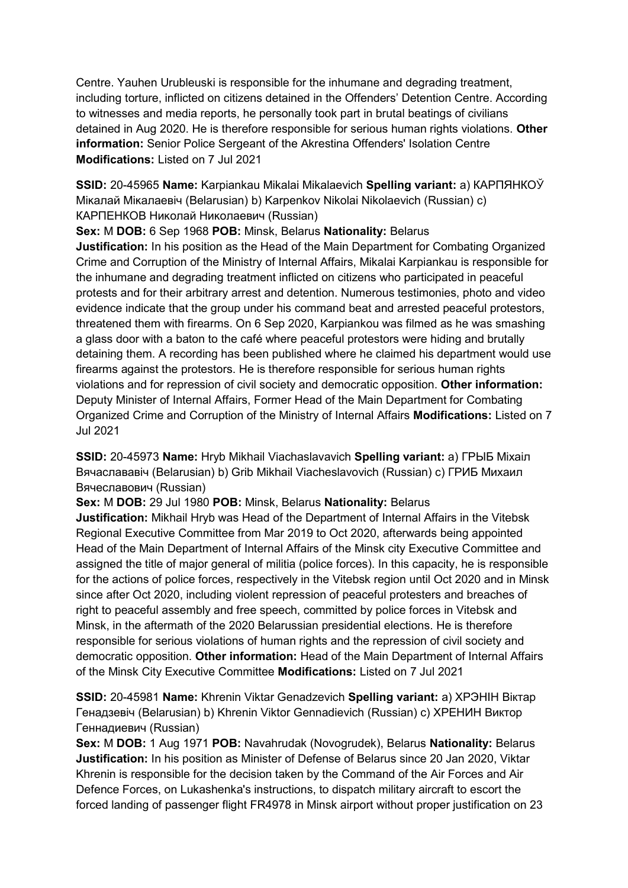Centre. Yauhen Urubleuski is responsible for the inhumane and degrading treatment, including torture, inflicted on citizens detained in the Offenders' Detention Centre. According to witnesses and media reports, he personally took part in brutal beatings of civilians detained in Aug 2020. He is therefore responsible for serious human rights violations. **Other information:** Senior Police Sergeant of the Akrestina Offenders' Isolation Centre **Modifications:** Listed on 7 Jul 2021

**SSID:** 20-45965 **Name:** Karpiankau Mikalai Mikalaevich **Spelling variant:** a) КАРПЯНКОЎ Мікалай Мікалаевіч (Belarusian) b) Karpenkov Nikolai Nikolaevich (Russian) c) КАРПЕНКОВ Николай Николаевич (Russian)
**Sex:** M **DOB:** 6 Sep 1968 **POB:** Minsk, Belarus **Nationality:** Belarus
**Justification:** In his position as the Head of the Main Department for Combating Organized Crime and Corruption of the Ministry of Internal Affairs, Mikalai Karpiankau is responsible for the inhumane and degrading treatment inflicted on citizens who participated in peaceful protests and for their arbitrary arrest and detention. Numerous testimonies, photo and video evidence indicate that the group under his command beat and arrested peaceful protestors, threatened them with firearms. On 6 Sep 2020, Karpiankou was filmed as he was smashing a glass door with a baton to the café where peaceful protestors were hiding and brutally detaining them. A recording has been published where he claimed his department would use firearms against the protestors. He is therefore responsible for serious human rights violations and for repression of civil society and democratic opposition. **Other information:** Deputy Minister of Internal Affairs, Former Head of the Main Department for Combating Organized Crime and Corruption of the Ministry of Internal Affairs **Modifications:** Listed on 7 Jul 2021

**SSID:** 20-45973 **Name:** Hryb Mikhail Viachaslavavich **Spelling variant:** a) ГРЫБ Міхаіл Вячаслававіч (Belarusian) b) Grib Mikhail Viacheslavovich (Russian) c) ГРИБ Михаил Вячеславович (Russian)
**Sex:** M **DOB:** 29 Jul 1980 **POB:** Minsk, Belarus **Nationality:** Belarus
**Justification:** Mikhail Hryb was Head of the Department of Internal Affairs in the Vitebsk Regional Executive Committee from Mar 2019 to Oct 2020, afterwards being appointed Head of the Main Department of Internal Affairs of the Minsk city Executive Committee and assigned the title of major general of militia (police forces). In this capacity, he is responsible for the actions of police forces, respectively in the Vitebsk region until Oct 2020 and in Minsk since after Oct 2020, including violent repression of peaceful protesters and breaches of right to peaceful assembly and free speech, committed by police forces in Vitebsk and Minsk, in the aftermath of the 2020 Belarussian presidential elections. He is therefore responsible for serious violations of human rights and the repression of civil society and democratic opposition. **Other information:** Head of the Main Department of Internal Affairs of the Minsk City Executive Committee **Modifications:** Listed on 7 Jul 2021

**SSID:** 20-45981 **Name:** Khrenin Viktar Genadzevich **Spelling variant:** a) ХРЭНІН Віктар Генадзевіч (Belarusian) b) Khrenin Viktor Gennadievich (Russian) c) ХРЕНИН Виктор Геннадиевич (Russian)
**Sex:** M **DOB:** 1 Aug 1971 **POB:** Navahrudak (Novogrudek), Belarus **Nationality:** Belarus
**Justification:** In his position as Minister of Defense of Belarus since 20 Jan 2020, Viktar Khrenin is responsible for the decision taken by the Command of the Air Forces and Air Defence Forces, on Lukashenka's instructions, to dispatch military aircraft to escort the forced landing of passenger flight FR4978 in Minsk airport without proper justification on 23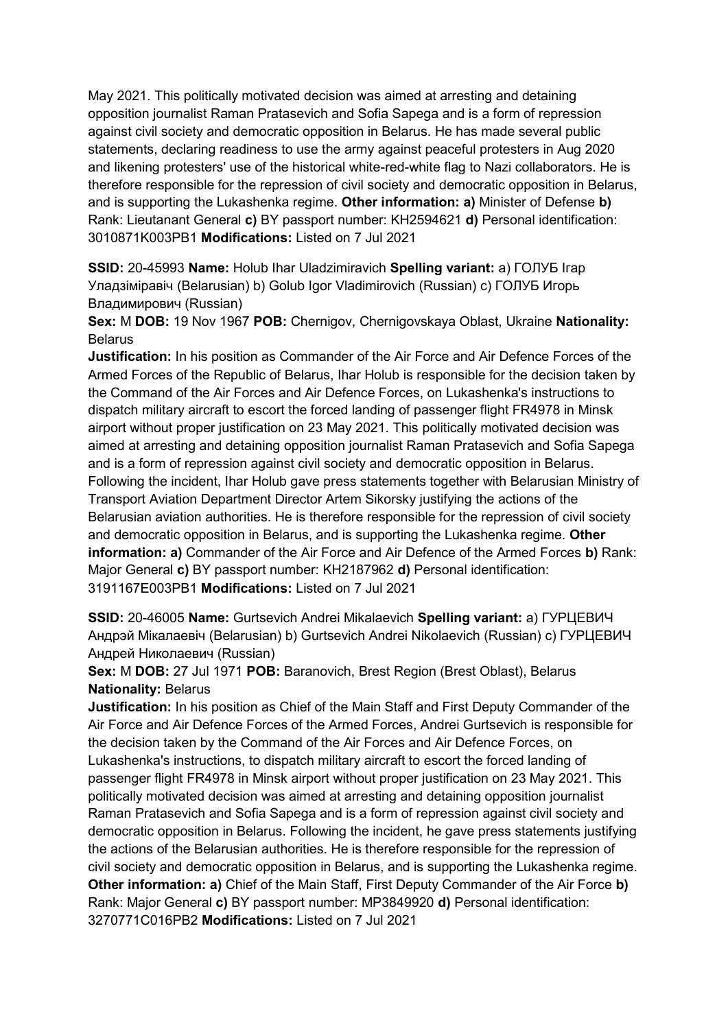May 2021. This politically motivated decision was aimed at arresting and detaining opposition journalist Raman Pratasevich and Sofia Sapega and is a form of repression against civil society and democratic opposition in Belarus. He has made several public statements, declaring readiness to use the army against peaceful protesters in Aug 2020 and likening protesters' use of the historical white-red-white flag to Nazi collaborators. He is therefore responsible for the repression of civil society and democratic opposition in Belarus, and is supporting the Lukashenka regime. **Other information:** **a)** Minister of Defense **b)** Rank: Lieutanant General **c)** BY passport number: KH2594621 **d)** Personal identification: 3010871K003PB1 **Modifications:** Listed on 7 Jul 2021

**SSID:** 20-45993 **Name:** Holub Ihar Uladzimiravich **Spelling variant:** a) ГОЛУБ Ігар Уладзіміравіч (Belarusian) b) Golub Igor Vladimirovich (Russian) c) ГОЛУБ Игорь Владимирович (Russian)
**Sex:** M **DOB:** 19 Nov 1967 **POB:** Chernigov, Chernigovskaya Oblast, Ukraine **Nationality:** Belarus
**Justification:** In his position as Commander of the Air Force and Air Defence Forces of the Armed Forces of the Republic of Belarus, Ihar Holub is responsible for the decision taken by the Command of the Air Forces and Air Defence Forces, on Lukashenka's instructions to dispatch military aircraft to escort the forced landing of passenger flight FR4978 in Minsk airport without proper justification on 23 May 2021. This politically motivated decision was aimed at arresting and detaining opposition journalist Raman Pratasevich and Sofia Sapega and is a form of repression against civil society and democratic opposition in Belarus. Following the incident, Ihar Holub gave press statements together with Belarusian Ministry of Transport Aviation Department Director Artem Sikorsky justifying the actions of the Belarusian aviation authorities. He is therefore responsible for the repression of civil society and democratic opposition in Belarus, and is supporting the Lukashenka regime. **Other information:** **a)** Commander of the Air Force and Air Defence of the Armed Forces **b)** Rank: Major General **c)** BY passport number: KH2187962 **d)** Personal identification: 3191167E003PB1 **Modifications:** Listed on 7 Jul 2021

**SSID:** 20-46005 **Name:** Gurtsevich Andrei Mikalaevich **Spelling variant:** a) ГУРЦЕВИЧ Андрэй Мікалаевіч (Belarusian) b) Gurtsevich Andrei Nikolaevich (Russian) c) ГУРЦЕВИЧ Андрей Николаевич (Russian)
**Sex:** M **DOB:** 27 Jul 1971 **POB:** Baranovich, Brest Region (Brest Oblast), Belarus **Nationality:** Belarus
**Justification:** In his position as Chief of the Main Staff and First Deputy Commander of the Air Force and Air Defence Forces of the Armed Forces, Andrei Gurtsevich is responsible for the decision taken by the Command of the Air Forces and Air Defence Forces, on Lukashenka's instructions, to dispatch military aircraft to escort the forced landing of passenger flight FR4978 in Minsk airport without proper justification on 23 May 2021. This politically motivated decision was aimed at arresting and detaining opposition journalist Raman Pratasevich and Sofia Sapega and is a form of repression against civil society and democratic opposition in Belarus. Following the incident, he gave press statements justifying the actions of the Belarusian authorities. He is therefore responsible for the repression of civil society and democratic opposition in Belarus, and is supporting the Lukashenka regime. **Other information:** **a)** Chief of the Main Staff, First Deputy Commander of the Air Force **b)** Rank: Major General **c)** BY passport number: MP3849920 **d)** Personal identification: 3270771C016PB2 **Modifications:** Listed on 7 Jul 2021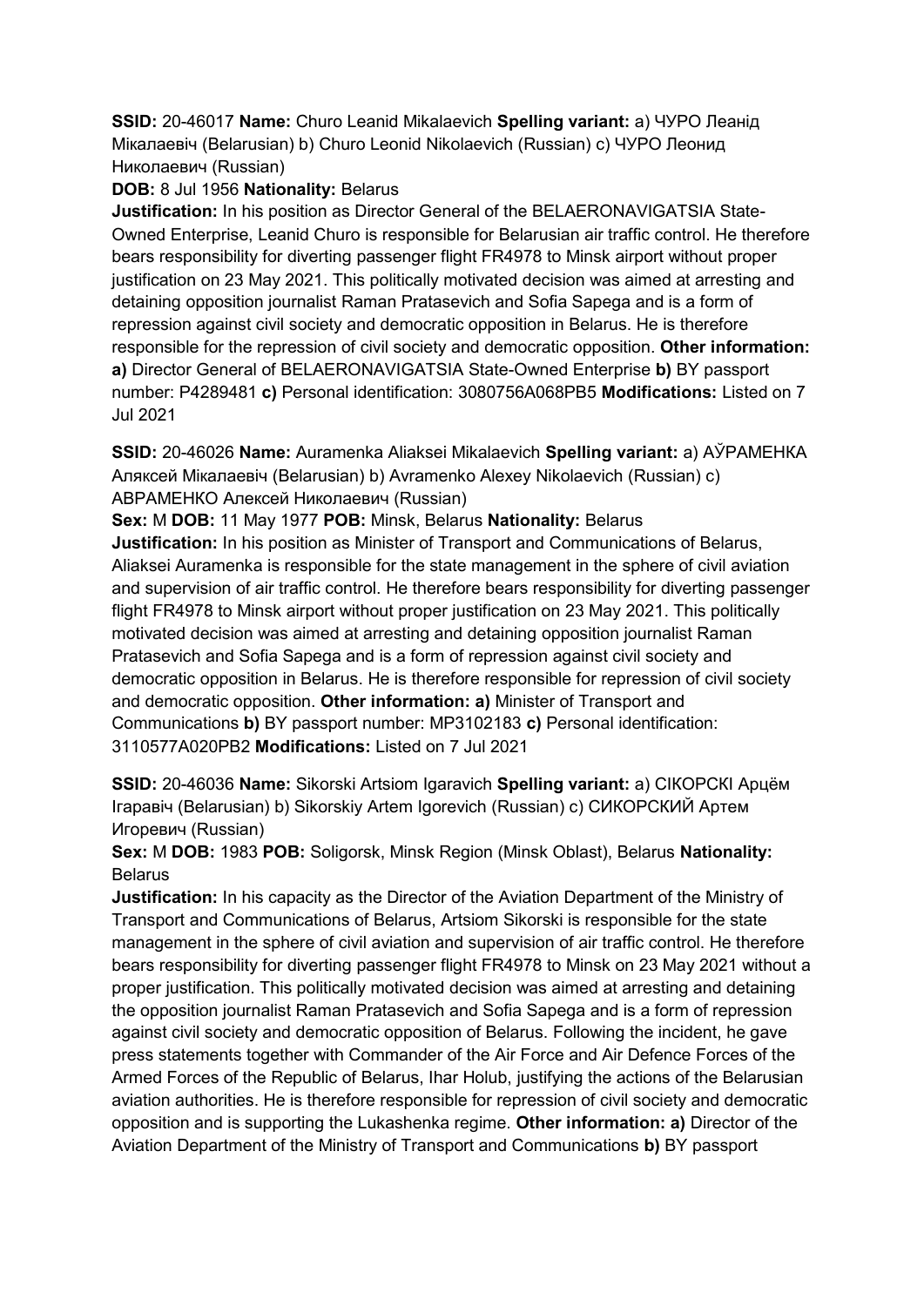**SSID:** 20-46017 **Name:** Churo Leanid Mikalaevich **Spelling variant:** a) ЧУРО Леанід Мікалаевіч (Belarusian) b) Churo Leonid Nikolaevich (Russian) c) ЧУРО Леонид Николаевич (Russian)

**DOB:** 8 Jul 1956 **Nationality:** Belarus

**Justification:** In his position as Director General of the BELAERONAVIGATSIA State-Owned Enterprise, Leanid Churo is responsible for Belarusian air traffic control. He therefore bears responsibility for diverting passenger flight FR4978 to Minsk airport without proper justification on 23 May 2021. This politically motivated decision was aimed at arresting and detaining opposition journalist Raman Pratasevich and Sofia Sapega and is a form of repression against civil society and democratic opposition in Belarus. He is therefore responsible for the repression of civil society and democratic opposition. **Other information:** **a)** Director General of BELAERONAVIGATSIA State-Owned Enterprise **b)** BY passport number: P4289481 **c)** Personal identification: 3080756A068PB5 **Modifications:** Listed on 7 Jul 2021

**SSID:** 20-46026 **Name:** Auramenka Aliaksei Mikalaevich **Spelling variant:** a) АЎРАМЕНКА Аляксей Мікалаевіч (Belarusian) b) Avramenko Alexey Nikolaevich (Russian) c) АВРАМЕНКО Алексей Николаевич (Russian)

**Sex:** M **DOB:** 11 May 1977 **POB:** Minsk, Belarus **Nationality:** Belarus

**Justification:** In his position as Minister of Transport and Communications of Belarus, Aliaksei Auramenka is responsible for the state management in the sphere of civil aviation and supervision of air traffic control. He therefore bears responsibility for diverting passenger flight FR4978 to Minsk airport without proper justification on 23 May 2021. This politically motivated decision was aimed at arresting and detaining opposition journalist Raman Pratasevich and Sofia Sapega and is a form of repression against civil society and democratic opposition in Belarus. He is therefore responsible for repression of civil society and democratic opposition. **Other information:** **a)** Minister of Transport and Communications **b)** BY passport number: MP3102183 **c)** Personal identification: 3110577A020PB2 **Modifications:** Listed on 7 Jul 2021

**SSID:** 20-46036 **Name:** Sikorski Artsiom Igaravich **Spelling variant:** a) СІКОРСКІ Арцём Ігаравіч (Belarusian) b) Sikorskiy Artem Igorevich (Russian) c) СИКОРСКИЙ Артем Игоревич (Russian)

**Sex:** M **DOB:** 1983 **POB:** Soligorsk, Minsk Region (Minsk Oblast), Belarus **Nationality:** Belarus

**Justification:** In his capacity as the Director of the Aviation Department of the Ministry of Transport and Communications of Belarus, Artsiom Sikorski is responsible for the state management in the sphere of civil aviation and supervision of air traffic control. He therefore bears responsibility for diverting passenger flight FR4978 to Minsk on 23 May 2021 without a proper justification. This politically motivated decision was aimed at arresting and detaining the opposition journalist Raman Pratasevich and Sofia Sapega and is a form of repression against civil society and democratic opposition of Belarus. Following the incident, he gave press statements together with Commander of the Air Force and Air Defence Forces of the Armed Forces of the Republic of Belarus, Ihar Holub, justifying the actions of the Belarusian aviation authorities. He is therefore responsible for repression of civil society and democratic opposition and is supporting the Lukashenka regime. **Other information:** **a)** Director of the Aviation Department of the Ministry of Transport and Communications **b)** BY passport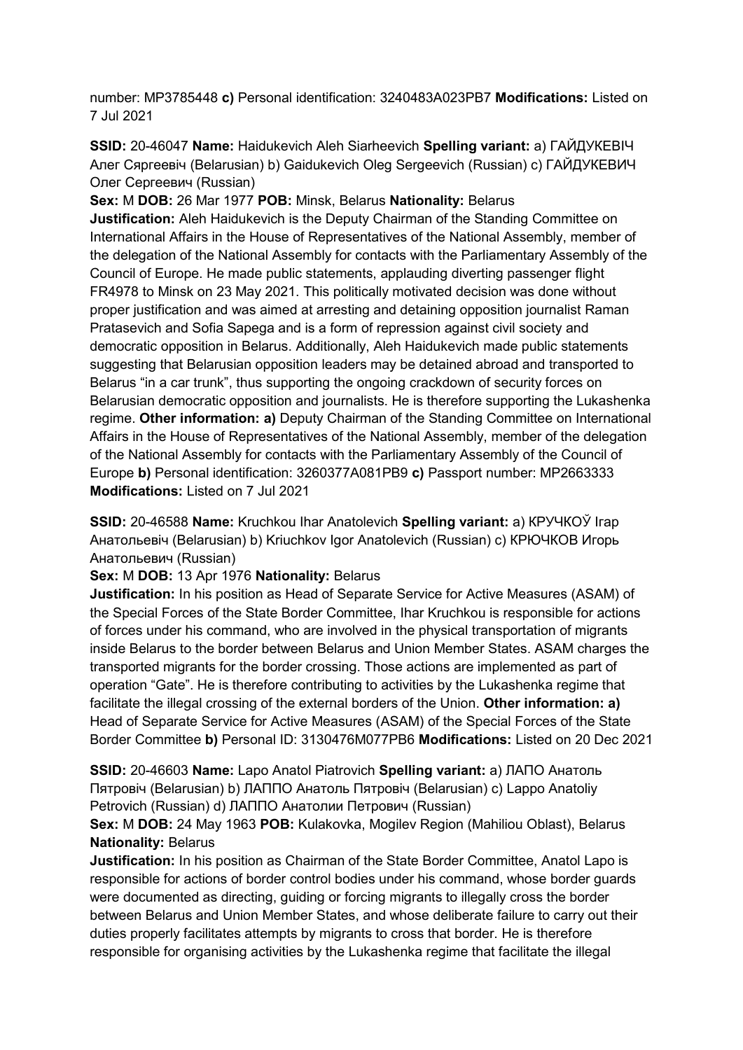number: MP3785448 **c)** Personal identification: 3240483A023PB7 **Modifications:** Listed on 7 Jul 2021

**SSID:** 20-46047 **Name:** Haidukevich Aleh Siarheevich **Spelling variant:** a) ГАЙДУКЕВІЧ Алег Сяргеевіч (Belarusian) b) Gaidukevich Oleg Sergeevich (Russian) c) ГАЙДУКЕВИЧ Олег Сергеевич (Russian)
**Sex:** M **DOB:** 26 Mar 1977 **POB:** Minsk, Belarus **Nationality:** Belarus
**Justification:** Aleh Haidukevich is the Deputy Chairman of the Standing Committee on International Affairs in the House of Representatives of the National Assembly, member of the delegation of the National Assembly for contacts with the Parliamentary Assembly of the Council of Europe. He made public statements, applauding diverting passenger flight FR4978 to Minsk on 23 May 2021. This politically motivated decision was done without proper justification and was aimed at arresting and detaining opposition journalist Raman Pratasevich and Sofia Sapega and is a form of repression against civil society and democratic opposition in Belarus. Additionally, Aleh Haidukevich made public statements suggesting that Belarusian opposition leaders may be detained abroad and transported to Belarus "in a car trunk", thus supporting the ongoing crackdown of security forces on Belarusian democratic opposition and journalists. He is therefore supporting the Lukashenka regime. **Other information: a)** Deputy Chairman of the Standing Committee on International Affairs in the House of Representatives of the National Assembly, member of the delegation of the National Assembly for contacts with the Parliamentary Assembly of the Council of Europe **b)** Personal identification: 3260377A081PB9 **c)** Passport number: MP2663333 **Modifications:** Listed on 7 Jul 2021

**SSID:** 20-46588 **Name:** Kruchkou Ihar Anatolevich **Spelling variant:** a) КРУЧКОЎ Ігар Анатольевіч (Belarusian) b) Kriuchkov Igor Anatolevich (Russian) c) КРЮЧКОВ Игорь Анатольевич (Russian)
**Sex:** M **DOB:** 13 Apr 1976 **Nationality:** Belarus
**Justification:** In his position as Head of Separate Service for Active Measures (ASAM) of the Special Forces of the State Border Committee, Ihar Kruchkou is responsible for actions of forces under his command, who are involved in the physical transportation of migrants inside Belarus to the border between Belarus and Union Member States. ASAM charges the transported migrants for the border crossing. Those actions are implemented as part of operation "Gate". He is therefore contributing to activities by the Lukashenka regime that facilitate the illegal crossing of the external borders of the Union. **Other information: a)** Head of Separate Service for Active Measures (ASAM) of the Special Forces of the State Border Committee **b)** Personal ID: 3130476M077PB6 **Modifications:** Listed on 20 Dec 2021

**SSID:** 20-46603 **Name:** Lapo Anatol Piatrovich **Spelling variant:** a) ЛАПО Анатоль Пятровіч (Belarusian) b) ЛАППО Анатоль Пятровіч (Belarusian) c) Lappo Anatoliy Petrovich (Russian) d) ЛАППО Анатолии Петрович (Russian)
**Sex:** M **DOB:** 24 May 1963 **POB:** Kulakovka, Mogilev Region (Mahiliou Oblast), Belarus **Nationality:** Belarus
**Justification:** In his position as Chairman of the State Border Committee, Anatol Lapo is responsible for actions of border control bodies under his command, whose border guards were documented as directing, guiding or forcing migrants to illegally cross the border between Belarus and Union Member States, and whose deliberate failure to carry out their duties properly facilitates attempts by migrants to cross that border. He is therefore responsible for organising activities by the Lukashenka regime that facilitate the illegal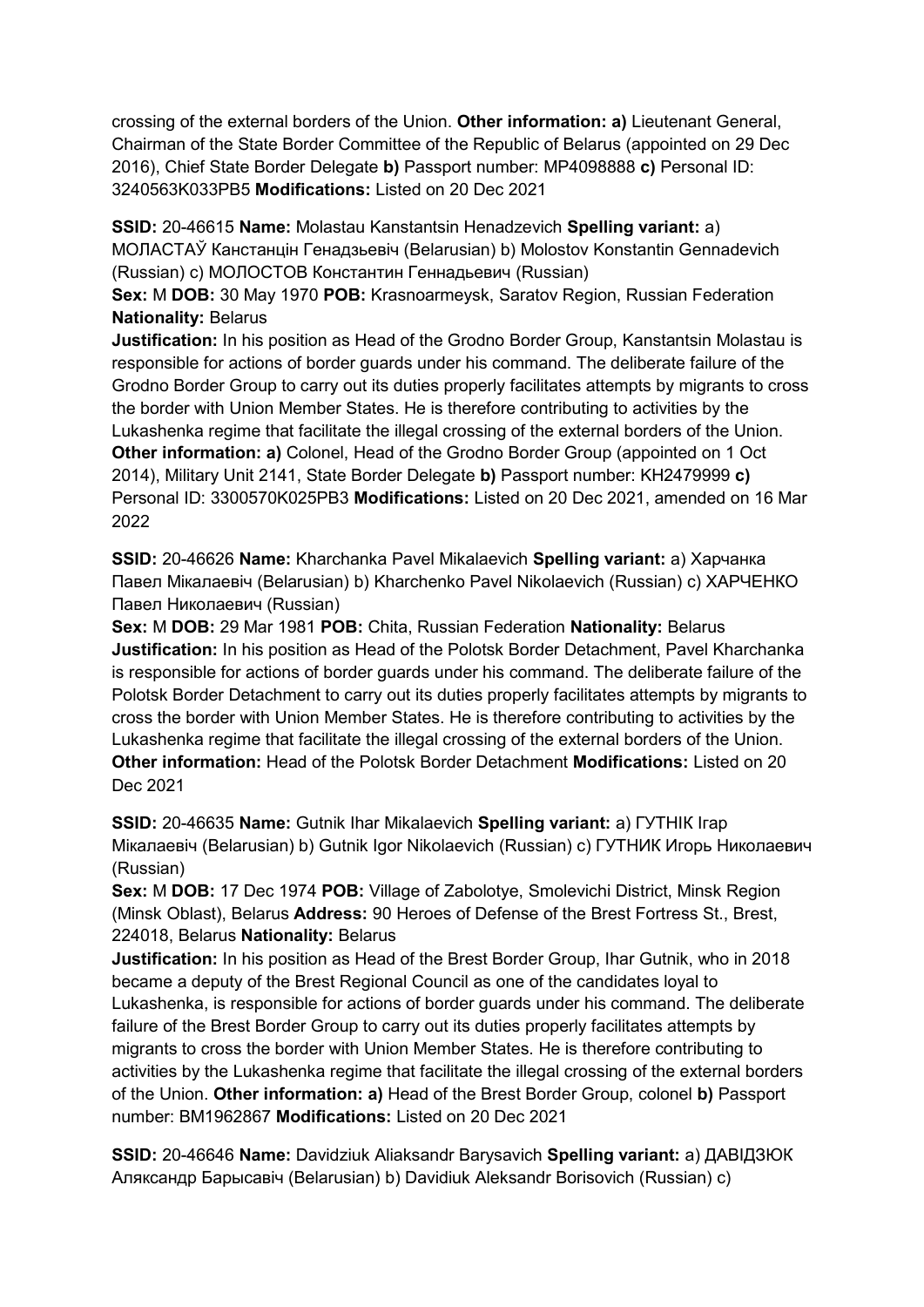crossing of the external borders of the Union. **Other information: a)** Lieutenant General, Chairman of the State Border Committee of the Republic of Belarus (appointed on 29 Dec 2016), Chief State Border Delegate **b)** Passport number: MP4098888 **c)** Personal ID: 3240563K033PB5 **Modifications:** Listed on 20 Dec 2021

**SSID:** 20-46615 **Name:** Molastau Kanstantsin Henadzevich **Spelling variant:** a) МОЛАСТАЎ Канстанцін Генадзьевіч (Belarusian) b) Molostov Konstantin Gennadevich (Russian) c) МОЛОСТОВ Константин Геннадьевич (Russian)
**Sex:** M **DOB:** 30 May 1970 **POB:** Krasnoarmeysk, Saratov Region, Russian Federation **Nationality:** Belarus
**Justification:** In his position as Head of the Grodno Border Group, Kanstantsin Molastau is responsible for actions of border guards under his command. The deliberate failure of the Grodno Border Group to carry out its duties properly facilitates attempts by migrants to cross the border with Union Member States. He is therefore contributing to activities by the Lukashenka regime that facilitate the illegal crossing of the external borders of the Union. **Other information: a)** Colonel, Head of the Grodno Border Group (appointed on 1 Oct 2014), Military Unit 2141, State Border Delegate **b)** Passport number: KH2479999 **c)** Personal ID: 3300570K025PB3 **Modifications:** Listed on 20 Dec 2021, amended on 16 Mar 2022

**SSID:** 20-46626 **Name:** Kharchanka Pavel Mikalaevich **Spelling variant:** a) Харчанка Павел Мікалаевіч (Belarusian) b) Kharchenko Pavel Nikolaevich (Russian) c) ХАРЧЕНКО Павел Николаевич (Russian)
**Sex:** M **DOB:** 29 Mar 1981 **POB:** Chita, Russian Federation **Nationality:** Belarus
**Justification:** In his position as Head of the Polotsk Border Detachment, Pavel Kharchanka is responsible for actions of border guards under his command. The deliberate failure of the Polotsk Border Detachment to carry out its duties properly facilitates attempts by migrants to cross the border with Union Member States. He is therefore contributing to activities by the Lukashenka regime that facilitate the illegal crossing of the external borders of the Union. **Other information:** Head of the Polotsk Border Detachment **Modifications:** Listed on 20 Dec 2021

**SSID:** 20-46635 **Name:** Gutnik Ihar Mikalaevich **Spelling variant:** a) ГУТНІК Ігар Мікалаевіч (Belarusian) b) Gutnik Igor Nikolaevich (Russian) c) ГУТНИК Игорь Николаевич (Russian)
**Sex:** M **DOB:** 17 Dec 1974 **POB:** Village of Zabolotye, Smolevichi District, Minsk Region (Minsk Oblast), Belarus **Address:** 90 Heroes of Defense of the Brest Fortress St., Brest, 224018, Belarus **Nationality:** Belarus
**Justification:** In his position as Head of the Brest Border Group, Ihar Gutnik, who in 2018 became a deputy of the Brest Regional Council as one of the candidates loyal to Lukashenka, is responsible for actions of border guards under his command. The deliberate failure of the Brest Border Group to carry out its duties properly facilitates attempts by migrants to cross the border with Union Member States. He is therefore contributing to activities by the Lukashenka regime that facilitate the illegal crossing of the external borders of the Union. **Other information: a)** Head of the Brest Border Group, colonel **b)** Passport number: BM1962867 **Modifications:** Listed on 20 Dec 2021

**SSID:** 20-46646 **Name:** Davidziuk Aliaksandr Barysavich **Spelling variant:** a) ДАВІДЗЮК Аляксандр Барысавіч (Belarusian) b) Davidiuk Aleksandr Borisovich (Russian) c)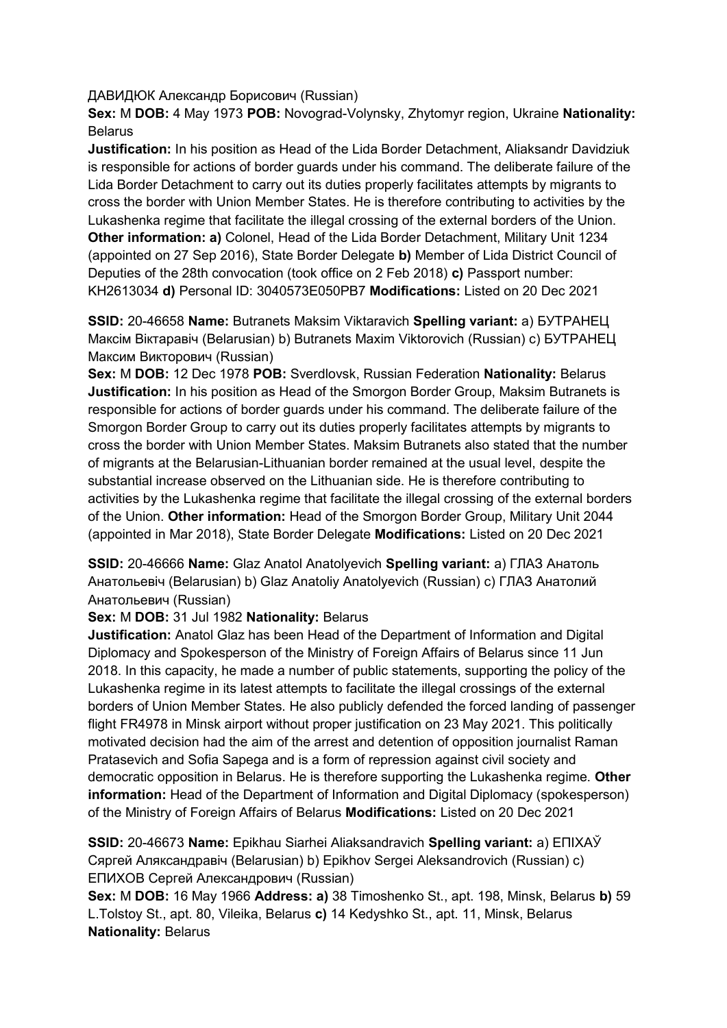ДАВИДЮК Александр Борисович (Russian)

**Sex:** M **DOB:** 4 May 1973 **POB:** Novograd-Volynsky, Zhytomyr region, Ukraine **Nationality:** Belarus

**Justification:** In his position as Head of the Lida Border Detachment, Aliaksandr Davidziuk is responsible for actions of border guards under his command. The deliberate failure of the Lida Border Detachment to carry out its duties properly facilitates attempts by migrants to cross the border with Union Member States. He is therefore contributing to activities by the Lukashenka regime that facilitate the illegal crossing of the external borders of the Union. **Other information: a)** Colonel, Head of the Lida Border Detachment, Military Unit 1234 (appointed on 27 Sep 2016), State Border Delegate **b)** Member of Lida District Council of Deputies of the 28th convocation (took office on 2 Feb 2018) **c)** Passport number: KH2613034 **d)** Personal ID: 3040573E050PB7 **Modifications:** Listed on 20 Dec 2021

**SSID:** 20-46658 **Name:** Butranets Maksim Viktaravich **Spelling variant:** a) БУТРАНЕЦ Максім Віктаравіч (Belarusian) b) Butranets Maxim Viktorovich (Russian) c) БУТРАНЕЦ Максим Викторович (Russian)

**Sex:** M **DOB:** 12 Dec 1978 **POB:** Sverdlovsk, Russian Federation **Nationality:** Belarus

**Justification:** In his position as Head of the Smorgon Border Group, Maksim Butranets is responsible for actions of border guards under his command. The deliberate failure of the Smorgon Border Group to carry out its duties properly facilitates attempts by migrants to cross the border with Union Member States. Maksim Butranets also stated that the number of migrants at the Belarusian-Lithuanian border remained at the usual level, despite the substantial increase observed on the Lithuanian side. He is therefore contributing to activities by the Lukashenka regime that facilitate the illegal crossing of the external borders of the Union. **Other information:** Head of the Smorgon Border Group, Military Unit 2044 (appointed in Mar 2018), State Border Delegate **Modifications:** Listed on 20 Dec 2021

**SSID:** 20-46666 **Name:** Glaz Anatol Anatolyevich **Spelling variant:** a) ГЛАЗ Анатоль Анатольевіч (Belarusian) b) Glaz Anatoliy Anatolyevich (Russian) c) ГЛАЗ Анатолий Анатольевич (Russian)

**Sex:** M **DOB:** 31 Jul 1982 **Nationality:** Belarus

**Justification:** Anatol Glaz has been Head of the Department of Information and Digital Diplomacy and Spokesperson of the Ministry of Foreign Affairs of Belarus since 11 Jun 2018. In this capacity, he made a number of public statements, supporting the policy of the Lukashenka regime in its latest attempts to facilitate the illegal crossings of the external borders of Union Member States. He also publicly defended the forced landing of passenger flight FR4978 in Minsk airport without proper justification on 23 May 2021. This politically motivated decision had the aim of the arrest and detention of opposition journalist Raman Pratasevich and Sofia Sapega and is a form of repression against civil society and democratic opposition in Belarus. He is therefore supporting the Lukashenka regime. **Other information:** Head of the Department of Information and Digital Diplomacy (spokesperson) of the Ministry of Foreign Affairs of Belarus **Modifications:** Listed on 20 Dec 2021

**SSID:** 20-46673 **Name:** Epikhau Siarhei Aliaksandravich **Spelling variant:** a) ЕПІХАЎ Сяргей Аляксандравіч (Belarusian) b) Epikhov Sergei Aleksandrovich (Russian) c) ЕПИХОВ Сергей Александрович (Russian)

**Sex:** M **DOB:** 16 May 1966 **Address: a)** 38 Timoshenko St., apt. 198, Minsk, Belarus **b)** 59 L.Tolstoy St., apt. 80, Vileika, Belarus **c)** 14 Kedyshko St., apt. 11, Minsk, Belarus **Nationality:** Belarus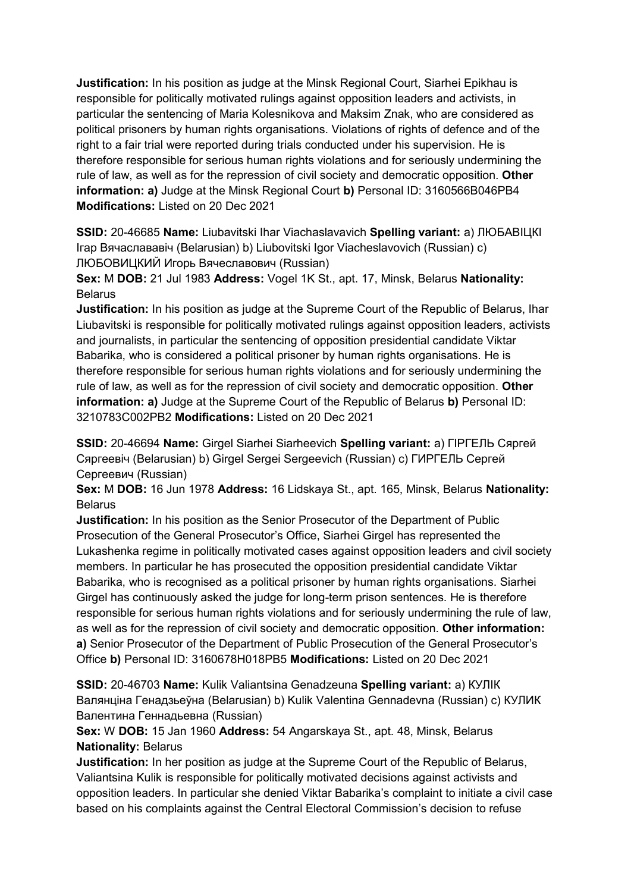**Justification:** In his position as judge at the Minsk Regional Court, Siarhei Epikhau is responsible for politically motivated rulings against opposition leaders and activists, in particular the sentencing of Maria Kolesnikova and Maksim Znak, who are considered as political prisoners by human rights organisations. Violations of rights of defence and of the right to a fair trial were reported during trials conducted under his supervision. He is therefore responsible for serious human rights violations and for seriously undermining the rule of law, as well as for the repression of civil society and democratic opposition. **Other information: a)** Judge at the Minsk Regional Court **b)** Personal ID: 3160566B046PB4 **Modifications:** Listed on 20 Dec 2021

**SSID:** 20-46685 **Name:** Liubavitski Ihar Viachaslavavich **Spelling variant:** a) ЛЮБАВІЦКІ Ігар Вячаслававіч (Belarusian) b) Liubovitski Igor Viacheslavovich (Russian) c) ЛЮБОВИЦКИЙ Игорь Вячеславович (Russian)

**Sex:** M **DOB:** 21 Jul 1983 **Address:** Vogel 1K St., apt. 17, Minsk, Belarus **Nationality:** Belarus

**Justification:** In his position as judge at the Supreme Court of the Republic of Belarus, Ihar Liubavitski is responsible for politically motivated rulings against opposition leaders, activists and journalists, in particular the sentencing of opposition presidential candidate Viktar Babarika, who is considered a political prisoner by human rights organisations. He is therefore responsible for serious human rights violations and for seriously undermining the rule of law, as well as for the repression of civil society and democratic opposition. **Other information: a)** Judge at the Supreme Court of the Republic of Belarus **b)** Personal ID: 3210783C002PB2 **Modifications:** Listed on 20 Dec 2021

**SSID:** 20-46694 **Name:** Girgel Siarhei Siarheevich **Spelling variant:** a) ГІРГЕЛЬ Сяргей Сяргеевіч (Belarusian) b) Girgel Sergei Sergeevich (Russian) c) ГИРГЕЛЬ Сергей Сергеевич (Russian)

**Sex:** M **DOB:** 16 Jun 1978 **Address:** 16 Lidskaya St., apt. 165, Minsk, Belarus **Nationality:** Belarus

**Justification:** In his position as the Senior Prosecutor of the Department of Public Prosecution of the General Prosecutor's Office, Siarhei Girgel has represented the Lukashenka regime in politically motivated cases against opposition leaders and civil society members. In particular he has prosecuted the opposition presidential candidate Viktar Babarika, who is recognised as a political prisoner by human rights organisations. Siarhei Girgel has continuously asked the judge for long-term prison sentences. He is therefore responsible for serious human rights violations and for seriously undermining the rule of law, as well as for the repression of civil society and democratic opposition. **Other information: a)** Senior Prosecutor of the Department of Public Prosecution of the General Prosecutor's Office **b)** Personal ID: 3160678H018PB5 **Modifications:** Listed on 20 Dec 2021

**SSID:** 20-46703 **Name:** Kulik Valiantsina Genadzeuna **Spelling variant:** a) КУЛІК Валянціна Генадзьеўна (Belarusian) b) Kulik Valentina Gennadevna (Russian) c) КУЛИК Валентина Геннадьевна (Russian)

**Sex:** W **DOB:** 15 Jan 1960 **Address:** 54 Angarskaya St., apt. 48, Minsk, Belarus **Nationality:** Belarus

**Justification:** In her position as judge at the Supreme Court of the Republic of Belarus, Valiantsina Kulik is responsible for politically motivated decisions against activists and opposition leaders. In particular she denied Viktar Babarika's complaint to initiate a civil case based on his complaints against the Central Electoral Commission's decision to refuse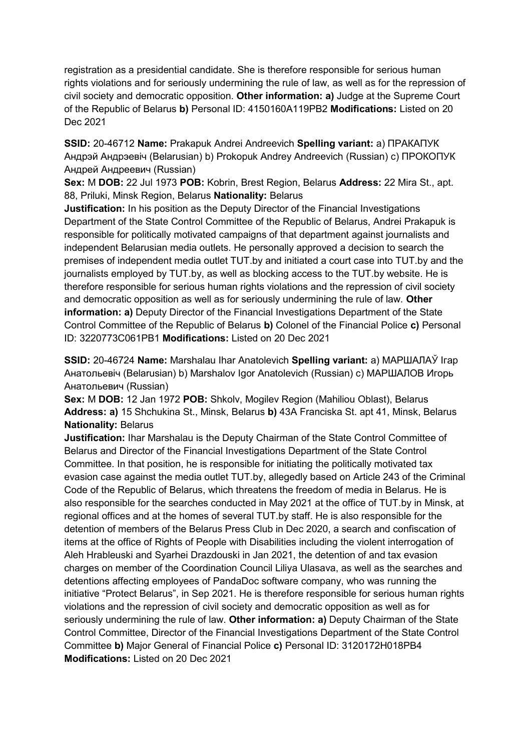registration as a presidential candidate. She is therefore responsible for serious human rights violations and for seriously undermining the rule of law, as well as for the repression of civil society and democratic opposition. **Other information: a)** Judge at the Supreme Court of the Republic of Belarus **b)** Personal ID: 4150160A119PB2 **Modifications:** Listed on 20 Dec 2021

**SSID:** 20-46712 **Name:** Prakapuk Andrei Andreevich **Spelling variant:** a) ПРАКАПУК Андрэй Андрэевіч (Belarusian) b) Prokopuk Andrey Andreevich (Russian) c) ПРОКОПУК Андрей Андреевич (Russian)
**Sex:** M **DOB:** 22 Jul 1973 **POB:** Kobrin, Brest Region, Belarus **Address:** 22 Mira St., apt. 88, Priluki, Minsk Region, Belarus **Nationality:** Belarus
**Justification:** In his position as the Deputy Director of the Financial Investigations Department of the State Control Committee of the Republic of Belarus, Andrei Prakapuk is responsible for politically motivated campaigns of that department against journalists and independent Belarusian media outlets. He personally approved a decision to search the premises of independent media outlet TUT.by and initiated a court case into TUT.by and the journalists employed by TUT.by, as well as blocking access to the TUT.by website. He is therefore responsible for serious human rights violations and the repression of civil society and democratic opposition as well as for seriously undermining the rule of law. **Other information: a)** Deputy Director of the Financial Investigations Department of the State Control Committee of the Republic of Belarus **b)** Colonel of the Financial Police **c)** Personal ID: 3220773C061PB1 **Modifications:** Listed on 20 Dec 2021

**SSID:** 20-46724 **Name:** Marshalau Ihar Anatolevich **Spelling variant:** a) МАРШАЛАЎ Ігар Анатольевіч (Belarusian) b) Marshalov Igor Anatolevich (Russian) c) МАРШАЛОВ Игорь Анатольевич (Russian)
**Sex:** M **DOB:** 12 Jan 1972 **POB:** Shkolv, Mogilev Region (Mahiliou Oblast), Belarus **Address: a)** 15 Shchukina St., Minsk, Belarus **b)** 43A Franciska St. apt 41, Minsk, Belarus **Nationality:** Belarus
**Justification:** Ihar Marshalau is the Deputy Chairman of the State Control Committee of Belarus and Director of the Financial Investigations Department of the State Control Committee. In that position, he is responsible for initiating the politically motivated tax evasion case against the media outlet TUT.by, allegedly based on Article 243 of the Criminal Code of the Republic of Belarus, which threatens the freedom of media in Belarus. He is also responsible for the searches conducted in May 2021 at the office of TUT.by in Minsk, at regional offices and at the homes of several TUT.by staff. He is also responsible for the detention of members of the Belarus Press Club in Dec 2020, a search and confiscation of items at the office of Rights of People with Disabilities including the violent interrogation of Aleh Hrableuski and Syarhei Drazdouski in Jan 2021, the detention of and tax evasion charges on member of the Coordination Council Liliya Ulasava, as well as the searches and detentions affecting employees of PandaDoc software company, who was running the initiative "Protect Belarus", in Sep 2021. He is therefore responsible for serious human rights violations and the repression of civil society and democratic opposition as well as for seriously undermining the rule of law. **Other information: a)** Deputy Chairman of the State Control Committee, Director of the Financial Investigations Department of the State Control Committee **b)** Major General of Financial Police **c)** Personal ID: 3120172H018PB4 **Modifications:** Listed on 20 Dec 2021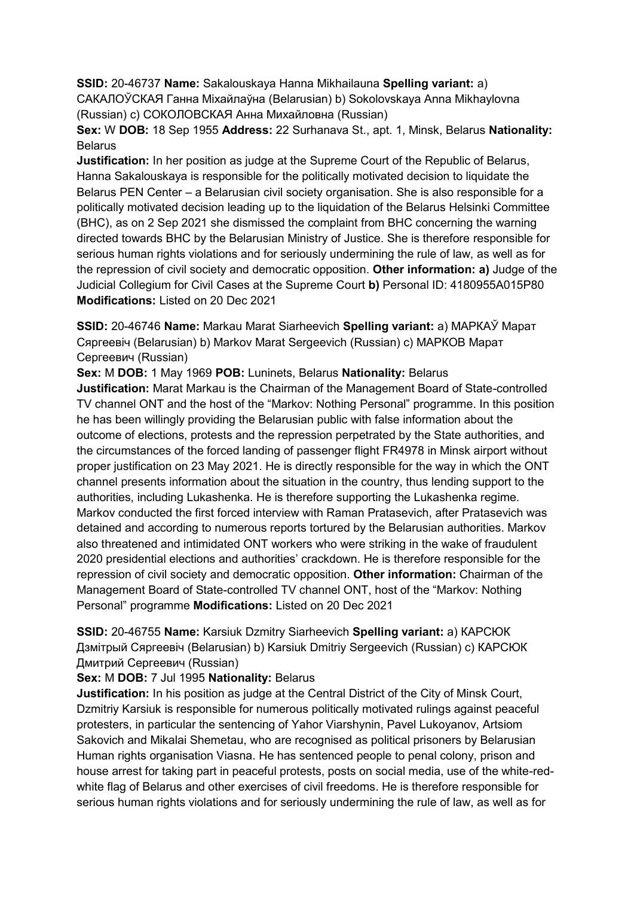**SSID:** 20-46737 **Name:** Sakalouskaya Hanna Mikhailauna **Spelling variant:** a) САКАЛОЎСКАЯ Ганна Міхайлаўна (Belarusian) b) Sokolovskaya Anna Mikhaylovna (Russian) c) СОКОЛОВСКАЯ Анна Михайловна (Russian)
**Sex:** W **DOB:** 18 Sep 1955 **Address:** 22 Surhanava St., apt. 1, Minsk, Belarus **Nationality:** Belarus
**Justification:** In her position as judge at the Supreme Court of the Republic of Belarus, Hanna Sakalouskaya is responsible for the politically motivated decision to liquidate the Belarus PEN Center – a Belarusian civil society organisation. She is also responsible for a politically motivated decision leading up to the liquidation of the Belarus Helsinki Committee (BHC), as on 2 Sep 2021 she dismissed the complaint from BHC concerning the warning directed towards BHC by the Belarusian Ministry of Justice. She is therefore responsible for serious human rights violations and for seriously undermining the rule of law, as well as for the repression of civil society and democratic opposition. **Other information: a)** Judge of the Judicial Collegium for Civil Cases at the Supreme Court **b)** Personal ID: 4180955A015P80 **Modifications:** Listed on 20 Dec 2021

**SSID:** 20-46746 **Name:** Markau Marat Siarheevich **Spelling variant:** a) МАРКАЎ Марат Сяргеевіч (Belarusian) b) Markov Marat Sergeevich (Russian) c) МАРКОВ Марат Сергеевич (Russian)
**Sex:** M **DOB:** 1 May 1969 **POB:** Luninets, Belarus **Nationality:** Belarus
**Justification:** Marat Markau is the Chairman of the Management Board of State-controlled TV channel ONT and the host of the "Markov: Nothing Personal" programme. In this position he has been willingly providing the Belarusian public with false information about the outcome of elections, protests and the repression perpetrated by the State authorities, and the circumstances of the forced landing of passenger flight FR4978 in Minsk airport without proper justification on 23 May 2021. He is directly responsible for the way in which the ONT channel presents information about the situation in the country, thus lending support to the authorities, including Lukashenka. He is therefore supporting the Lukashenka regime. Markov conducted the first forced interview with Raman Pratasevich, after Pratasevich was detained and according to numerous reports tortured by the Belarusian authorities. Markov also threatened and intimidated ONT workers who were striking in the wake of fraudulent 2020 presidential elections and authorities' crackdown. He is therefore responsible for the repression of civil society and democratic opposition. **Other information:** Chairman of the Management Board of State-controlled TV channel ONT, host of the "Markov: Nothing Personal" programme **Modifications:** Listed on 20 Dec 2021

**SSID:** 20-46755 **Name:** Karsiuk Dzmitry Siarheevich **Spelling variant:** a) КАРСЮК Дзмітрый Сяргеевіч (Belarusian) b) Karsiuk Dmitriy Sergeevich (Russian) c) КАРСЮК Дмитрий Сергеевич (Russian)
**Sex:** M **DOB:** 7 Jul 1995 **Nationality:** Belarus
**Justification:** In his position as judge at the Central District of the City of Minsk Court, Dzmitriy Karsiuk is responsible for numerous politically motivated rulings against peaceful protesters, in particular the sentencing of Yahor Viarshynin, Pavel Lukoyanov, Artsiom Sakovich and Mikalai Shemetau, who are recognised as political prisoners by Belarusian Human rights organisation Viasna. He has sentenced people to penal colony, prison and house arrest for taking part in peaceful protests, posts on social media, use of the white-red-white flag of Belarus and other exercises of civil freedoms. He is therefore responsible for serious human rights violations and for seriously undermining the rule of law, as well as for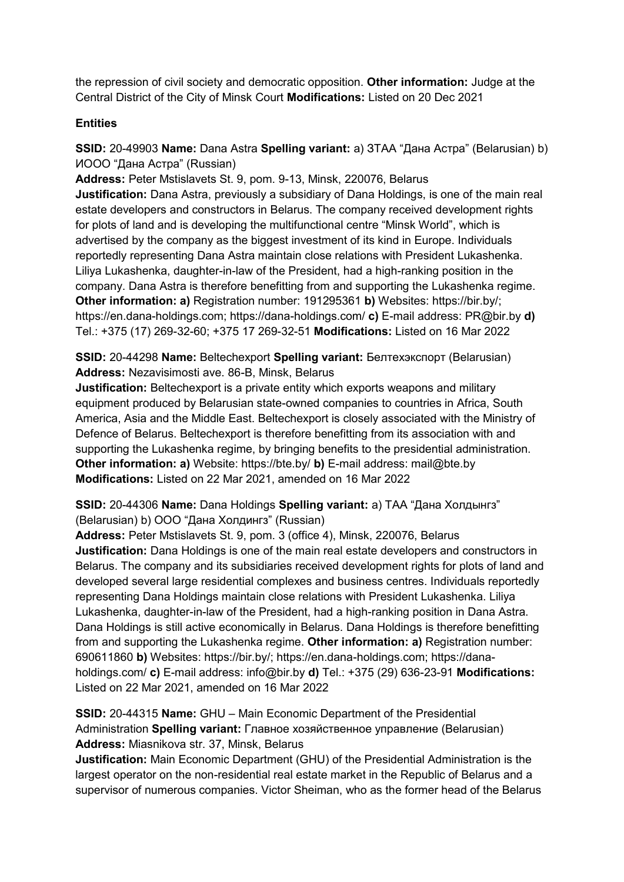the repression of civil society and democratic opposition. **Other information:** Judge at the Central District of the City of Minsk Court **Modifications:** Listed on 20 Dec 2021

### Entities

**SSID:** 20-49903 **Name:** Dana Astra **Spelling variant:** a) ЗТАА "Дана Астра" (Belarusian) b) ИООО "Дана Астра" (Russian)
**Address:** Peter Mstislavets St. 9, pom. 9-13, Minsk, 220076, Belarus
**Justification:** Dana Astra, previously a subsidiary of Dana Holdings, is one of the main real estate developers and constructors in Belarus. The company received development rights for plots of land and is developing the multifunctional centre "Minsk World", which is advertised by the company as the biggest investment of its kind in Europe. Individuals reportedly representing Dana Astra maintain close relations with President Lukashenka. Liliya Lukashenka, daughter-in-law of the President, had a high-ranking position in the company. Dana Astra is therefore benefitting from and supporting the Lukashenka regime. **Other information: a)** Registration number: 191295361 **b)** Websites: https://bir.by/; https://en.dana-holdings.com; https://dana-holdings.com/ **c)** E-mail address: PR@bir.by **d)** Tel.: +375 (17) 269-32-60; +375 17 269-32-51 **Modifications:** Listed on 16 Mar 2022

**SSID:** 20-44298 **Name:** Beltechexport **Spelling variant:** Белтехэкспорт (Belarusian)
**Address:** Nezavisimosti ave. 86-B, Minsk, Belarus
**Justification:** Beltechexport is a private entity which exports weapons and military equipment produced by Belarusian state-owned companies to countries in Africa, South America, Asia and the Middle East. Beltechexport is closely associated with the Ministry of Defence of Belarus. Beltechexport is therefore benefitting from its association with and supporting the Lukashenka regime, by bringing benefits to the presidential administration. **Other information: a)** Website: https://bte.by/ **b)** E-mail address: mail@bte.by
**Modifications:** Listed on 22 Mar 2021, amended on 16 Mar 2022

**SSID:** 20-44306 **Name:** Dana Holdings **Spelling variant:** a) ТАА "Дана Холдынгз" (Belarusian) b) ООО "Дана Холдингз" (Russian)
**Address:** Peter Mstislavets St. 9, pom. 3 (office 4), Minsk, 220076, Belarus
**Justification:** Dana Holdings is one of the main real estate developers and constructors in Belarus. The company and its subsidiaries received development rights for plots of land and developed several large residential complexes and business centres. Individuals reportedly representing Dana Holdings maintain close relations with President Lukashenka. Liliya Lukashenka, daughter-in-law of the President, had a high-ranking position in Dana Astra. Dana Holdings is still active economically in Belarus. Dana Holdings is therefore benefitting from and supporting the Lukashenka regime. **Other information: a)** Registration number: 690611860 **b)** Websites: https://bir.by/; https://en.dana-holdings.com; https://dana-holdings.com/ **c)** E-mail address: info@bir.by **d)** Tel.: +375 (29) 636-23-91 **Modifications:** Listed on 22 Mar 2021, amended on 16 Mar 2022

**SSID:** 20-44315 **Name:** GHU – Main Economic Department of the Presidential Administration **Spelling variant:** Главное хозяйственное управление (Belarusian)
**Address:** Miasnikova str. 37, Minsk, Belarus
**Justification:** Main Economic Department (GHU) of the Presidential Administration is the largest operator on the non-residential real estate market in the Republic of Belarus and a supervisor of numerous companies. Victor Sheiman, who as the former head of the Belarus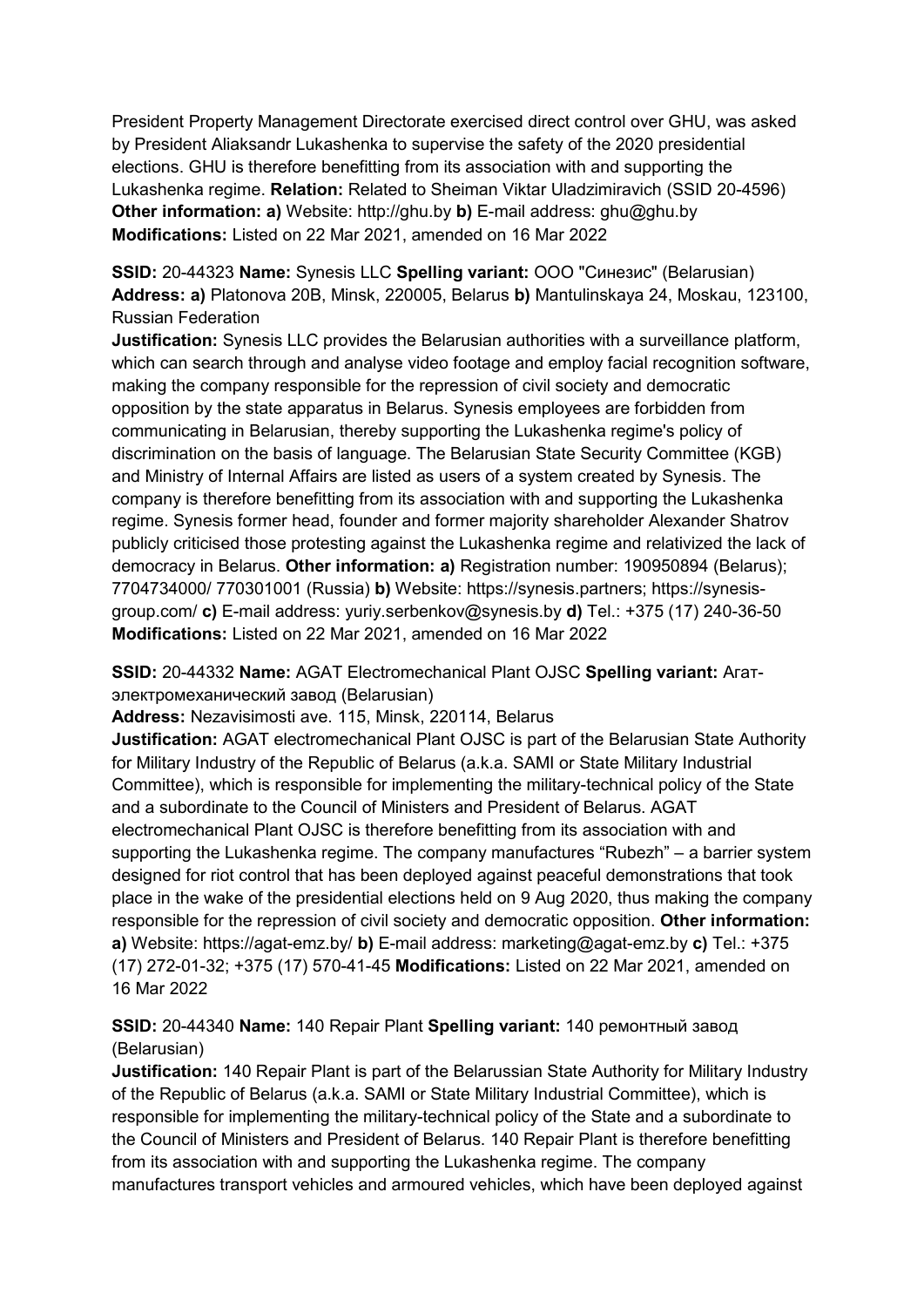President Property Management Directorate exercised direct control over GHU, was asked by President Aliaksandr Lukashenka to supervise the safety of the 2020 presidential elections. GHU is therefore benefitting from its association with and supporting the Lukashenka regime. **Relation:** Related to Sheiman Viktar Uladzimiravich (SSID 20-4596) **Other information: a)** Website: http://ghu.by **b)** E-mail address: ghu@ghu.by **Modifications:** Listed on 22 Mar 2021, amended on 16 Mar 2022

**SSID:** 20-44323 **Name:** Synesis LLC **Spelling variant:** ООО "Синезис" (Belarusian) **Address: a)** Platonova 20B, Minsk, 220005, Belarus **b)** Mantulinskaya 24, Moskau, 123100, Russian Federation
**Justification:** Synesis LLC provides the Belarusian authorities with a surveillance platform, which can search through and analyse video footage and employ facial recognition software, making the company responsible for the repression of civil society and democratic opposition by the state apparatus in Belarus. Synesis employees are forbidden from communicating in Belarusian, thereby supporting the Lukashenka regime's policy of discrimination on the basis of language. The Belarusian State Security Committee (KGB) and Ministry of Internal Affairs are listed as users of a system created by Synesis. The company is therefore benefitting from its association with and supporting the Lukashenka regime. Synesis former head, founder and former majority shareholder Alexander Shatrov publicly criticised those protesting against the Lukashenka regime and relativized the lack of democracy in Belarus. **Other information: a)** Registration number: 190950894 (Belarus); 7704734000/ 770301001 (Russia) **b)** Website: https://synesis.partners; https://synesis-group.com/ **c)** E-mail address: yuriy.serbenkov@synesis.by **d)** Tel.: +375 (17) 240-36-50 **Modifications:** Listed on 22 Mar 2021, amended on 16 Mar 2022

**SSID:** 20-44332 **Name:** AGAT Electromechanical Plant OJSC **Spelling variant:** Агат-электромеханический завод (Belarusian)
**Address:** Nezavisimosti ave. 115, Minsk, 220114, Belarus
**Justification:** AGAT electromechanical Plant OJSC is part of the Belarusian State Authority for Military Industry of the Republic of Belarus (a.k.a. SAMI or State Military Industrial Committee), which is responsible for implementing the military-technical policy of the State and a subordinate to the Council of Ministers and President of Belarus. AGAT electromechanical Plant OJSC is therefore benefitting from its association with and supporting the Lukashenka regime. The company manufactures "Rubezh" – a barrier system designed for riot control that has been deployed against peaceful demonstrations that took place in the wake of the presidential elections held on 9 Aug 2020, thus making the company responsible for the repression of civil society and democratic opposition. **Other information: a)** Website: https://agat-emz.by/ **b)** E-mail address: marketing@agat-emz.by **c)** Tel.: +375 (17) 272-01-32; +375 (17) 570-41-45 **Modifications:** Listed on 22 Mar 2021, amended on 16 Mar 2022

**SSID:** 20-44340 **Name:** 140 Repair Plant **Spelling variant:** 140 ремонтный завод (Belarusian)
**Justification:** 140 Repair Plant is part of the Belarussian State Authority for Military Industry of the Republic of Belarus (a.k.a. SAMI or State Military Industrial Committee), which is responsible for implementing the military-technical policy of the State and a subordinate to the Council of Ministers and President of Belarus. 140 Repair Plant is therefore benefitting from its association with and supporting the Lukashenka regime. The company manufactures transport vehicles and armoured vehicles, which have been deployed against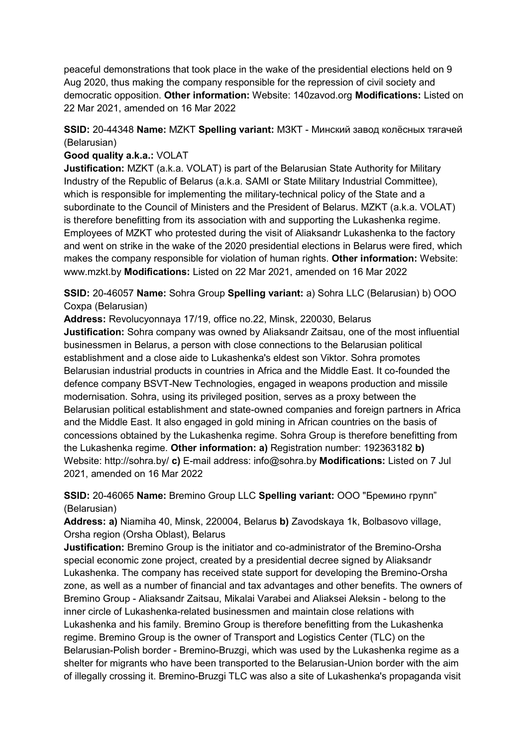peaceful demonstrations that took place in the wake of the presidential elections held on 9 Aug 2020, thus making the company responsible for the repression of civil society and democratic opposition. **Other information:** Website: 140zavod.org **Modifications:** Listed on 22 Mar 2021, amended on 16 Mar 2022

**SSID:** 20-44348 **Name:** MZKT **Spelling variant:** МЗКТ - Минский завод колёсных тягачей (Belarusian)

**Good quality a.k.a.:** VOLAT

**Justification:** MZKT (a.k.a. VOLAT) is part of the Belarusian State Authority for Military Industry of the Republic of Belarus (a.k.a. SAMI or State Military Industrial Committee), which is responsible for implementing the military-technical policy of the State and a subordinate to the Council of Ministers and the President of Belarus. MZKT (a.k.a. VOLAT) is therefore benefitting from its association with and supporting the Lukashenka regime. Employees of MZKT who protested during the visit of Aliaksandr Lukashenka to the factory and went on strike in the wake of the 2020 presidential elections in Belarus were fired, which makes the company responsible for violation of human rights. **Other information:** Website: www.mzkt.by **Modifications:** Listed on 22 Mar 2021, amended on 16 Mar 2022

**SSID:** 20-46057 **Name:** Sohra Group **Spelling variant:** a) Sohra LLC (Belarusian) b) ООО Сохра (Belarusian)

**Address:** Revolucyonnaya 17/19, office no.22, Minsk, 220030, Belarus

**Justification:** Sohra company was owned by Aliaksandr Zaitsau, one of the most influential businessmen in Belarus, a person with close connections to the Belarusian political establishment and a close aide to Lukashenka's eldest son Viktor. Sohra promotes Belarusian industrial products in countries in Africa and the Middle East. It co-founded the defence company BSVT-New Technologies, engaged in weapons production and missile modernisation. Sohra, using its privileged position, serves as a proxy between the Belarusian political establishment and state-owned companies and foreign partners in Africa and the Middle East. It also engaged in gold mining in African countries on the basis of concessions obtained by the Lukashenka regime. Sohra Group is therefore benefitting from the Lukashenka regime. **Other information: a)** Registration number: 192363182 **b)** Website: http://sohra.by/ **c)** E-mail address: info@sohra.by **Modifications:** Listed on 7 Jul 2021, amended on 16 Mar 2022

**SSID:** 20-46065 **Name:** Bremino Group LLC **Spelling variant:** ООО "Бремино групп" (Belarusian)

**Address: a)** Niamiha 40, Minsk, 220004, Belarus **b)** Zavodskaya 1k, Bolbasovo village, Orsha region (Orsha Oblast), Belarus

**Justification:** Bremino Group is the initiator and co-administrator of the Bremino-Orsha special economic zone project, created by a presidential decree signed by Aliaksandr Lukashenka. The company has received state support for developing the Bremino-Orsha zone, as well as a number of financial and tax advantages and other benefits. The owners of Bremino Group - Aliaksandr Zaitsau, Mikalai Varabei and Aliaksei Aleksin - belong to the inner circle of Lukashenka-related businessmen and maintain close relations with Lukashenka and his family. Bremino Group is therefore benefitting from the Lukashenka regime. Bremino Group is the owner of Transport and Logistics Center (TLC) on the Belarusian-Polish border - Bremino-Bruzgi, which was used by the Lukashenka regime as a shelter for migrants who have been transported to the Belarusian-Union border with the aim of illegally crossing it. Bremino-Bruzgi TLC was also a site of Lukashenka's propaganda visit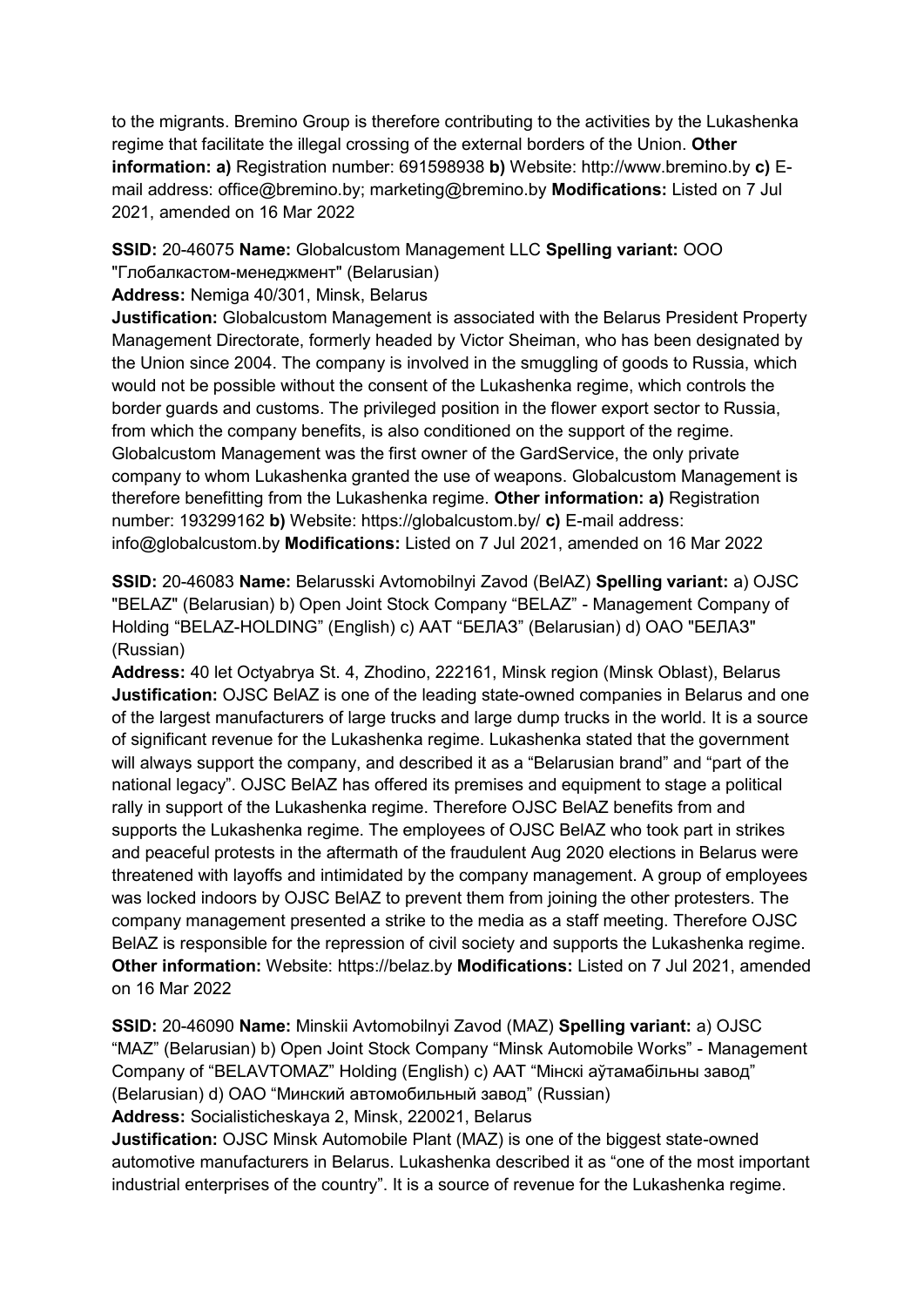to the migrants. Bremino Group is therefore contributing to the activities by the Lukashenka regime that facilitate the illegal crossing of the external borders of the Union. **Other information: a)** Registration number: 691598938 **b)** Website: http://www.bremino.by **c)** E-mail address: office@bremino.by; marketing@bremino.by **Modifications:** Listed on 7 Jul 2021, amended on 16 Mar 2022

**SSID:** 20-46075 **Name:** Globalcustom Management LLC **Spelling variant:** ООО "Глобалкастом-менеджмент" (Belarusian)
**Address:** Nemiga 40/301, Minsk, Belarus
**Justification:** Globalcustom Management is associated with the Belarus President Property Management Directorate, formerly headed by Victor Sheiman, who has been designated by the Union since 2004. The company is involved in the smuggling of goods to Russia, which would not be possible without the consent of the Lukashenka regime, which controls the border guards and customs. The privileged position in the flower export sector to Russia, from which the company benefits, is also conditioned on the support of the regime. Globalcustom Management was the first owner of the GardService, the only private company to whom Lukashenka granted the use of weapons. Globalcustom Management is therefore benefitting from the Lukashenka regime. **Other information: a)** Registration number: 193299162 **b)** Website: https://globalcustom.by/ **c)** E-mail address: info@globalcustom.by **Modifications:** Listed on 7 Jul 2021, amended on 16 Mar 2022

**SSID:** 20-46083 **Name:** Belarusski Avtomobilnyi Zavod (BelAZ) **Spelling variant:** a) OJSC "BELAZ" (Belarusian) b) Open Joint Stock Company "BELAZ" - Management Company of Holding "BELAZ-HOLDING" (English) c) ААТ "БЕЛАЗ" (Belarusian) d) ОАО "БЕЛАЗ" (Russian)
**Address:** 40 let Octyabrya St. 4, Zhodino, 222161, Minsk region (Minsk Oblast), Belarus
**Justification:** OJSC BelAZ is one of the leading state-owned companies in Belarus and one of the largest manufacturers of large trucks and large dump trucks in the world. It is a source of significant revenue for the Lukashenka regime. Lukashenka stated that the government will always support the company, and described it as a "Belarusian brand" and "part of the national legacy". OJSC BelAZ has offered its premises and equipment to stage a political rally in support of the Lukashenka regime. Therefore OJSC BelAZ benefits from and supports the Lukashenka regime. The employees of OJSC BelAZ who took part in strikes and peaceful protests in the aftermath of the fraudulent Aug 2020 elections in Belarus were threatened with layoffs and intimidated by the company management. A group of employees was locked indoors by OJSC BelAZ to prevent them from joining the other protesters. The company management presented a strike to the media as a staff meeting. Therefore OJSC BelAZ is responsible for the repression of civil society and supports the Lukashenka regime. **Other information:** Website: https://belaz.by **Modifications:** Listed on 7 Jul 2021, amended on 16 Mar 2022

**SSID:** 20-46090 **Name:** Minskii Avtomobilnyi Zavod (MAZ) **Spelling variant:** a) OJSC "MAZ" (Belarusian) b) Open Joint Stock Company "Minsk Automobile Works" - Management Company of "BELAVTOMAZ" Holding (English) c) ААТ "Мінскі аўтамабільны завод" (Belarusian) d) ОАО "Минский автомобильный завод" (Russian)
**Address:** Socialisticheskaya 2, Minsk, 220021, Belarus
**Justification:** OJSC Minsk Automobile Plant (MAZ) is one of the biggest state-owned automotive manufacturers in Belarus. Lukashenka described it as "one of the most important industrial enterprises of the country". It is a source of revenue for the Lukashenka regime.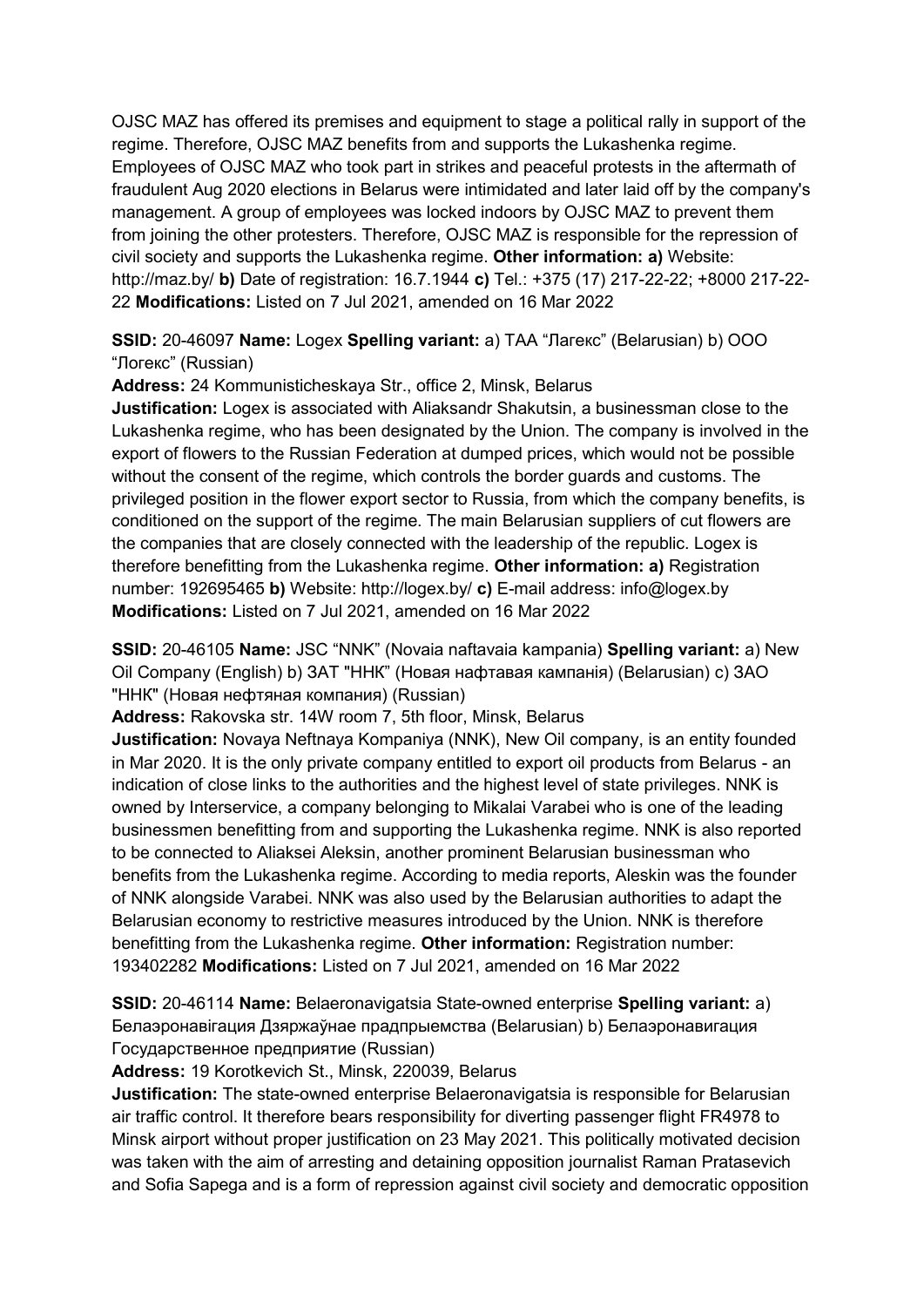OJSC MAZ has offered its premises and equipment to stage a political rally in support of the regime. Therefore, OJSC MAZ benefits from and supports the Lukashenka regime. Employees of OJSC MAZ who took part in strikes and peaceful protests in the aftermath of fraudulent Aug 2020 elections in Belarus were intimidated and later laid off by the company's management. A group of employees was locked indoors by OJSC MAZ to prevent them from joining the other protesters. Therefore, OJSC MAZ is responsible for the repression of civil society and supports the Lukashenka regime. **Other information: a)** Website: http://maz.by/ **b)** Date of registration: 16.7.1944 **c)** Tel.: +375 (17) 217-22-22; +8000 217-22-22 **Modifications:** Listed on 7 Jul 2021, amended on 16 Mar 2022

**SSID:** 20-46097 **Name:** Logex **Spelling variant:** a) ТАА "Лагекс" (Belarusian) b) ООО "Логекс" (Russian)

**Address:** 24 Kommunisticheskaya Str., office 2, Minsk, Belarus

**Justification:** Logex is associated with Aliaksandr Shakutsin, a businessman close to the Lukashenka regime, who has been designated by the Union. The company is involved in the export of flowers to the Russian Federation at dumped prices, which would not be possible without the consent of the regime, which controls the border guards and customs. The privileged position in the flower export sector to Russia, from which the company benefits, is conditioned on the support of the regime. The main Belarusian suppliers of cut flowers are the companies that are closely connected with the leadership of the republic. Logex is therefore benefitting from the Lukashenka regime. **Other information: a)** Registration number: 192695465 **b)** Website: http://logex.by/ **c)** E-mail address: info@logex.by **Modifications:** Listed on 7 Jul 2021, amended on 16 Mar 2022

**SSID:** 20-46105 **Name:** JSC "NNK" (Novaia naftavaia kampania) **Spelling variant:** a) New Oil Company (English) b) ЗАТ "ННК" (Новая нафтавая кампанія) (Belarusian) c) ЗАО "ННК" (Новая нефтяная компания) (Russian)

**Address:** Rakovska str. 14W room 7, 5th floor, Minsk, Belarus

**Justification:** Novaya Neftnaya Kompaniya (NNK), New Oil company, is an entity founded in Mar 2020. It is the only private company entitled to export oil products from Belarus - an indication of close links to the authorities and the highest level of state privileges. NNK is owned by Interservice, a company belonging to Mikalai Varabei who is one of the leading businessmen benefitting from and supporting the Lukashenka regime. NNK is also reported to be connected to Aliaksei Aleksin, another prominent Belarusian businessman who benefits from the Lukashenka regime. According to media reports, Aleskin was the founder of NNK alongside Varabei. NNK was also used by the Belarusian authorities to adapt the Belarusian economy to restrictive measures introduced by the Union. NNK is therefore benefitting from the Lukashenka regime. **Other information:** Registration number: 193402282 **Modifications:** Listed on 7 Jul 2021, amended on 16 Mar 2022

**SSID:** 20-46114 **Name:** Belaeronavigatsia State-owned enterprise **Spelling variant:** a) Белаэронавігацыя Дзяржаўнае прадпрыемства (Belarusian) b) Белаэронавигация Государственное предприятие (Russian)

**Address:** 19 Korotkevich St., Minsk, 220039, Belarus

**Justification:** The state-owned enterprise Belaeronavigatsia is responsible for Belarusian air traffic control. It therefore bears responsibility for diverting passenger flight FR4978 to Minsk airport without proper justification on 23 May 2021. This politically motivated decision was taken with the aim of arresting and detaining opposition journalist Raman Pratasevich and Sofia Sapega and is a form of repression against civil society and democratic opposition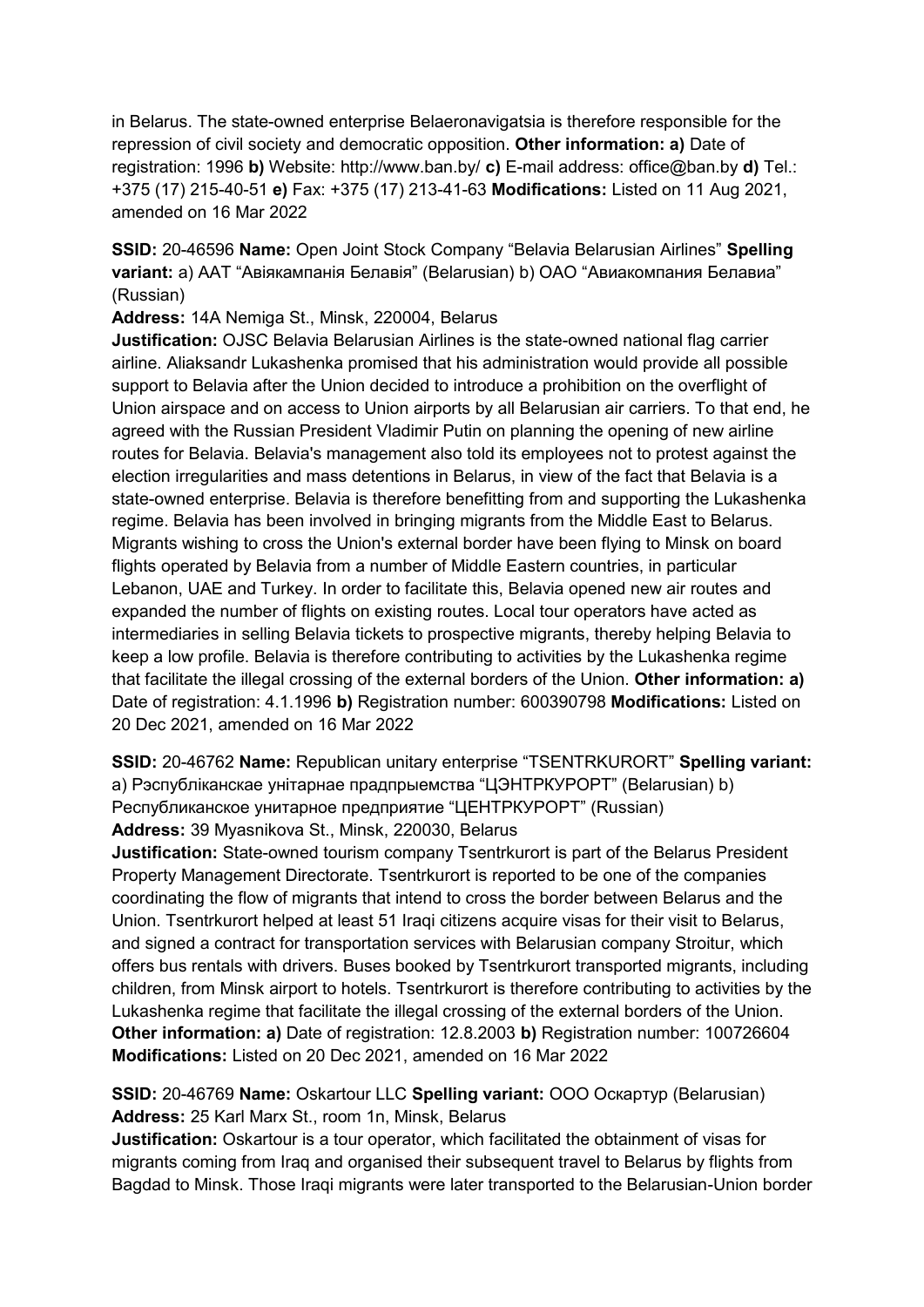in Belarus. The state-owned enterprise Belaeronavigatsia is therefore responsible for the repression of civil society and democratic opposition. **Other information: a)** Date of registration: 1996 **b)** Website: http://www.ban.by/ **c)** E-mail address: office@ban.by **d)** Tel.: +375 (17) 215-40-51 **e)** Fax: +375 (17) 213-41-63 **Modifications:** Listed on 11 Aug 2021, amended on 16 Mar 2022

**SSID:** 20-46596 **Name:** Open Joint Stock Company "Belavia Belarusian Airlines" **Spelling variant:** a) ААТ "Авіякампанія Белавія" (Belarusian) b) ОАО "Авиакомпания Белавиа" (Russian)
**Address:** 14A Nemiga St., Minsk, 220004, Belarus
**Justification:** OJSC Belavia Belarusian Airlines is the state-owned national flag carrier airline. Aliaksandr Lukashenka promised that his administration would provide all possible support to Belavia after the Union decided to introduce a prohibition on the overflight of Union airspace and on access to Union airports by all Belarusian air carriers. To that end, he agreed with the Russian President Vladimir Putin on planning the opening of new airline routes for Belavia. Belavia's management also told its employees not to protest against the election irregularities and mass detentions in Belarus, in view of the fact that Belavia is a state-owned enterprise. Belavia is therefore benefitting from and supporting the Lukashenka regime. Belavia has been involved in bringing migrants from the Middle East to Belarus. Migrants wishing to cross the Union's external border have been flying to Minsk on board flights operated by Belavia from a number of Middle Eastern countries, in particular Lebanon, UAE and Turkey. In order to facilitate this, Belavia opened new air routes and expanded the number of flights on existing routes. Local tour operators have acted as intermediaries in selling Belavia tickets to prospective migrants, thereby helping Belavia to keep a low profile. Belavia is therefore contributing to activities by the Lukashenka regime that facilitate the illegal crossing of the external borders of the Union. **Other information: a)** Date of registration: 4.1.1996 **b)** Registration number: 600390798 **Modifications:** Listed on 20 Dec 2021, amended on 16 Mar 2022

**SSID:** 20-46762 **Name:** Republican unitary enterprise "TSENTRKURORT" **Spelling variant:** a) Рэспубліканскае унітарнае прадпрыемства "ЦЭНТРКУРОРТ" (Belarusian) b) Республиканское унитарное предприятие "ЦЕНТРКУРОРТ" (Russian)
**Address:** 39 Myasnikova St., Minsk, 220030, Belarus
**Justification:** State-owned tourism company Tsentrkurort is part of the Belarus President Property Management Directorate. Tsentrkurort is reported to be one of the companies coordinating the flow of migrants that intend to cross the border between Belarus and the Union. Tsentrkurort helped at least 51 Iraqi citizens acquire visas for their visit to Belarus, and signed a contract for transportation services with Belarusian company Stroitur, which offers bus rentals with drivers. Buses booked by Tsentrkurort transported migrants, including children, from Minsk airport to hotels. Tsentrkurort is therefore contributing to activities by the Lukashenka regime that facilitate the illegal crossing of the external borders of the Union. **Other information: a)** Date of registration: 12.8.2003 **b)** Registration number: 100726604 **Modifications:** Listed on 20 Dec 2021, amended on 16 Mar 2022

**SSID:** 20-46769 **Name:** Oskartour LLC **Spelling variant:** ООО Оскартур (Belarusian)
**Address:** 25 Karl Marx St., room 1n, Minsk, Belarus
**Justification:** Oskartour is a tour operator, which facilitated the obtainment of visas for migrants coming from Iraq and organised their subsequent travel to Belarus by flights from Bagdad to Minsk. Those Iraqi migrants were later transported to the Belarusian-Union border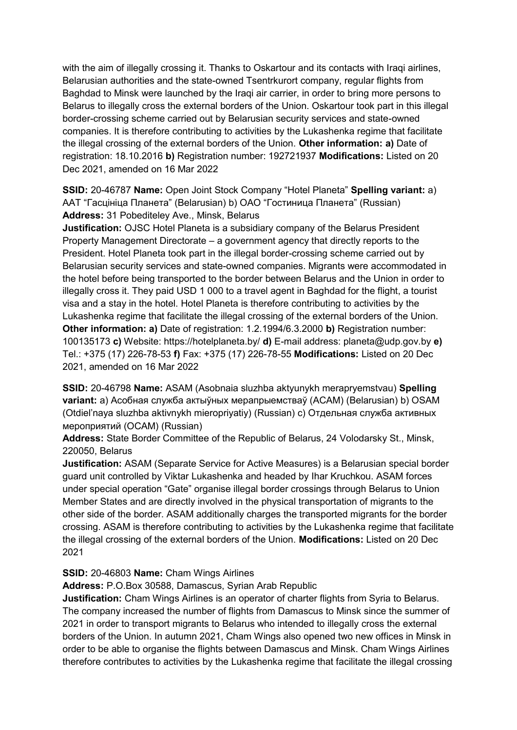with the aim of illegally crossing it. Thanks to Oskartour and its contacts with Iraqi airlines, Belarusian authorities and the state-owned Tsentrkurort company, regular flights from Baghdad to Minsk were launched by the Iraqi air carrier, in order to bring more persons to Belarus to illegally cross the external borders of the Union. Oskartour took part in this illegal border-crossing scheme carried out by Belarusian security services and state-owned companies. It is therefore contributing to activities by the Lukashenka regime that facilitate the illegal crossing of the external borders of the Union. **Other information: a)** Date of registration: 18.10.2016 **b)** Registration number: 192721937 **Modifications:** Listed on 20 Dec 2021, amended on 16 Mar 2022

**SSID:** 20-46787 **Name:** Open Joint Stock Company "Hotel Planeta" **Spelling variant:** a) AAT "Гасцініца Планета" (Belarusian) b) ОАО "Гостиница Планета" (Russian)
**Address:** 31 Pobediteley Ave., Minsk, Belarus
**Justification:** OJSC Hotel Planeta is a subsidiary company of the Belarus President Property Management Directorate – a government agency that directly reports to the President. Hotel Planeta took part in the illegal border-crossing scheme carried out by Belarusian security services and state-owned companies. Migrants were accommodated in the hotel before being transported to the border between Belarus and the Union in order to illegally cross it. They paid USD 1 000 to a travel agent in Baghdad for the flight, a tourist visa and a stay in the hotel. Hotel Planeta is therefore contributing to activities by the Lukashenka regime that facilitate the illegal crossing of the external borders of the Union.
**Other information: a)** Date of registration: 1.2.1994/6.3.2000 **b)** Registration number: 100135173 **c)** Website: https://hotelplaneta.by/ **d)** E-mail address: planeta@udp.gov.by **e)** Tel.: +375 (17) 226-78-53 **f)** Fax: +375 (17) 226-78-55 **Modifications:** Listed on 20 Dec 2021, amended on 16 Mar 2022

**SSID:** 20-46798 **Name:** ASAM (Asobnaia sluzhba aktyunykh merapryemstvau) **Spelling variant:** a) Асобная служба актыўных мерапрыемстваў (АСАМ) (Belarusian) b) OSAM (Otdiel'naya sluzhba aktivnykh mieropriyatiy) (Russian) c) Отдельная служба активных мероприятий (ОСАМ) (Russian)
**Address:** State Border Committee of the Republic of Belarus, 24 Volodarsky St., Minsk, 220050, Belarus
**Justification:** ASAM (Separate Service for Active Measures) is a Belarusian special border guard unit controlled by Viktar Lukashenka and headed by Ihar Kruchkou. ASAM forces under special operation "Gate" organise illegal border crossings through Belarus to Union Member States and are directly involved in the physical transportation of migrants to the other side of the border. ASAM additionally charges the transported migrants for the border crossing. ASAM is therefore contributing to activities by the Lukashenka regime that facilitate the illegal crossing of the external borders of the Union. **Modifications:** Listed on 20 Dec 2021

**SSID:** 20-46803 **Name:** Cham Wings Airlines
**Address:** P.O.Box 30588, Damascus, Syrian Arab Republic
**Justification:** Cham Wings Airlines is an operator of charter flights from Syria to Belarus. The company increased the number of flights from Damascus to Minsk since the summer of 2021 in order to transport migrants to Belarus who intended to illegally cross the external borders of the Union. In autumn 2021, Cham Wings also opened two new offices in Minsk in order to be able to organise the flights between Damascus and Minsk. Cham Wings Airlines therefore contributes to activities by the Lukashenka regime that facilitate the illegal crossing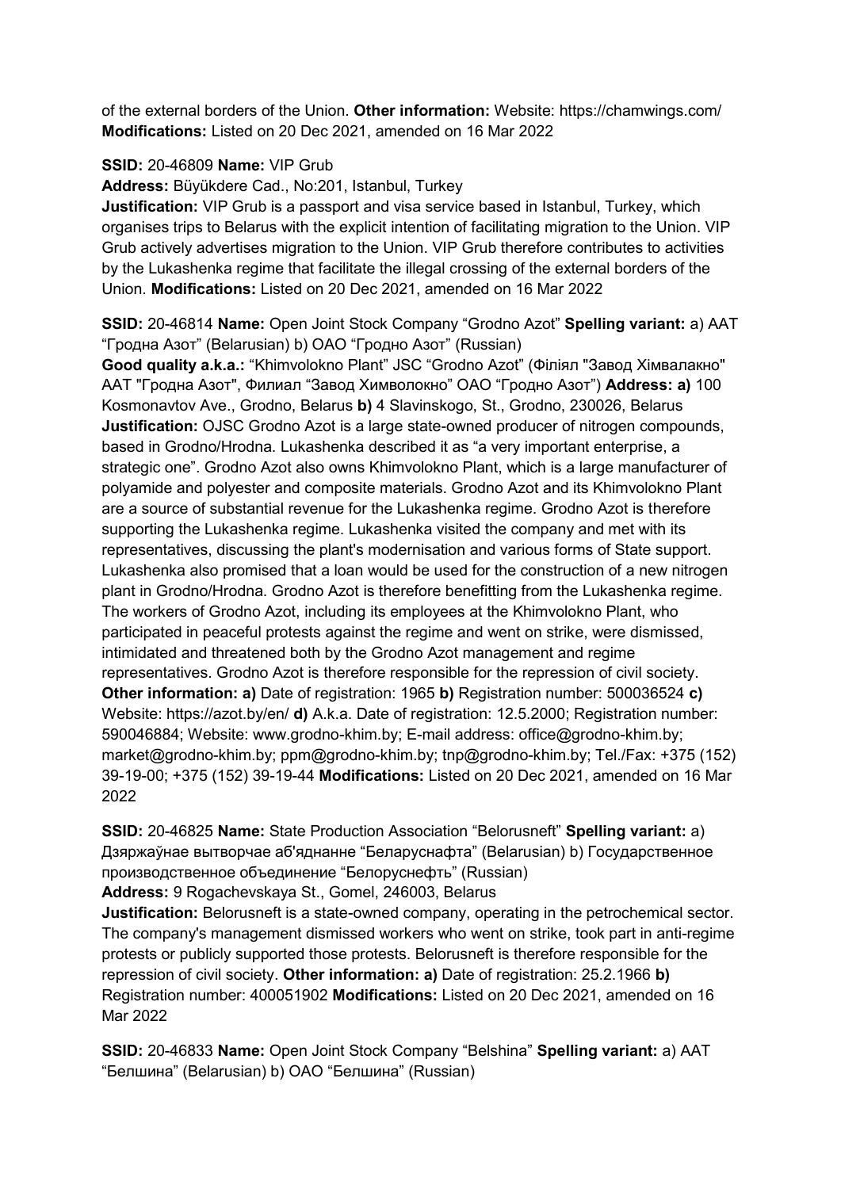of the external borders of the Union. **Other information:** Website: https://chamwings.com/ **Modifications:** Listed on 20 Dec 2021, amended on 16 Mar 2022

**SSID:** 20-46809 **Name:** VIP Grub
**Address:** Büyükdere Cad., No:201, Istanbul, Turkey
**Justification:** VIP Grub is a passport and visa service based in Istanbul, Turkey, which organises trips to Belarus with the explicit intention of facilitating migration to the Union. VIP Grub actively advertises migration to the Union. VIP Grub therefore contributes to activities by the Lukashenka regime that facilitate the illegal crossing of the external borders of the Union. **Modifications:** Listed on 20 Dec 2021, amended on 16 Mar 2022

**SSID:** 20-46814 **Name:** Open Joint Stock Company "Grodno Azot" **Spelling variant:** a) AAT "Гродна Азот" (Belarusian) b) ОАО "Гродно Азот" (Russian)
**Good quality a.k.a.:** "Khimvolokno Plant" JSC "Grodno Azot" (Філіял "Завод Хімвалакно" ААТ "Гродна Азот", Филиал "Завод Химволокно" ОАО "Гродно Азот") **Address: a)** 100 Kosmonavtov Ave., Grodno, Belarus **b)** 4 Slavinskogo, St., Grodno, 230026, Belarus
**Justification:** OJSC Grodno Azot is a large state-owned producer of nitrogen compounds, based in Grodno/Hrodna. Lukashenka described it as "a very important enterprise, a strategic one". Grodno Azot also owns Khimvolokno Plant, which is a large manufacturer of polyamide and polyester and composite materials. Grodno Azot and its Khimvolokno Plant are a source of substantial revenue for the Lukashenka regime. Grodno Azot is therefore supporting the Lukashenka regime. Lukashenka visited the company and met with its representatives, discussing the plant's modernisation and various forms of State support. Lukashenka also promised that a loan would be used for the construction of a new nitrogen plant in Grodno/Hrodna. Grodno Azot is therefore benefitting from the Lukashenka regime. The workers of Grodno Azot, including its employees at the Khimvolokno Plant, who participated in peaceful protests against the regime and went on strike, were dismissed, intimidated and threatened both by the Grodno Azot management and regime representatives. Grodno Azot is therefore responsible for the repression of civil society. **Other information: a)** Date of registration: 1965 **b)** Registration number: 500036524 **c)** Website: https://azot.by/en/ **d)** A.k.a. Date of registration: 12.5.2000; Registration number: 590046884; Website: www.grodno-khim.by; E-mail address: office@grodno-khim.by; market@grodno-khim.by; ppm@grodno-khim.by; tnp@grodno-khim.by; Tel./Fax: +375 (152) 39-19-00; +375 (152) 39-19-44 **Modifications:** Listed on 20 Dec 2021, amended on 16 Mar 2022

**SSID:** 20-46825 **Name:** State Production Association "Belorusneft" **Spelling variant:** a) Дзяржаўнае вытворчае аб'яднанне "Беларуснафта" (Belarusian) b) Государственное производственное объединение "Белоруснефть" (Russian)
**Address:** 9 Rogachevskaya St., Gomel, 246003, Belarus
**Justification:** Belorusneft is a state-owned company, operating in the petrochemical sector. The company's management dismissed workers who went on strike, took part in anti-regime protests or publicly supported those protests. Belorusneft is therefore responsible for the repression of civil society. **Other information: a)** Date of registration: 25.2.1966 **b)** Registration number: 400051902 **Modifications:** Listed on 20 Dec 2021, amended on 16 Mar 2022

**SSID:** 20-46833 **Name:** Open Joint Stock Company "Belshina" **Spelling variant:** a) AAT "Белшина" (Belarusian) b) ОАО "Белшина" (Russian)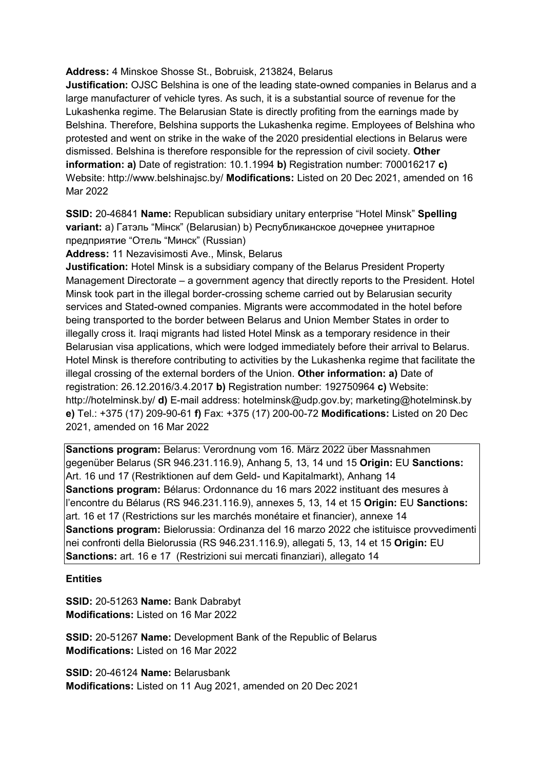**Address:** 4 Minskoe Shosse St., Bobruisk, 213824, Belarus
**Justification:** OJSC Belshina is one of the leading state-owned companies in Belarus and a large manufacturer of vehicle tyres. As such, it is a substantial source of revenue for the Lukashenka regime. The Belarusian State is directly profiting from the earnings made by Belshina. Therefore, Belshina supports the Lukashenka regime. Employees of Belshina who protested and went on strike in the wake of the 2020 presidential elections in Belarus were dismissed. Belshina is therefore responsible for the repression of civil society. **Other information: a)** Date of registration: 10.1.1994 **b)** Registration number: 700016217 **c)** Website: http://www.belshinajsc.by/ **Modifications:** Listed on 20 Dec 2021, amended on 16 Mar 2022

**SSID:** 20-46841 **Name:** Republican subsidiary unitary enterprise "Hotel Minsk" **Spelling variant:** a) Гатэль "Мінск" (Belarusian) b) Республиканское дочернее унитарное предприятие "Отель "Минск" (Russian)
**Address:** 11 Nezavisimosti Ave., Minsk, Belarus
**Justification:** Hotel Minsk is a subsidiary company of the Belarus President Property Management Directorate – a government agency that directly reports to the President. Hotel Minsk took part in the illegal border-crossing scheme carried out by Belarusian security services and Stated-owned companies. Migrants were accommodated in the hotel before being transported to the border between Belarus and Union Member States in order to illegally cross it. Iraqi migrants had listed Hotel Minsk as a temporary residence in their Belarusian visa applications, which were lodged immediately before their arrival to Belarus. Hotel Minsk is therefore contributing to activities by the Lukashenka regime that facilitate the illegal crossing of the external borders of the Union. **Other information: a)** Date of registration: 26.12.2016/3.4.2017 **b)** Registration number: 192750964 **c)** Website: http://hotelminsk.by/ **d)** E-mail address: hotelminsk@udp.gov.by; marketing@hotelminsk.by **e)** Tel.: +375 (17) 209-90-61 **f)** Fax: +375 (17) 200-00-72 **Modifications:** Listed on 20 Dec 2021, amended on 16 Mar 2022

**Sanctions program:** Belarus: Verordnung vom 16. März 2022 über Massnahmen gegenüber Belarus (SR 946.231.116.9), Anhang 5, 13, 14 und 15 **Origin:** EU **Sanctions:** Art. 16 und 17 (Restriktionen auf dem Geld- und Kapitalmarkt), Anhang 14
**Sanctions program:** Bélarus: Ordonnance du 16 mars 2022 instituant des mesures à l'encontre du Bélarus (RS 946.231.116.9), annexes 5, 13, 14 et 15 **Origin:** EU **Sanctions:** art. 16 et 17 (Restrictions sur les marchés monétaire et financier), annexe 14
**Sanctions program:** Bielorussia: Ordinanza del 16 marzo 2022 che istituisce provvedimenti nei confronti della Bielorussia (RS 946.231.116.9), allegati 5, 13, 14 et 15 **Origin:** EU **Sanctions:** art. 16 e 17 (Restrizioni sui mercati finanziari), allegato 14

**Entities**

**SSID:** 20-51263 **Name:** Bank Dabrabyt
**Modifications:** Listed on 16 Mar 2022

**SSID:** 20-51267 **Name:** Development Bank of the Republic of Belarus
**Modifications:** Listed on 16 Mar 2022

**SSID:** 20-46124 **Name:** Belarusbank
**Modifications:** Listed on 11 Aug 2021, amended on 20 Dec 2021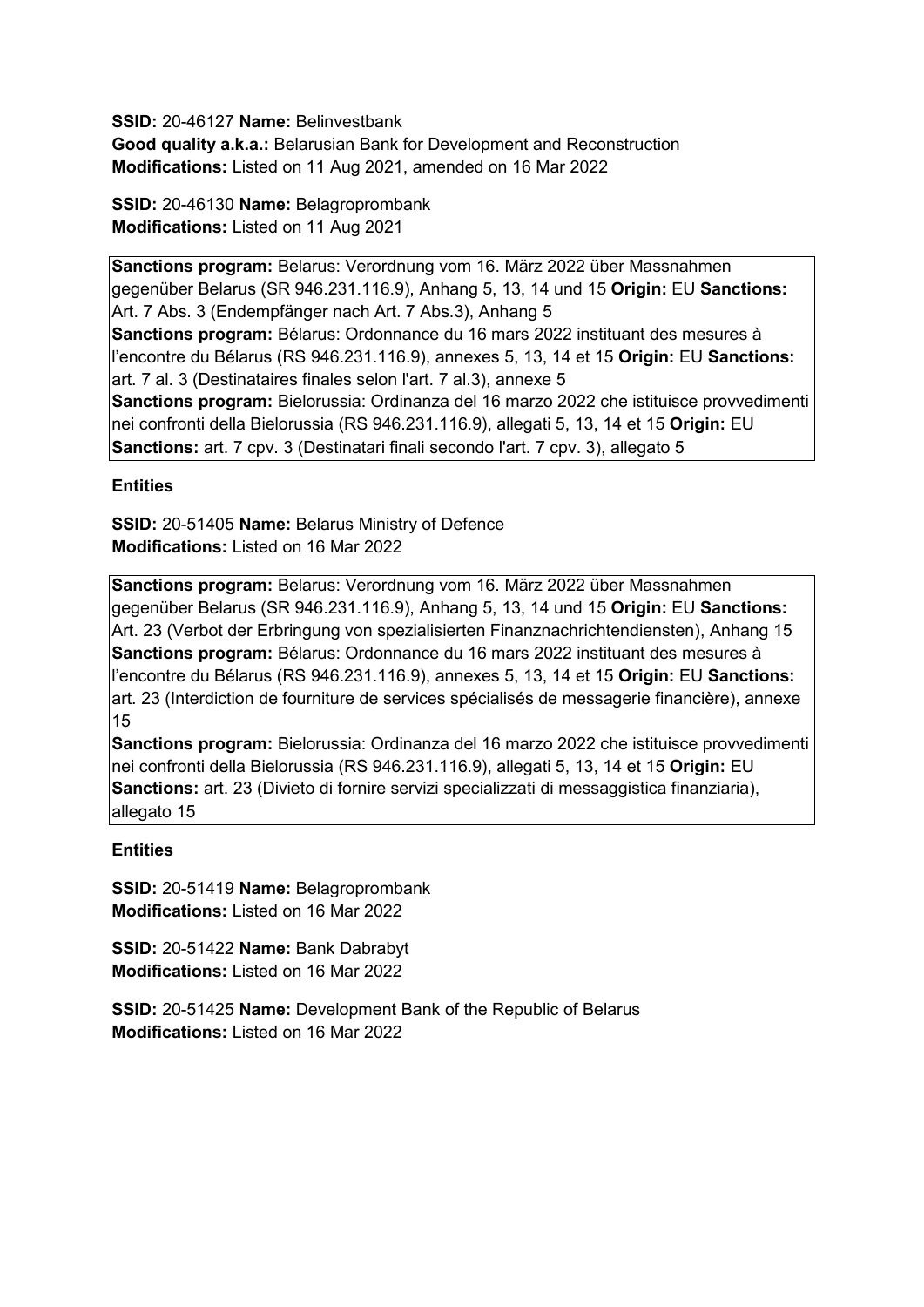**SSID:** 20-46127 **Name:** Belinvestbank
**Good quality a.k.a.:** Belarusian Bank for Development and Reconstruction
**Modifications:** Listed on 11 Aug 2021, amended on 16 Mar 2022

**SSID:** 20-46130 **Name:** Belagroprombank
**Modifications:** Listed on 11 Aug 2021

**Sanctions program:** Belarus: Verordnung vom 16. März 2022 über Massnahmen gegenüber Belarus (SR 946.231.116.9), Anhang 5, 13, 14 und 15 **Origin:** EU **Sanctions:** Art. 7 Abs. 3 (Endempfänger nach Art. 7 Abs.3), Anhang 5
**Sanctions program:** Bélarus: Ordonnance du 16 mars 2022 instituant des mesures à l'encontre du Bélarus (RS 946.231.116.9), annexes 5, 13, 14 et 15 **Origin:** EU **Sanctions:** art. 7 al. 3 (Destinataires finales selon l'art. 7 al.3), annexe 5
**Sanctions program:** Bielorussia: Ordinanza del 16 marzo 2022 che istituisce provvedimenti nei confronti della Bielorussia (RS 946.231.116.9), allegati 5, 13, 14 et 15 **Origin:** EU **Sanctions:** art. 7 cpv. 3 (Destinatari finali secondo l'art. 7 cpv. 3), allegato 5

**Entities**

**SSID:** 20-51405 **Name:** Belarus Ministry of Defence
**Modifications:** Listed on 16 Mar 2022

**Sanctions program:** Belarus: Verordnung vom 16. März 2022 über Massnahmen gegenüber Belarus (SR 946.231.116.9), Anhang 5, 13, 14 und 15 **Origin:** EU **Sanctions:** Art. 23 (Verbot der Erbringung von spezialisierten Finanznachrichtendiensten), Anhang 15
**Sanctions program:** Bélarus: Ordonnance du 16 mars 2022 instituant des mesures à l'encontre du Bélarus (RS 946.231.116.9), annexes 5, 13, 14 et 15 **Origin:** EU **Sanctions:** art. 23 (Interdiction de fourniture de services spécialisés de messagerie financière), annexe 15
**Sanctions program:** Bielorussia: Ordinanza del 16 marzo 2022 che istituisce provvedimenti nei confronti della Bielorussia (RS 946.231.116.9), allegati 5, 13, 14 et 15 **Origin:** EU **Sanctions:** art. 23 (Divieto di fornire servizi specializzati di messaggistica finanziaria), allegato 15

**Entities**

**SSID:** 20-51419 **Name:** Belagroprombank
**Modifications:** Listed on 16 Mar 2022

**SSID:** 20-51422 **Name:** Bank Dabrabyt
**Modifications:** Listed on 16 Mar 2022

**SSID:** 20-51425 **Name:** Development Bank of the Republic of Belarus
**Modifications:** Listed on 16 Mar 2022